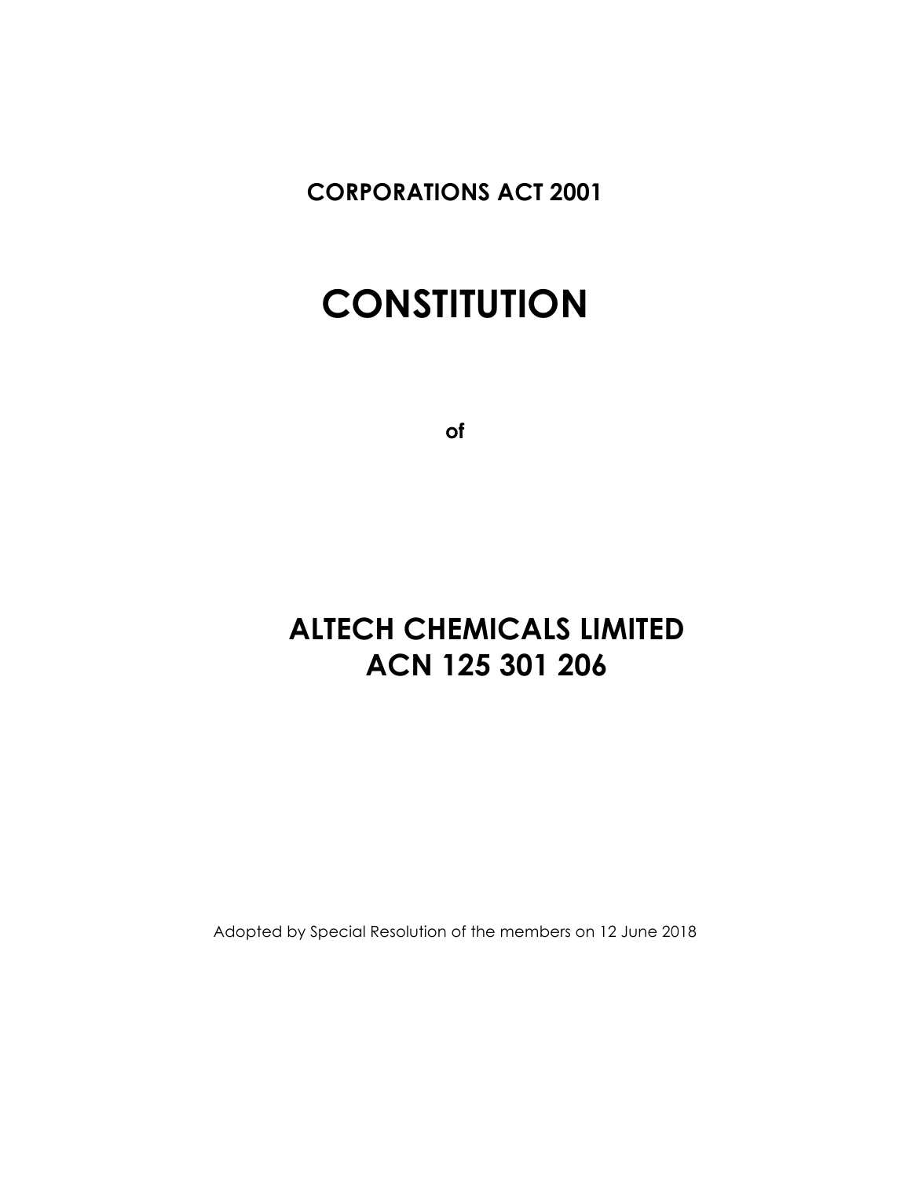**CORPORATIONS ACT 2001**

# CONSTITUTION

**of**

## ALTECH CHEMICALS LIMITED
## ACN 125 301 206

Adopted by Special Resolution of the members on 12 June 2018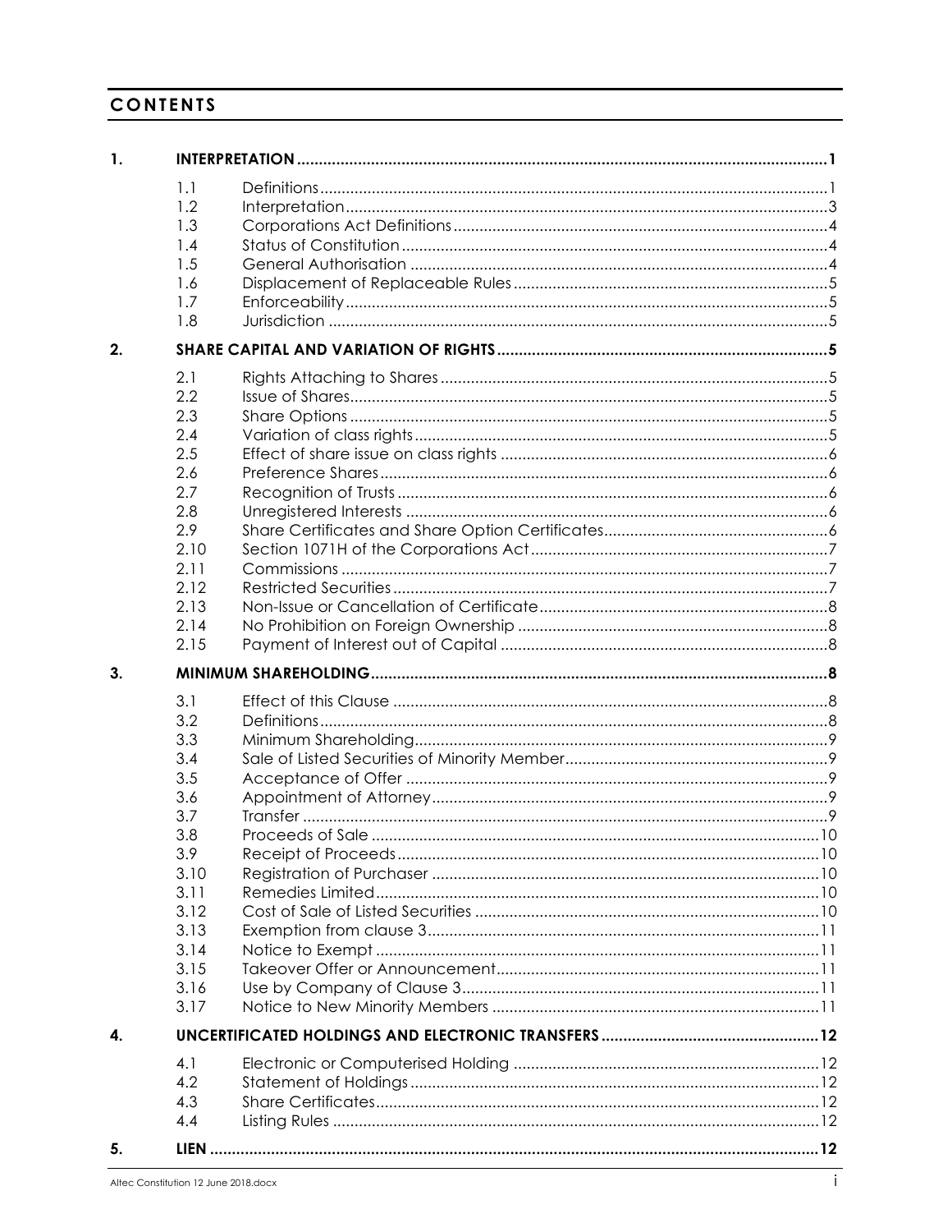# CONTENTS

| | | | |
|---|---|---|---|
| **1.** | **INTERPRETATION** | | **1** |
| | 1.1 | Definitions | 1 |
| | 1.2 | Interpretation | 3 |
| | 1.3 | Corporations Act Definitions | 4 |
| | 1.4 | Status of Constitution | 4 |
| | 1.5 | General Authorisation | 4 |
| | 1.6 | Displacement of Replaceable Rules | 5 |
| | 1.7 | Enforceability | 5 |
| | 1.8 | Jurisdiction | 5 |
| **2.** | **SHARE CAPITAL AND VARIATION OF RIGHTS** | | **5** |
| | 2.1 | Rights Attaching to Shares | 5 |
| | 2.2 | Issue of Shares | 5 |
| | 2.3 | Share Options | 5 |
| | 2.4 | Variation of class rights | 5 |
| | 2.5 | Effect of share issue on class rights | 6 |
| | 2.6 | Preference Shares | 6 |
| | 2.7 | Recognition of Trusts | 6 |
| | 2.8 | Unregistered Interests | 6 |
| | 2.9 | Share Certificates and Share Option Certificates | 6 |
| | 2.10 | Section 1071H of the Corporations Act | 7 |
| | 2.11 | Commissions | 7 |
| | 2.12 | Restricted Securities | 7 |
| | 2.13 | Non-Issue or Cancellation of Certificate | 8 |
| | 2.14 | No Prohibition on Foreign Ownership | 8 |
| | 2.15 | Payment of Interest out of Capital | 8 |
| **3.** | **MINIMUM SHAREHOLDING** | | **8** |
| | 3.1 | Effect of this Clause | 8 |
| | 3.2 | Definitions | 8 |
| | 3.3 | Minimum Shareholding | 9 |
| | 3.4 | Sale of Listed Securities of Minority Member | 9 |
| | 3.5 | Acceptance of Offer | 9 |
| | 3.6 | Appointment of Attorney | 9 |
| | 3.7 | Transfer | 9 |
| | 3.8 | Proceeds of Sale | 10 |
| | 3.9 | Receipt of Proceeds | 10 |
| | 3.10 | Registration of Purchaser | 10 |
| | 3.11 | Remedies Limited | 10 |
| | 3.12 | Cost of Sale of Listed Securities | 10 |
| | 3.13 | Exemption from clause 3 | 11 |
| | 3.14 | Notice to Exempt | 11 |
| | 3.15 | Takeover Offer or Announcement | 11 |
| | 3.16 | Use by Company of Clause 3 | 11 |
| | 3.17 | Notice to New Minority Members | 11 |
| **4.** | **UNCERTIFICATED HOLDINGS AND ELECTRONIC TRANSFERS** | | **12** |
| | 4.1 | Electronic or Computerised Holding | 12 |
| | 4.2 | Statement of Holdings | 12 |
| | 4.3 | Share Certificates | 12 |
| | 4.4 | Listing Rules | 12 |
| **5.** | **LIEN** | | **12** |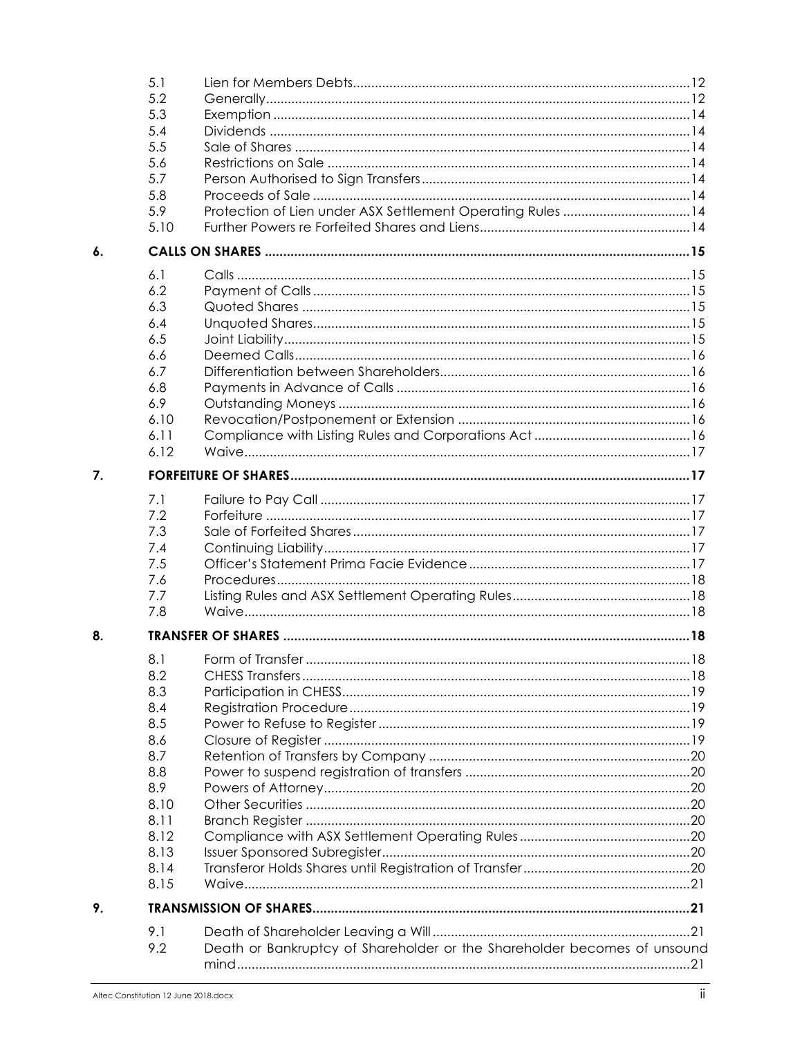| | | |
|---|---|---|
| 5.1 | Lien for Members Debts | 12 |
| 5.2 | Generally | 12 |
| 5.3 | Exemption | 14 |
| 5.4 | Dividends | 14 |
| 5.5 | Sale of Shares | 14 |
| 5.6 | Restrictions on Sale | 14 |
| 5.7 | Person Authorised to Sign Transfers | 14 |
| 5.8 | Proceeds of Sale | 14 |
| 5.9 | Protection of Lien under ASX Settlement Operating Rules | 14 |
| 5.10 | Further Powers re Forfeited Shares and Liens | 14 |

**6. CALLS ON SHARES** ..... 15

| | | |
|---|---|---|
| 6.1 | Calls | 15 |
| 6.2 | Payment of Calls | 15 |
| 6.3 | Quoted Shares | 15 |
| 6.4 | Unquoted Shares | 15 |
| 6.5 | Joint Liability | 15 |
| 6.6 | Deemed Calls | 16 |
| 6.7 | Differentiation between Shareholders | 16 |
| 6.8 | Payments in Advance of Calls | 16 |
| 6.9 | Outstanding Moneys | 16 |
| 6.10 | Revocation/Postponement or Extension | 16 |
| 6.11 | Compliance with Listing Rules and Corporations Act | 16 |
| 6.12 | Waive | 17 |

**7. FORFEITURE OF SHARES** ..... 17

| | | |
|---|---|---|
| 7.1 | Failure to Pay Call | 17 |
| 7.2 | Forfeiture | 17 |
| 7.3 | Sale of Forfeited Shares | 17 |
| 7.4 | Continuing Liability | 17 |
| 7.5 | Officer's Statement Prima Facie Evidence | 17 |
| 7.6 | Procedures | 18 |
| 7.7 | Listing Rules and ASX Settlement Operating Rules | 18 |
| 7.8 | Waive | 18 |

**8. TRANSFER OF SHARES** ..... 18

| | | |
|---|---|---|
| 8.1 | Form of Transfer | 18 |
| 8.2 | CHESS Transfers | 18 |
| 8.3 | Participation in CHESS | 19 |
| 8.4 | Registration Procedure | 19 |
| 8.5 | Power to Refuse to Register | 19 |
| 8.6 | Closure of Register | 19 |
| 8.7 | Retention of Transfers by Company | 20 |
| 8.8 | Power to suspend registration of transfers | 20 |
| 8.9 | Powers of Attorney | 20 |
| 8.10 | Other Securities | 20 |
| 8.11 | Branch Register | 20 |
| 8.12 | Compliance with ASX Settlement Operating Rules | 20 |
| 8.13 | Issuer Sponsored Subregister | 20 |
| 8.14 | Transferor Holds Shares until Registration of Transfer | 20 |
| 8.15 | Waive | 21 |

**9. TRANSMISSION OF SHARES** ..... 21

| | | |
|---|---|---|
| 9.1 | Death of Shareholder Leaving a Will | 21 |
| 9.2 | Death or Bankruptcy of Shareholder or the Shareholder becomes of unsound mind | 21 |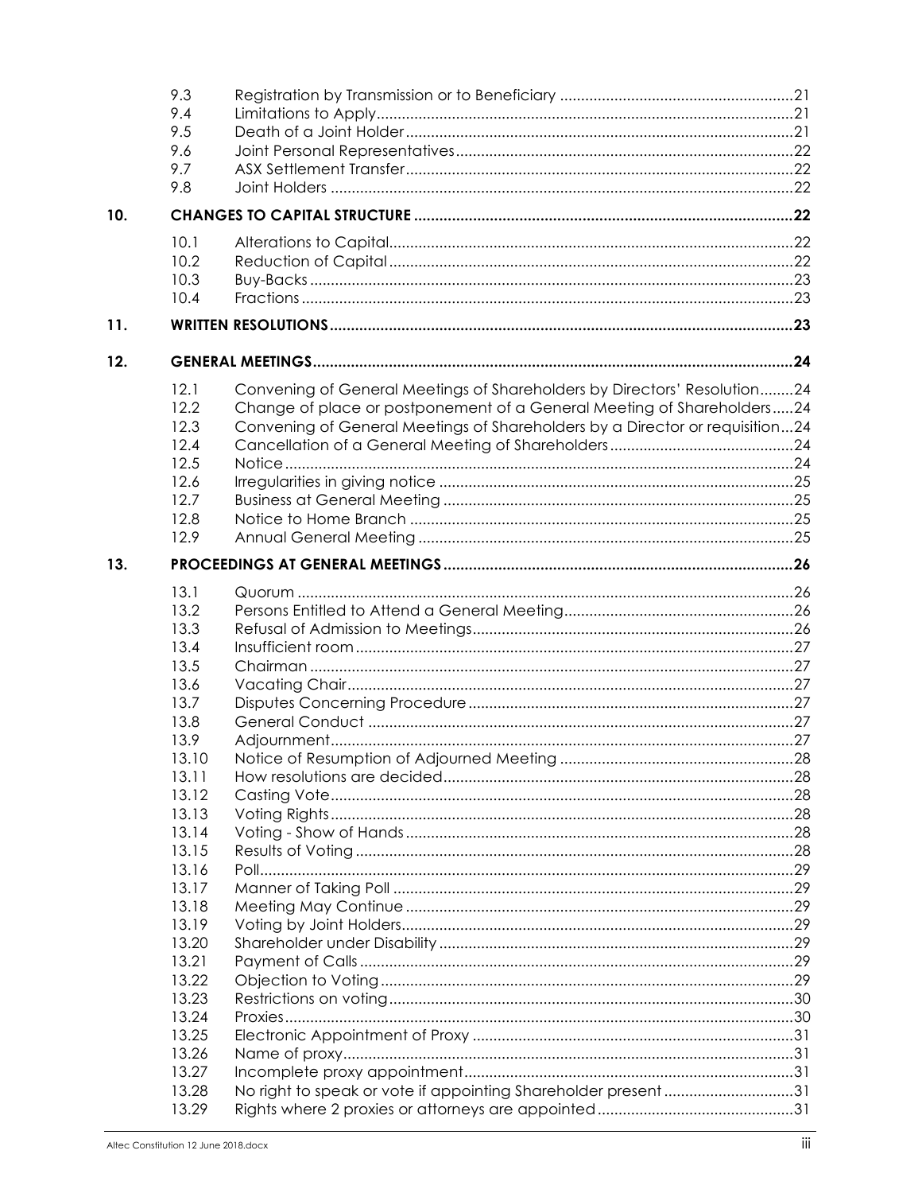| | | |
|---|---|---|
| 9.3 | Registration by Transmission or to Beneficiary | 21 |
| 9.4 | Limitations to Apply | 21 |
| 9.5 | Death of a Joint Holder | 21 |
| 9.6 | Joint Personal Representatives | 22 |
| 9.7 | ASX Settlement Transfer | 22 |
| 9.8 | Joint Holders | 22 |
| **10.** | **CHANGES TO CAPITAL STRUCTURE** | **22** |
| 10.1 | Alterations to Capital | 22 |
| 10.2 | Reduction of Capital | 22 |
| 10.3 | Buy-Backs | 23 |
| 10.4 | Fractions | 23 |
| **11.** | **WRITTEN RESOLUTIONS** | **23** |
| **12.** | **GENERAL MEETINGS** | **24** |
| 12.1 | Convening of General Meetings of Shareholders by Directors' Resolution | 24 |
| 12.2 | Change of place or postponement of a General Meeting of Shareholders | 24 |
| 12.3 | Convening of General Meetings of Shareholders by a Director or requisition | 24 |
| 12.4 | Cancellation of a General Meeting of Shareholders | 24 |
| 12.5 | Notice | 24 |
| 12.6 | Irregularities in giving notice | 25 |
| 12.7 | Business at General Meeting | 25 |
| 12.8 | Notice to Home Branch | 25 |
| 12.9 | Annual General Meeting | 25 |
| **13.** | **PROCEEDINGS AT GENERAL MEETINGS** | **26** |
| 13.1 | Quorum | 26 |
| 13.2 | Persons Entitled to Attend a General Meeting | 26 |
| 13.3 | Refusal of Admission to Meetings | 26 |
| 13.4 | Insufficient room | 27 |
| 13.5 | Chairman | 27 |
| 13.6 | Vacating Chair | 27 |
| 13.7 | Disputes Concerning Procedure | 27 |
| 13.8 | General Conduct | 27 |
| 13.9 | Adjournment | 27 |
| 13.10 | Notice of Resumption of Adjourned Meeting | 28 |
| 13.11 | How resolutions are decided | 28 |
| 13.12 | Casting Vote | 28 |
| 13.13 | Voting Rights | 28 |
| 13.14 | Voting - Show of Hands | 28 |
| 13.15 | Results of Voting | 28 |
| 13.16 | Poll | 29 |
| 13.17 | Manner of Taking Poll | 29 |
| 13.18 | Meeting May Continue | 29 |
| 13.19 | Voting by Joint Holders | 29 |
| 13.20 | Shareholder under Disability | 29 |
| 13.21 | Payment of Calls | 29 |
| 13.22 | Objection to Voting | 29 |
| 13.23 | Restrictions on voting | 30 |
| 13.24 | Proxies | 30 |
| 13.25 | Electronic Appointment of Proxy | 31 |
| 13.26 | Name of proxy | 31 |
| 13.27 | Incomplete proxy appointment | 31 |
| 13.28 | No right to speak or vote if appointing Shareholder present | 31 |
| 13.29 | Rights where 2 proxies or attorneys are appointed | 31 |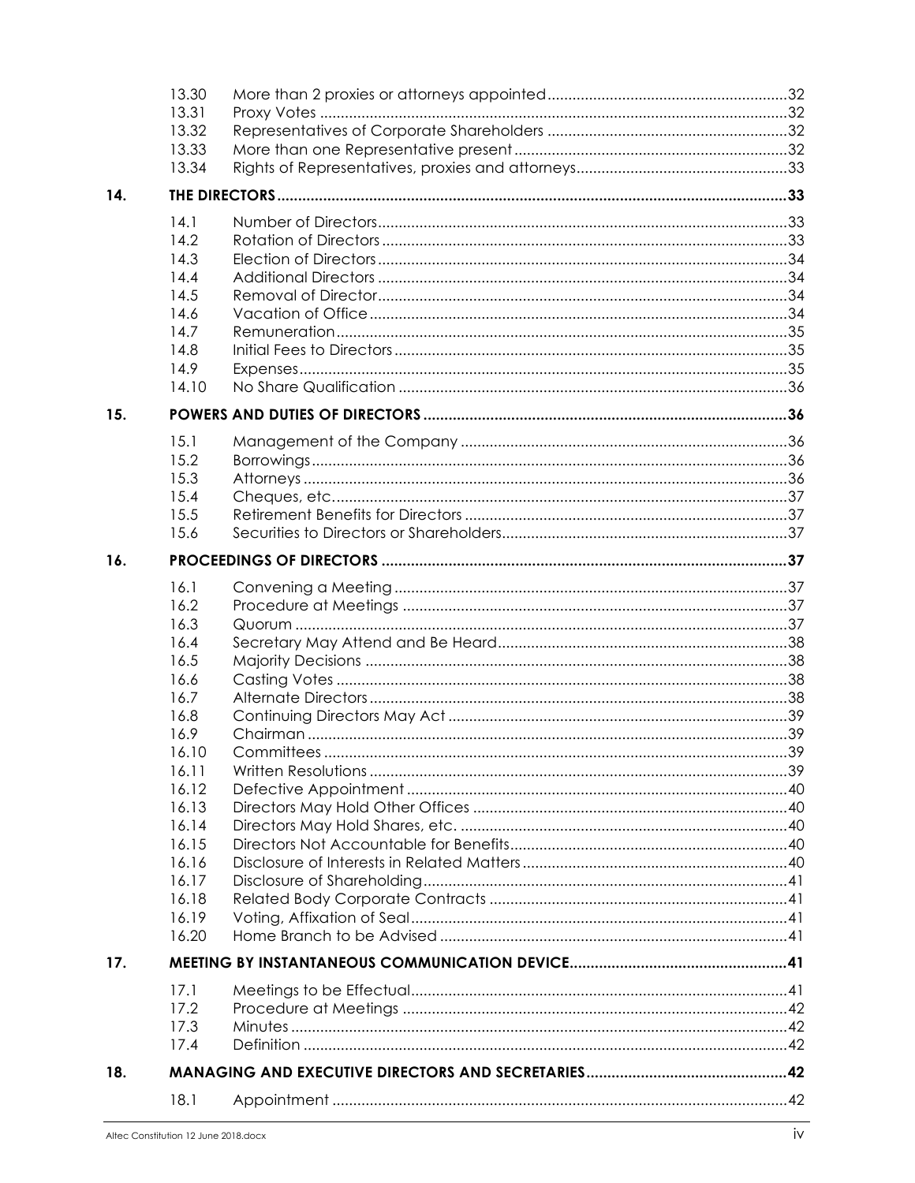| | | | |
|---|---|---|---|
| | 13.30 | More than 2 proxies or attorneys appointed | 32 |
| | 13.31 | Proxy Votes | 32 |
| | 13.32 | Representatives of Corporate Shareholders | 32 |
| | 13.33 | More than one Representative present | 32 |
| | 13.34 | Rights of Representatives, proxies and attorneys | 33 |
| **14.** | **THE DIRECTORS** | | **33** |
| | 14.1 | Number of Directors | 33 |
| | 14.2 | Rotation of Directors | 33 |
| | 14.3 | Election of Directors | 34 |
| | 14.4 | Additional Directors | 34 |
| | 14.5 | Removal of Director | 34 |
| | 14.6 | Vacation of Office | 34 |
| | 14.7 | Remuneration | 35 |
| | 14.8 | Initial Fees to Directors | 35 |
| | 14.9 | Expenses | 35 |
| | 14.10 | No Share Qualification | 36 |
| **15.** | **POWERS AND DUTIES OF DIRECTORS** | | **36** |
| | 15.1 | Management of the Company | 36 |
| | 15.2 | Borrowings | 36 |
| | 15.3 | Attorneys | 36 |
| | 15.4 | Cheques, etc. | 37 |
| | 15.5 | Retirement Benefits for Directors | 37 |
| | 15.6 | Securities to Directors or Shareholders | 37 |
| **16.** | **PROCEEDINGS OF DIRECTORS** | | **37** |
| | 16.1 | Convening a Meeting | 37 |
| | 16.2 | Procedure at Meetings | 37 |
| | 16.3 | Quorum | 37 |
| | 16.4 | Secretary May Attend and Be Heard | 38 |
| | 16.5 | Majority Decisions | 38 |
| | 16.6 | Casting Votes | 38 |
| | 16.7 | Alternate Directors | 38 |
| | 16.8 | Continuing Directors May Act | 39 |
| | 16.9 | Chairman | 39 |
| | 16.10 | Committees | 39 |
| | 16.11 | Written Resolutions | 39 |
| | 16.12 | Defective Appointment | 40 |
| | 16.13 | Directors May Hold Other Offices | 40 |
| | 16.14 | Directors May Hold Shares, etc. | 40 |
| | 16.15 | Directors Not Accountable for Benefits | 40 |
| | 16.16 | Disclosure of Interests in Related Matters | 40 |
| | 16.17 | Disclosure of Shareholding | 41 |
| | 16.18 | Related Body Corporate Contracts | 41 |
| | 16.19 | Voting, Affixation of Seal | 41 |
| | 16.20 | Home Branch to be Advised | 41 |
| **17.** | **MEETING BY INSTANTANEOUS COMMUNICATION DEVICE** | | **41** |
| | 17.1 | Meetings to be Effectual | 41 |
| | 17.2 | Procedure at Meetings | 42 |
| | 17.3 | Minutes | 42 |
| | 17.4 | Definition | 42 |
| **18.** | **MANAGING AND EXECUTIVE DIRECTORS AND SECRETARIES** | | **42** |
| | 18.1 | Appointment | 42 |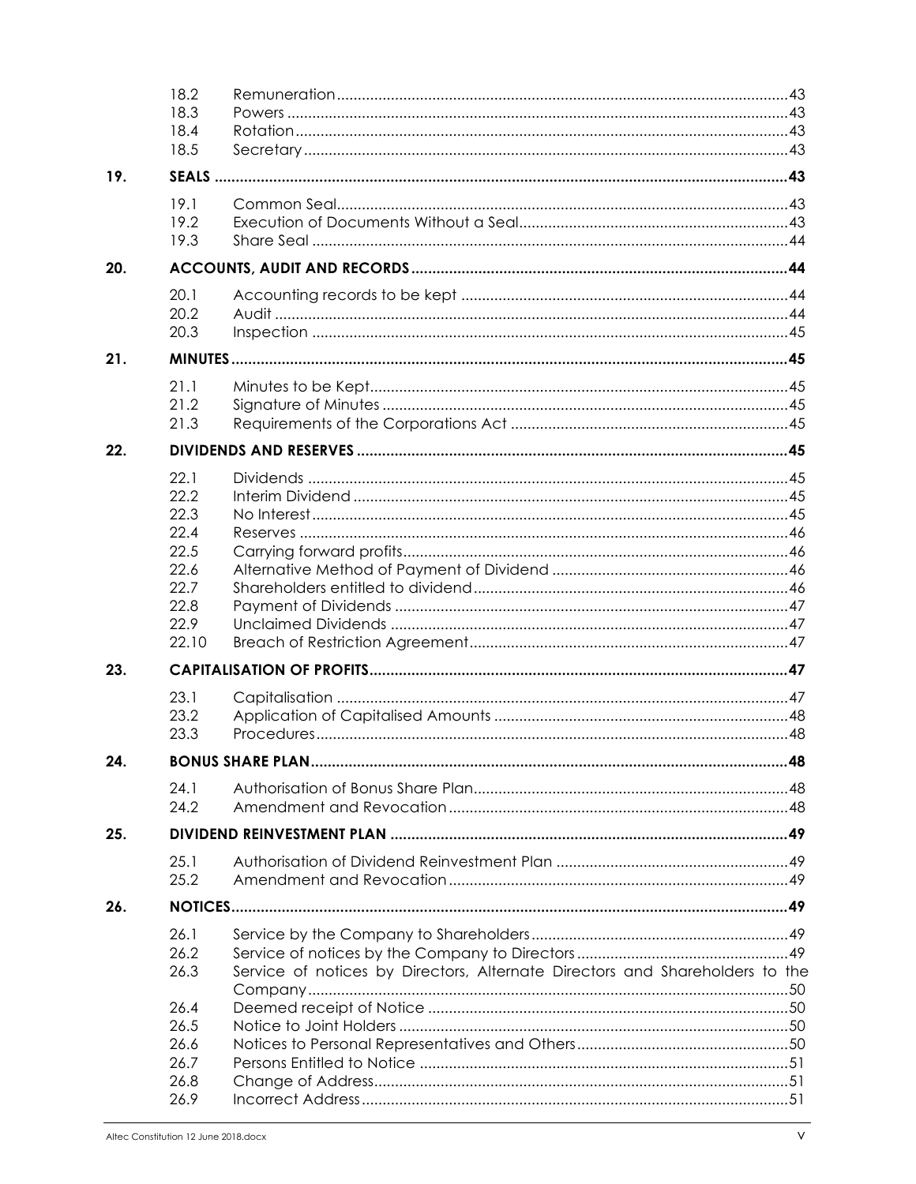| | | | |
|---|---|---|---|
| | 18.2 | Remuneration | 43 |
| | 18.3 | Powers | 43 |
| | 18.4 | Rotation | 43 |
| | 18.5 | Secretary | 43 |
| **19.** | **SEALS** | | **43** |
| | 19.1 | Common Seal | 43 |
| | 19.2 | Execution of Documents Without a Seal | 43 |
| | 19.3 | Share Seal | 44 |
| **20.** | **ACCOUNTS, AUDIT AND RECORDS** | | **44** |
| | 20.1 | Accounting records to be kept | 44 |
| | 20.2 | Audit | 44 |
| | 20.3 | Inspection | 45 |
| **21.** | **MINUTES** | | **45** |
| | 21.1 | Minutes to be Kept | 45 |
| | 21.2 | Signature of Minutes | 45 |
| | 21.3 | Requirements of the Corporations Act | 45 |
| **22.** | **DIVIDENDS AND RESERVES** | | **45** |
| | 22.1 | Dividends | 45 |
| | 22.2 | Interim Dividend | 45 |
| | 22.3 | No Interest | 45 |
| | 22.4 | Reserves | 46 |
| | 22.5 | Carrying forward profits | 46 |
| | 22.6 | Alternative Method of Payment of Dividend | 46 |
| | 22.7 | Shareholders entitled to dividend | 46 |
| | 22.8 | Payment of Dividends | 47 |
| | 22.9 | Unclaimed Dividends | 47 |
| | 22.10 | Breach of Restriction Agreement | 47 |
| **23.** | **CAPITALISATION OF PROFITS** | | **47** |
| | 23.1 | Capitalisation | 47 |
| | 23.2 | Application of Capitalised Amounts | 48 |
| | 23.3 | Procedures | 48 |
| **24.** | **BONUS SHARE PLAN** | | **48** |
| | 24.1 | Authorisation of Bonus Share Plan | 48 |
| | 24.2 | Amendment and Revocation | 48 |
| **25.** | **DIVIDEND REINVESTMENT PLAN** | | **49** |
| | 25.1 | Authorisation of Dividend Reinvestment Plan | 49 |
| | 25.2 | Amendment and Revocation | 49 |
| **26.** | **NOTICES** | | **49** |
| | 26.1 | Service by the Company to Shareholders | 49 |
| | 26.2 | Service of notices by the Company to Directors | 49 |
| | 26.3 | Service of notices by Directors, Alternate Directors and Shareholders to the Company | 50 |
| | 26.4 | Deemed receipt of Notice | 50 |
| | 26.5 | Notice to Joint Holders | 50 |
| | 26.6 | Notices to Personal Representatives and Others | 50 |
| | 26.7 | Persons Entitled to Notice | 51 |
| | 26.8 | Change of Address | 51 |
| | 26.9 | Incorrect Address | 51 |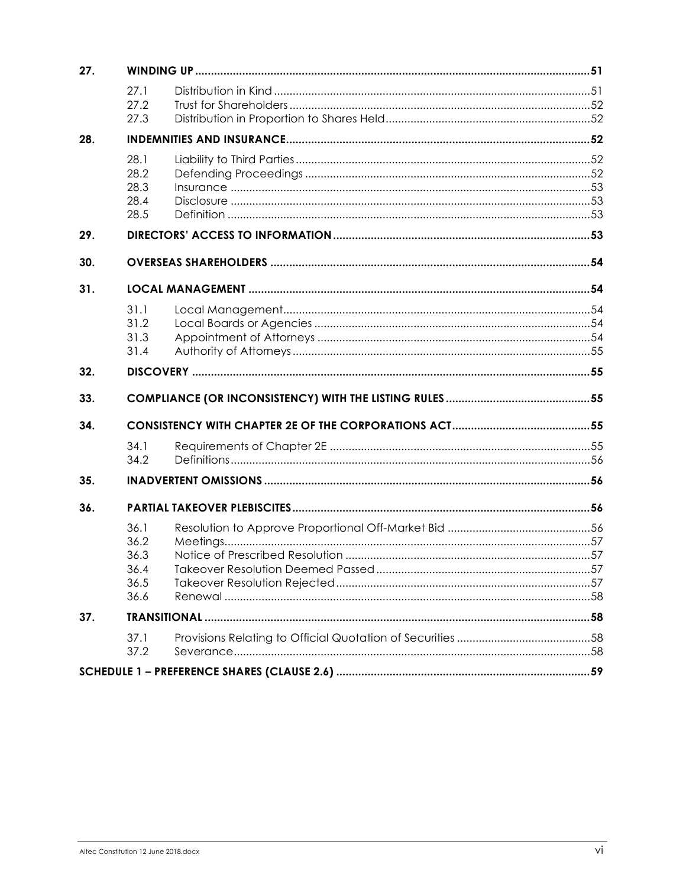| | | | |
|---|---|---|---|
| **27.** | **WINDING UP** | | **51** |
| | 27.1 | Distribution in Kind | 51 |
| | 27.2 | Trust for Shareholders | 52 |
| | 27.3 | Distribution in Proportion to Shares Held | 52 |
| **28.** | **INDEMNITIES AND INSURANCE** | | **52** |
| | 28.1 | Liability to Third Parties | 52 |
| | 28.2 | Defending Proceedings | 52 |
| | 28.3 | Insurance | 53 |
| | 28.4 | Disclosure | 53 |
| | 28.5 | Definition | 53 |
| **29.** | **DIRECTORS' ACCESS TO INFORMATION** | | **53** |
| **30.** | **OVERSEAS SHAREHOLDERS** | | **54** |
| **31.** | **LOCAL MANAGEMENT** | | **54** |
| | 31.1 | Local Management | 54 |
| | 31.2 | Local Boards or Agencies | 54 |
| | 31.3 | Appointment of Attorneys | 54 |
| | 31.4 | Authority of Attorneys | 55 |
| **32.** | **DISCOVERY** | | **55** |
| **33.** | **COMPLIANCE (OR INCONSISTENCY) WITH THE LISTING RULES** | | **55** |
| **34.** | **CONSISTENCY WITH CHAPTER 2E OF THE CORPORATIONS ACT** | | **55** |
| | 34.1 | Requirements of Chapter 2E | 55 |
| | 34.2 | Definitions | 56 |
| **35.** | **INADVERTENT OMISSIONS** | | **56** |
| **36.** | **PARTIAL TAKEOVER PLEBISCITES** | | **56** |
| | 36.1 | Resolution to Approve Proportional Off-Market Bid | 56 |
| | 36.2 | Meetings | 57 |
| | 36.3 | Notice of Prescribed Resolution | 57 |
| | 36.4 | Takeover Resolution Deemed Passed | 57 |
| | 36.5 | Takeover Resolution Rejected | 57 |
| | 36.6 | Renewal | 58 |
| **37.** | **TRANSITIONAL** | | **58** |
| | 37.1 | Provisions Relating to Official Quotation of Securities | 58 |
| | 37.2 | Severance | 58 |
| **SCHEDULE 1 – PREFERENCE SHARES (CLAUSE 2.6)** | | | **59** |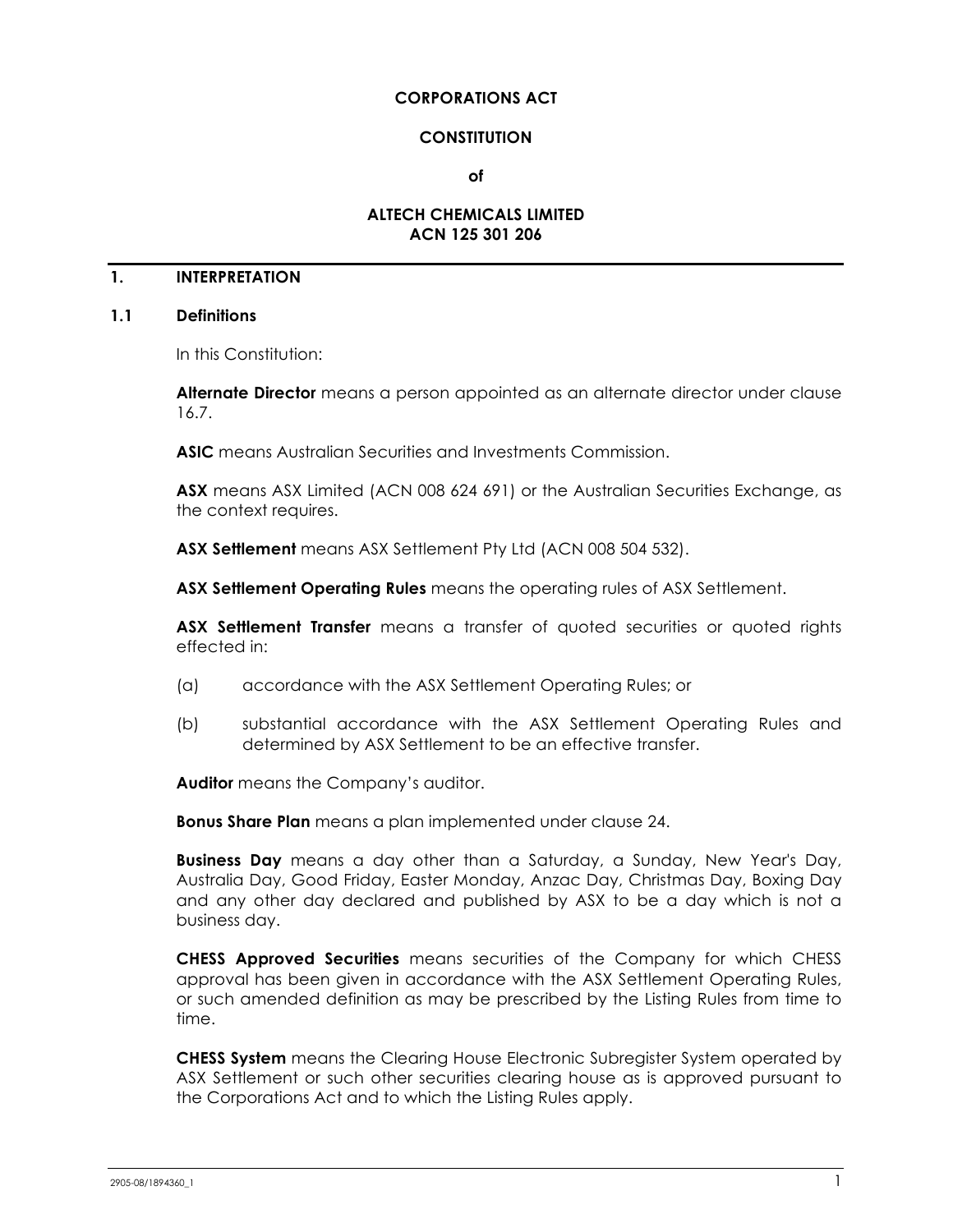**CORPORATIONS ACT**

**CONSTITUTION**

**of**

**ALTECH CHEMICALS LIMITED**
**ACN 125 301 206**

# 1. INTERPRETATION

## 1.1 Definitions

In this Constitution:

**Alternate Director** means a person appointed as an alternate director under clause 16.7.

**ASIC** means Australian Securities and Investments Commission.

**ASX** means ASX Limited (ACN 008 624 691) or the Australian Securities Exchange, as the context requires.

**ASX Settlement** means ASX Settlement Pty Ltd (ACN 008 504 532).

**ASX Settlement Operating Rules** means the operating rules of ASX Settlement.

**ASX Settlement Transfer** means a transfer of quoted securities or quoted rights effected in:

(a) accordance with the ASX Settlement Operating Rules; or

(b) substantial accordance with the ASX Settlement Operating Rules and determined by ASX Settlement to be an effective transfer.

**Auditor** means the Company's auditor.

**Bonus Share Plan** means a plan implemented under clause 24.

**Business Day** means a day other than a Saturday, a Sunday, New Year's Day, Australia Day, Good Friday, Easter Monday, Anzac Day, Christmas Day, Boxing Day and any other day declared and published by ASX to be a day which is not a business day.

**CHESS Approved Securities** means securities of the Company for which CHESS approval has been given in accordance with the ASX Settlement Operating Rules, or such amended definition as may be prescribed by the Listing Rules from time to time.

**CHESS System** means the Clearing House Electronic Subregister System operated by ASX Settlement or such other securities clearing house as is approved pursuant to the Corporations Act and to which the Listing Rules apply.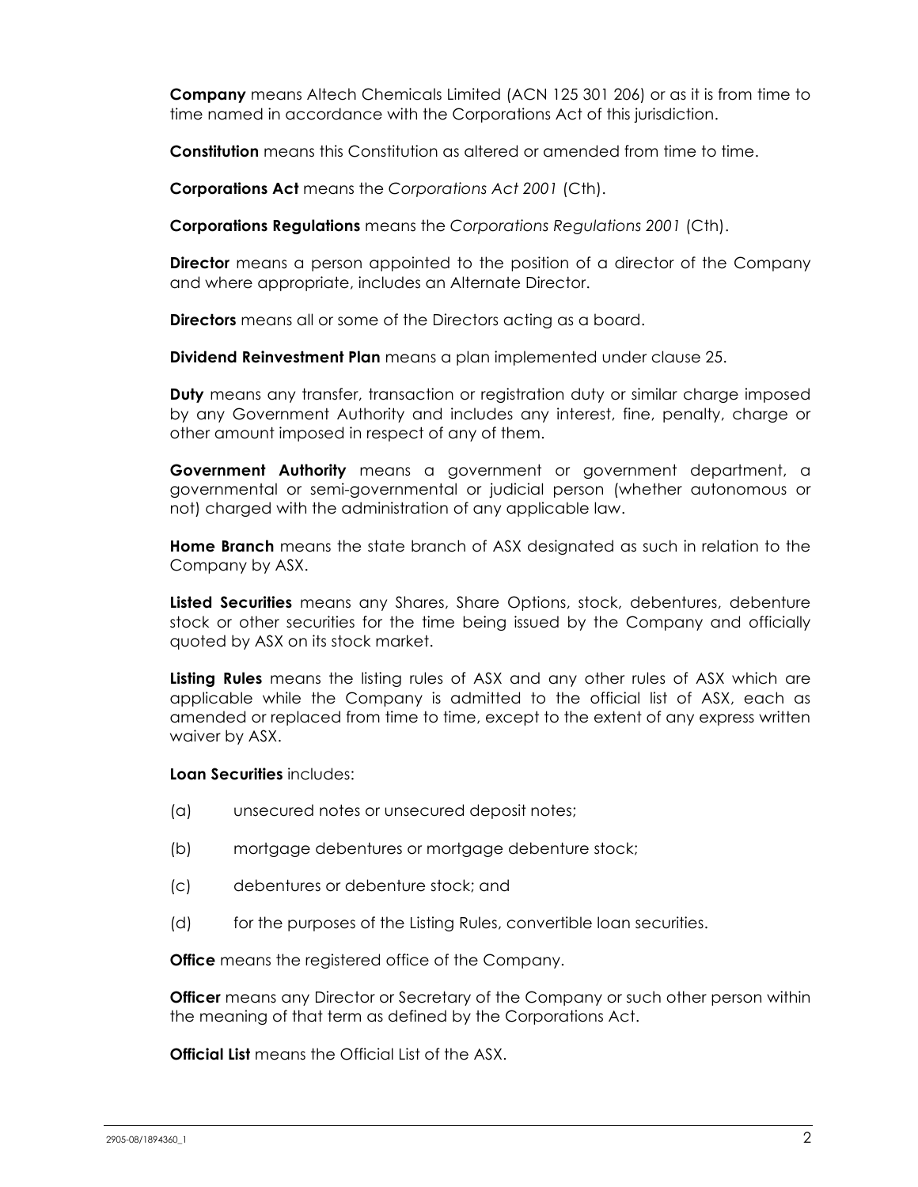**Company** means Altech Chemicals Limited (ACN 125 301 206) or as it is from time to time named in accordance with the Corporations Act of this jurisdiction.

**Constitution** means this Constitution as altered or amended from time to time.

**Corporations Act** means the *Corporations Act 2001* (Cth).

**Corporations Regulations** means the *Corporations Regulations 2001* (Cth).

**Director** means a person appointed to the position of a director of the Company and where appropriate, includes an Alternate Director.

**Directors** means all or some of the Directors acting as a board.

**Dividend Reinvestment Plan** means a plan implemented under clause 25.

**Duty** means any transfer, transaction or registration duty or similar charge imposed by any Government Authority and includes any interest, fine, penalty, charge or other amount imposed in respect of any of them.

**Government Authority** means a government or government department, a governmental or semi-governmental or judicial person (whether autonomous or not) charged with the administration of any applicable law.

**Home Branch** means the state branch of ASX designated as such in relation to the Company by ASX.

**Listed Securities** means any Shares, Share Options, stock, debentures, debenture stock or other securities for the time being issued by the Company and officially quoted by ASX on its stock market.

**Listing Rules** means the listing rules of ASX and any other rules of ASX which are applicable while the Company is admitted to the official list of ASX, each as amended or replaced from time to time, except to the extent of any express written waiver by ASX.

**Loan Securities** includes:

(a) unsecured notes or unsecured deposit notes;

(b) mortgage debentures or mortgage debenture stock;

(c) debentures or debenture stock; and

(d) for the purposes of the Listing Rules, convertible loan securities.

**Office** means the registered office of the Company.

**Officer** means any Director or Secretary of the Company or such other person within the meaning of that term as defined by the Corporations Act.

**Official List** means the Official List of the ASX.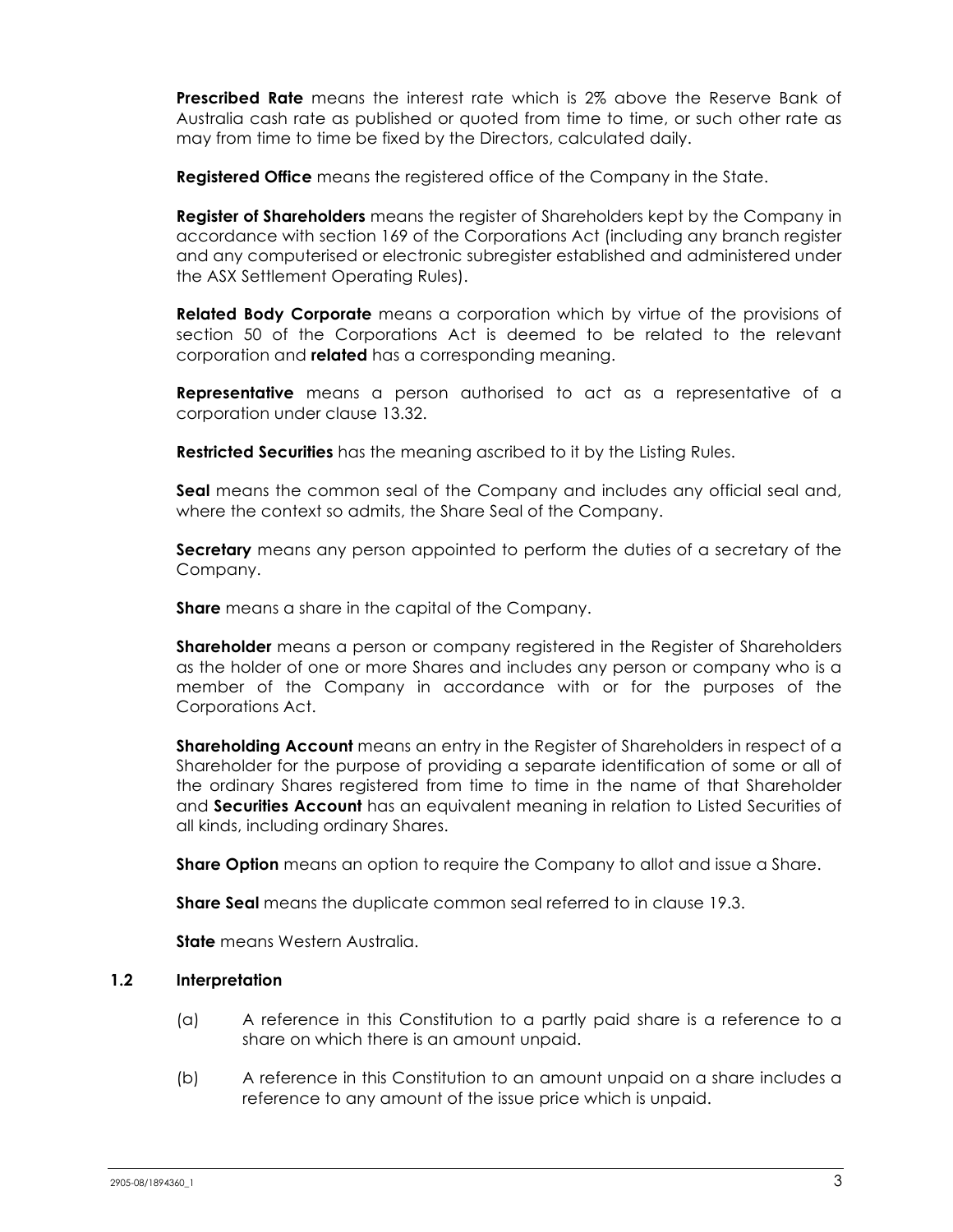**Prescribed Rate** means the interest rate which is 2% above the Reserve Bank of Australia cash rate as published or quoted from time to time, or such other rate as may from time to time be fixed by the Directors, calculated daily.

**Registered Office** means the registered office of the Company in the State.

**Register of Shareholders** means the register of Shareholders kept by the Company in accordance with section 169 of the Corporations Act (including any branch register and any computerised or electronic subregister established and administered under the ASX Settlement Operating Rules).

**Related Body Corporate** means a corporation which by virtue of the provisions of section 50 of the Corporations Act is deemed to be related to the relevant corporation and **related** has a corresponding meaning.

**Representative** means a person authorised to act as a representative of a corporation under clause 13.32.

**Restricted Securities** has the meaning ascribed to it by the Listing Rules.

**Seal** means the common seal of the Company and includes any official seal and, where the context so admits, the Share Seal of the Company.

**Secretary** means any person appointed to perform the duties of a secretary of the Company.

**Share** means a share in the capital of the Company.

**Shareholder** means a person or company registered in the Register of Shareholders as the holder of one or more Shares and includes any person or company who is a member of the Company in accordance with or for the purposes of the Corporations Act.

**Shareholding Account** means an entry in the Register of Shareholders in respect of a Shareholder for the purpose of providing a separate identification of some or all of the ordinary Shares registered from time to time in the name of that Shareholder and **Securities Account** has an equivalent meaning in relation to Listed Securities of all kinds, including ordinary Shares.

**Share Option** means an option to require the Company to allot and issue a Share.

**Share Seal** means the duplicate common seal referred to in clause 19.3.

**State** means Western Australia.

### 1.2 Interpretation

(a) A reference in this Constitution to a partly paid share is a reference to a share on which there is an amount unpaid.

(b) A reference in this Constitution to an amount unpaid on a share includes a reference to any amount of the issue price which is unpaid.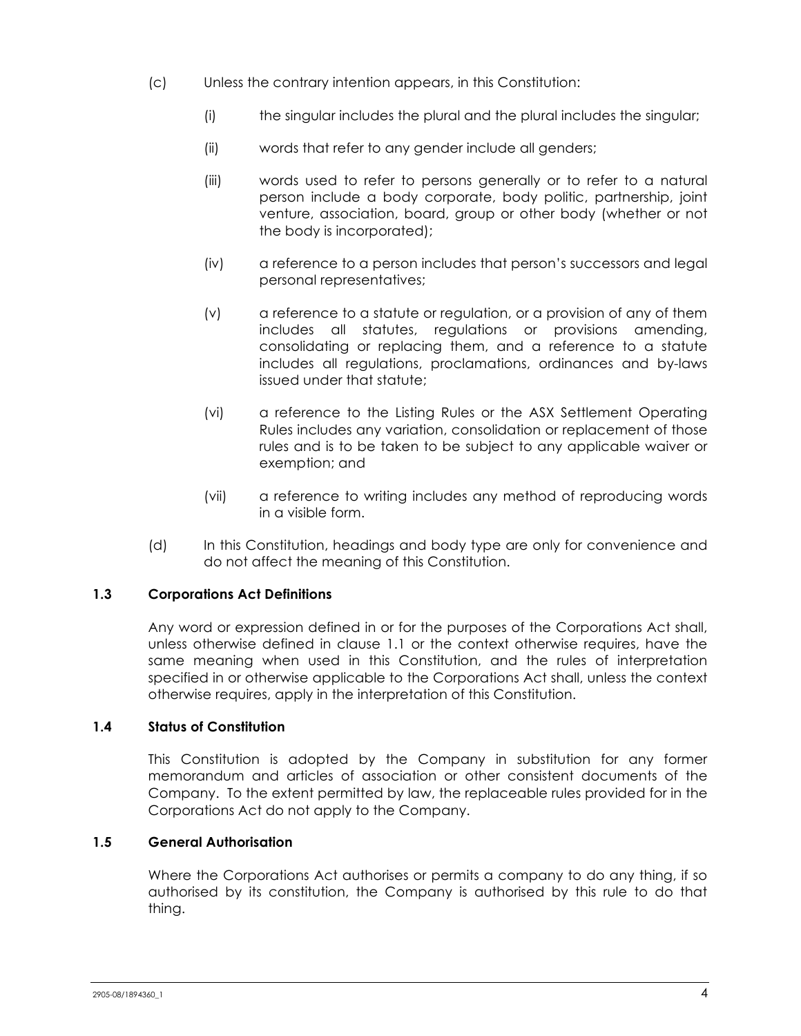(c) Unless the contrary intention appears, in this Constitution:

(i) the singular includes the plural and the plural includes the singular;

(ii) words that refer to any gender include all genders;

(iii) words used to refer to persons generally or to refer to a natural person include a body corporate, body politic, partnership, joint venture, association, board, group or other body (whether or not the body is incorporated);

(iv) a reference to a person includes that person's successors and legal personal representatives;

(v) a reference to a statute or regulation, or a provision of any of them includes all statutes, regulations or provisions amending, consolidating or replacing them, and a reference to a statute includes all regulations, proclamations, ordinances and by-laws issued under that statute;

(vi) a reference to the Listing Rules or the ASX Settlement Operating Rules includes any variation, consolidation or replacement of those rules and is to be taken to be subject to any applicable waiver or exemption; and

(vii) a reference to writing includes any method of reproducing words in a visible form.

(d) In this Constitution, headings and body type are only for convenience and do not affect the meaning of this Constitution.

### 1.3 Corporations Act Definitions

Any word or expression defined in or for the purposes of the Corporations Act shall, unless otherwise defined in clause 1.1 or the context otherwise requires, have the same meaning when used in this Constitution, and the rules of interpretation specified in or otherwise applicable to the Corporations Act shall, unless the context otherwise requires, apply in the interpretation of this Constitution.

### 1.4 Status of Constitution

This Constitution is adopted by the Company in substitution for any former memorandum and articles of association or other consistent documents of the Company. To the extent permitted by law, the replaceable rules provided for in the Corporations Act do not apply to the Company.

### 1.5 General Authorisation

Where the Corporations Act authorises or permits a company to do any thing, if so authorised by its constitution, the Company is authorised by this rule to do that thing.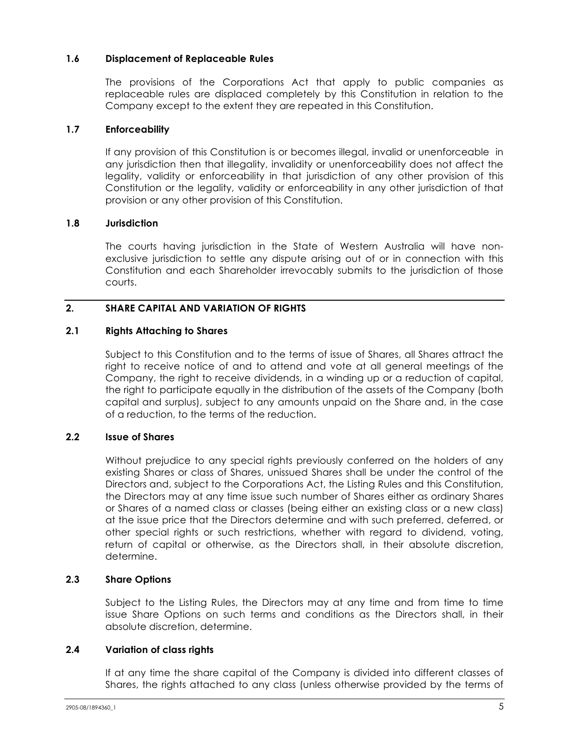### 1.6 Displacement of Replaceable Rules

The provisions of the Corporations Act that apply to public companies as replaceable rules are displaced completely by this Constitution in relation to the Company except to the extent they are repeated in this Constitution.

### 1.7 Enforceability

If any provision of this Constitution is or becomes illegal, invalid or unenforceable in any jurisdiction then that illegality, invalidity or unenforceability does not affect the legality, validity or enforceability in that jurisdiction of any other provision of this Constitution or the legality, validity or enforceability in any other jurisdiction of that provision or any other provision of this Constitution.

### 1.8 Jurisdiction

The courts having jurisdiction in the State of Western Australia will have non-exclusive jurisdiction to settle any dispute arising out of or in connection with this Constitution and each Shareholder irrevocably submits to the jurisdiction of those courts.

## 2. SHARE CAPITAL AND VARIATION OF RIGHTS

### 2.1 Rights Attaching to Shares

Subject to this Constitution and to the terms of issue of Shares, all Shares attract the right to receive notice of and to attend and vote at all general meetings of the Company, the right to receive dividends, in a winding up or a reduction of capital, the right to participate equally in the distribution of the assets of the Company (both capital and surplus), subject to any amounts unpaid on the Share and, in the case of a reduction, to the terms of the reduction.

### 2.2 Issue of Shares

Without prejudice to any special rights previously conferred on the holders of any existing Shares or class of Shares, unissued Shares shall be under the control of the Directors and, subject to the Corporations Act, the Listing Rules and this Constitution, the Directors may at any time issue such number of Shares either as ordinary Shares or Shares of a named class or classes (being either an existing class or a new class) at the issue price that the Directors determine and with such preferred, deferred, or other special rights or such restrictions, whether with regard to dividend, voting, return of capital or otherwise, as the Directors shall, in their absolute discretion, determine.

### 2.3 Share Options

Subject to the Listing Rules, the Directors may at any time and from time to time issue Share Options on such terms and conditions as the Directors shall, in their absolute discretion, determine.

### 2.4 Variation of class rights

If at any time the share capital of the Company is divided into different classes of Shares, the rights attached to any class (unless otherwise provided by the terms of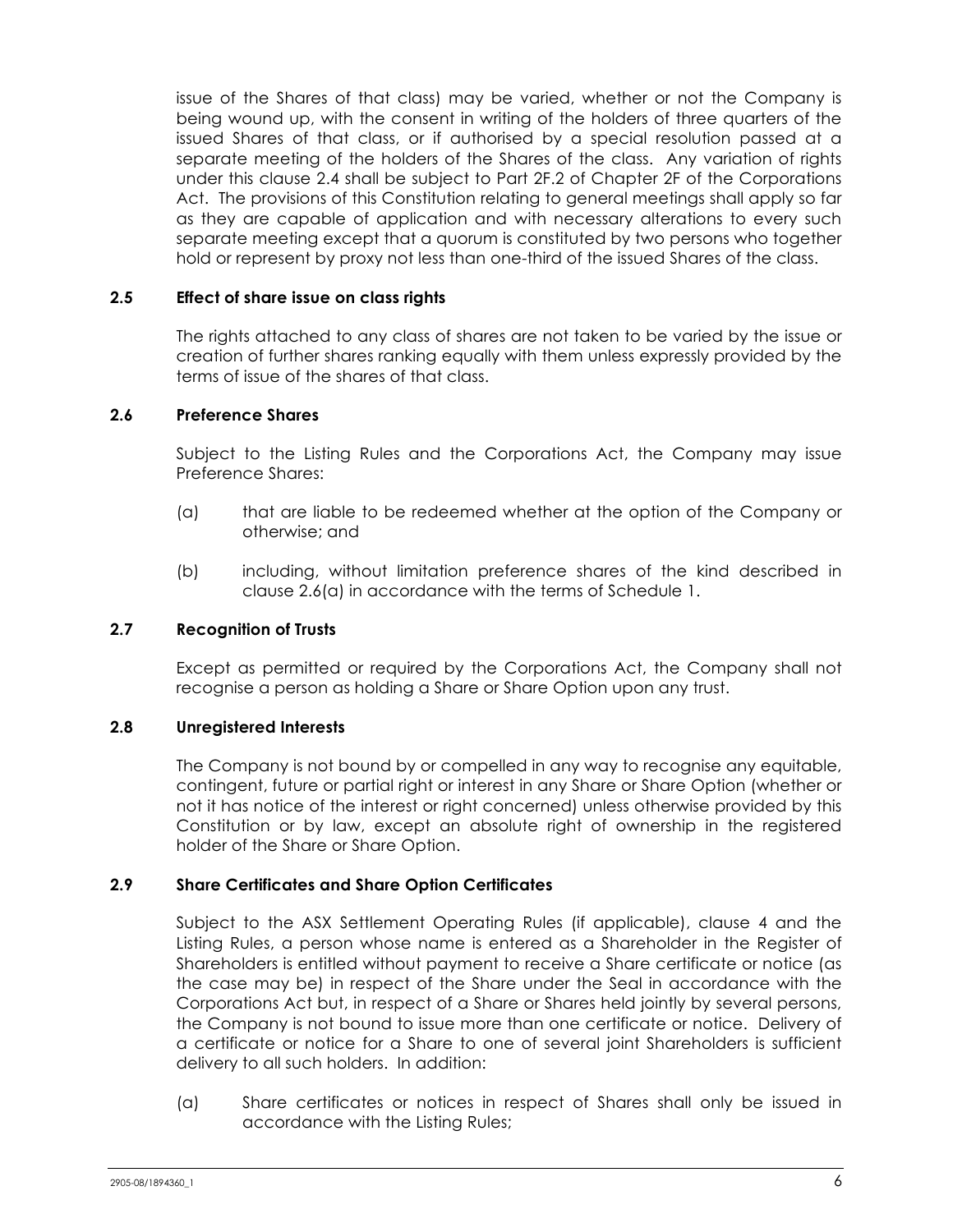issue of the Shares of that class) may be varied, whether or not the Company is being wound up, with the consent in writing of the holders of three quarters of the issued Shares of that class, or if authorised by a special resolution passed at a separate meeting of the holders of the Shares of the class. Any variation of rights under this clause 2.4 shall be subject to Part 2F.2 of Chapter 2F of the Corporations Act. The provisions of this Constitution relating to general meetings shall apply so far as they are capable of application and with necessary alterations to every such separate meeting except that a quorum is constituted by two persons who together hold or represent by proxy not less than one-third of the issued Shares of the class.

### 2.5 Effect of share issue on class rights

The rights attached to any class of shares are not taken to be varied by the issue or creation of further shares ranking equally with them unless expressly provided by the terms of issue of the shares of that class.

### 2.6 Preference Shares

Subject to the Listing Rules and the Corporations Act, the Company may issue Preference Shares:

(a) that are liable to be redeemed whether at the option of the Company or otherwise; and

(b) including, without limitation preference shares of the kind described in clause 2.6(a) in accordance with the terms of Schedule 1.

### 2.7 Recognition of Trusts

Except as permitted or required by the Corporations Act, the Company shall not recognise a person as holding a Share or Share Option upon any trust.

### 2.8 Unregistered Interests

The Company is not bound by or compelled in any way to recognise any equitable, contingent, future or partial right or interest in any Share or Share Option (whether or not it has notice of the interest or right concerned) unless otherwise provided by this Constitution or by law, except an absolute right of ownership in the registered holder of the Share or Share Option.

### 2.9 Share Certificates and Share Option Certificates

Subject to the ASX Settlement Operating Rules (if applicable), clause 4 and the Listing Rules, a person whose name is entered as a Shareholder in the Register of Shareholders is entitled without payment to receive a Share certificate or notice (as the case may be) in respect of the Share under the Seal in accordance with the Corporations Act but, in respect of a Share or Shares held jointly by several persons, the Company is not bound to issue more than one certificate or notice. Delivery of a certificate or notice for a Share to one of several joint Shareholders is sufficient delivery to all such holders. In addition:

(a) Share certificates or notices in respect of Shares shall only be issued in accordance with the Listing Rules;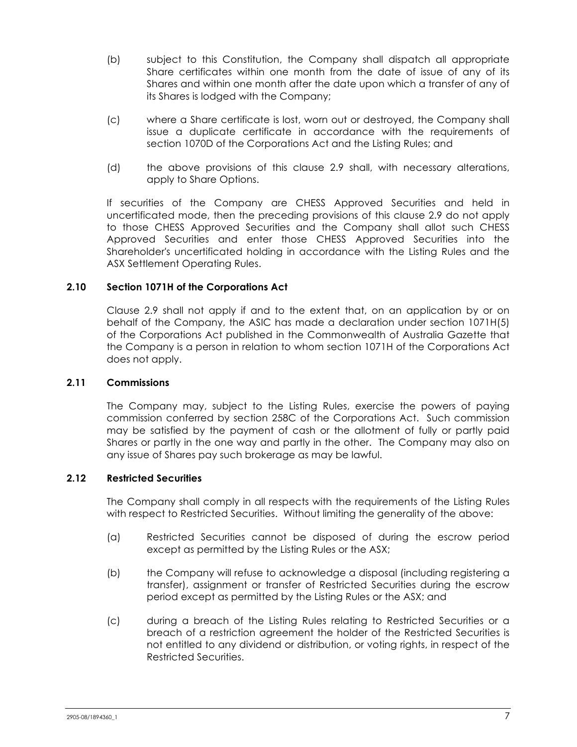(b) subject to this Constitution, the Company shall dispatch all appropriate Share certificates within one month from the date of issue of any of its Shares and within one month after the date upon which a transfer of any of its Shares is lodged with the Company;

(c) where a Share certificate is lost, worn out or destroyed, the Company shall issue a duplicate certificate in accordance with the requirements of section 1070D of the Corporations Act and the Listing Rules; and

(d) the above provisions of this clause 2.9 shall, with necessary alterations, apply to Share Options.

If securities of the Company are CHESS Approved Securities and held in uncertificated mode, then the preceding provisions of this clause 2.9 do not apply to those CHESS Approved Securities and the Company shall allot such CHESS Approved Securities and enter those CHESS Approved Securities into the Shareholder's uncertificated holding in accordance with the Listing Rules and the ASX Settlement Operating Rules.

### 2.10 Section 1071H of the Corporations Act

Clause 2.9 shall not apply if and to the extent that, on an application by or on behalf of the Company, the ASIC has made a declaration under section 1071H(5) of the Corporations Act published in the Commonwealth of Australia Gazette that the Company is a person in relation to whom section 1071H of the Corporations Act does not apply.

### 2.11 Commissions

The Company may, subject to the Listing Rules, exercise the powers of paying commission conferred by section 258C of the Corporations Act. Such commission may be satisfied by the payment of cash or the allotment of fully or partly paid Shares or partly in the one way and partly in the other. The Company may also on any issue of Shares pay such brokerage as may be lawful.

### 2.12 Restricted Securities

The Company shall comply in all respects with the requirements of the Listing Rules with respect to Restricted Securities. Without limiting the generality of the above:

(a) Restricted Securities cannot be disposed of during the escrow period except as permitted by the Listing Rules or the ASX;

(b) the Company will refuse to acknowledge a disposal (including registering a transfer), assignment or transfer of Restricted Securities during the escrow period except as permitted by the Listing Rules or the ASX; and

(c) during a breach of the Listing Rules relating to Restricted Securities or a breach of a restriction agreement the holder of the Restricted Securities is not entitled to any dividend or distribution, or voting rights, in respect of the Restricted Securities.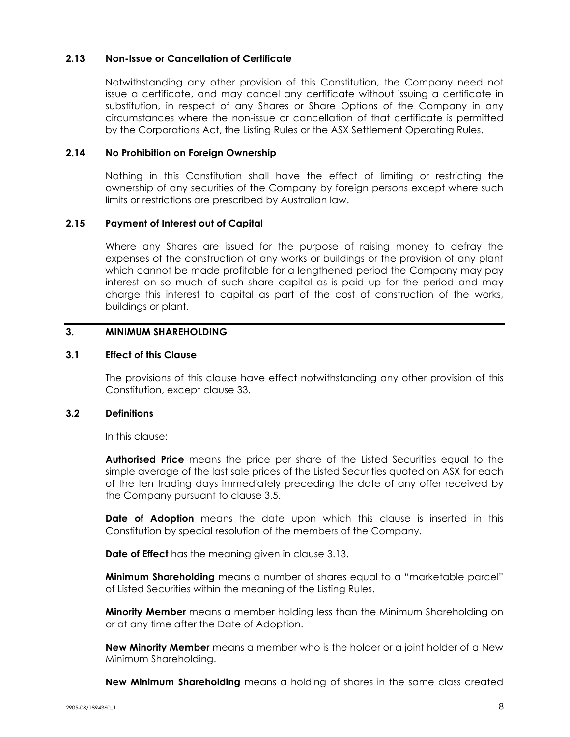### 2.13 Non-Issue or Cancellation of Certificate

Notwithstanding any other provision of this Constitution, the Company need not issue a certificate, and may cancel any certificate without issuing a certificate in substitution, in respect of any Shares or Share Options of the Company in any circumstances where the non-issue or cancellation of that certificate is permitted by the Corporations Act, the Listing Rules or the ASX Settlement Operating Rules.

### 2.14 No Prohibition on Foreign Ownership

Nothing in this Constitution shall have the effect of limiting or restricting the ownership of any securities of the Company by foreign persons except where such limits or restrictions are prescribed by Australian law.

### 2.15 Payment of Interest out of Capital

Where any Shares are issued for the purpose of raising money to defray the expenses of the construction of any works or buildings or the provision of any plant which cannot be made profitable for a lengthened period the Company may pay interest on so much of such share capital as is paid up for the period and may charge this interest to capital as part of the cost of construction of the works, buildings or plant.

## 3. MINIMUM SHAREHOLDING

### 3.1 Effect of this Clause

The provisions of this clause have effect notwithstanding any other provision of this Constitution, except clause 33.

### 3.2 Definitions

In this clause:

**Authorised Price** means the price per share of the Listed Securities equal to the simple average of the last sale prices of the Listed Securities quoted on ASX for each of the ten trading days immediately preceding the date of any offer received by the Company pursuant to clause 3.5.

**Date of Adoption** means the date upon which this clause is inserted in this Constitution by special resolution of the members of the Company.

**Date of Effect** has the meaning given in clause 3.13.

**Minimum Shareholding** means a number of shares equal to a "marketable parcel" of Listed Securities within the meaning of the Listing Rules.

**Minority Member** means a member holding less than the Minimum Shareholding on or at any time after the Date of Adoption.

**New Minority Member** means a member who is the holder or a joint holder of a New Minimum Shareholding.

**New Minimum Shareholding** means a holding of shares in the same class created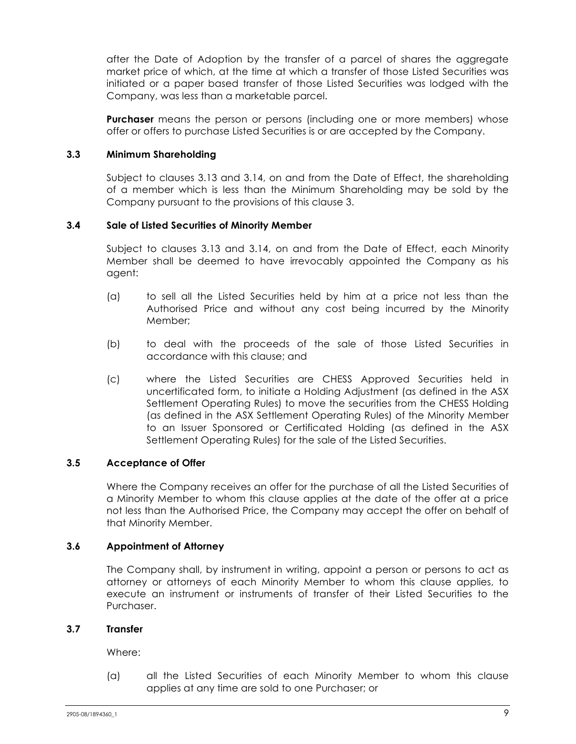after the Date of Adoption by the transfer of a parcel of shares the aggregate market price of which, at the time at which a transfer of those Listed Securities was initiated or a paper based transfer of those Listed Securities was lodged with the Company, was less than a marketable parcel.

**Purchaser** means the person or persons (including one or more members) whose offer or offers to purchase Listed Securities is or are accepted by the Company.

### 3.3 Minimum Shareholding

Subject to clauses 3.13 and 3.14, on and from the Date of Effect, the shareholding of a member which is less than the Minimum Shareholding may be sold by the Company pursuant to the provisions of this clause 3.

### 3.4 Sale of Listed Securities of Minority Member

Subject to clauses 3.13 and 3.14, on and from the Date of Effect, each Minority Member shall be deemed to have irrevocably appointed the Company as his agent:

(a) to sell all the Listed Securities held by him at a price not less than the Authorised Price and without any cost being incurred by the Minority Member;

(b) to deal with the proceeds of the sale of those Listed Securities in accordance with this clause; and

(c) where the Listed Securities are CHESS Approved Securities held in uncertificated form, to initiate a Holding Adjustment (as defined in the ASX Settlement Operating Rules) to move the securities from the CHESS Holding (as defined in the ASX Settlement Operating Rules) of the Minority Member to an Issuer Sponsored or Certificated Holding (as defined in the ASX Settlement Operating Rules) for the sale of the Listed Securities.

### 3.5 Acceptance of Offer

Where the Company receives an offer for the purchase of all the Listed Securities of a Minority Member to whom this clause applies at the date of the offer at a price not less than the Authorised Price, the Company may accept the offer on behalf of that Minority Member.

### 3.6 Appointment of Attorney

The Company shall, by instrument in writing, appoint a person or persons to act as attorney or attorneys of each Minority Member to whom this clause applies, to execute an instrument or instruments of transfer of their Listed Securities to the Purchaser.

### 3.7 Transfer

Where:

(a) all the Listed Securities of each Minority Member to whom this clause applies at any time are sold to one Purchaser; or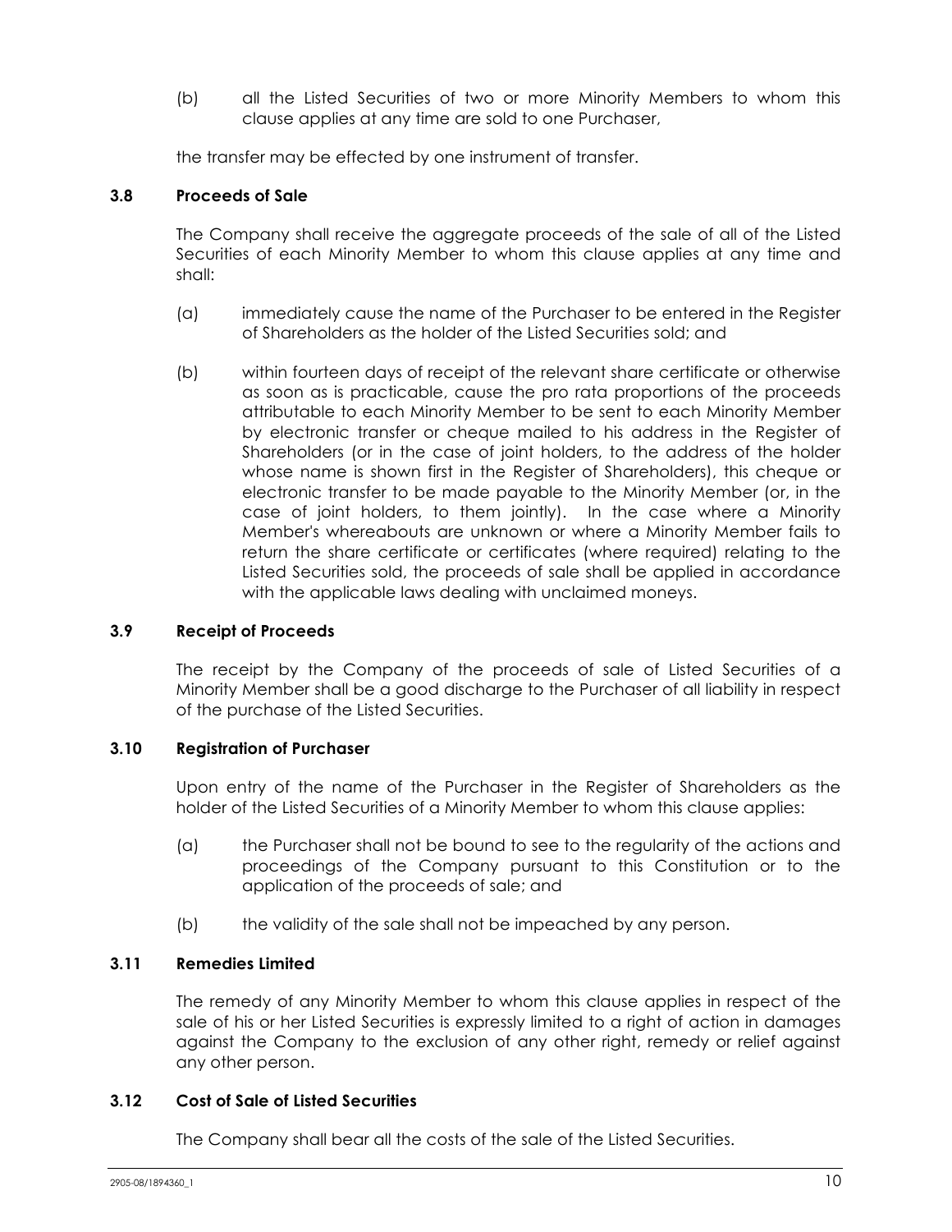(b) all the Listed Securities of two or more Minority Members to whom this clause applies at any time are sold to one Purchaser,

the transfer may be effected by one instrument of transfer.

### 3.8 Proceeds of Sale

The Company shall receive the aggregate proceeds of the sale of all of the Listed Securities of each Minority Member to whom this clause applies at any time and shall:

(a) immediately cause the name of the Purchaser to be entered in the Register of Shareholders as the holder of the Listed Securities sold; and

(b) within fourteen days of receipt of the relevant share certificate or otherwise as soon as is practicable, cause the pro rata proportions of the proceeds attributable to each Minority Member to be sent to each Minority Member by electronic transfer or cheque mailed to his address in the Register of Shareholders (or in the case of joint holders, to the address of the holder whose name is shown first in the Register of Shareholders), this cheque or electronic transfer to be made payable to the Minority Member (or, in the case of joint holders, to them jointly). In the case where a Minority Member's whereabouts are unknown or where a Minority Member fails to return the share certificate or certificates (where required) relating to the Listed Securities sold, the proceeds of sale shall be applied in accordance with the applicable laws dealing with unclaimed moneys.

### 3.9 Receipt of Proceeds

The receipt by the Company of the proceeds of sale of Listed Securities of a Minority Member shall be a good discharge to the Purchaser of all liability in respect of the purchase of the Listed Securities.

### 3.10 Registration of Purchaser

Upon entry of the name of the Purchaser in the Register of Shareholders as the holder of the Listed Securities of a Minority Member to whom this clause applies:

(a) the Purchaser shall not be bound to see to the regularity of the actions and proceedings of the Company pursuant to this Constitution or to the application of the proceeds of sale; and

(b) the validity of the sale shall not be impeached by any person.

### 3.11 Remedies Limited

The remedy of any Minority Member to whom this clause applies in respect of the sale of his or her Listed Securities is expressly limited to a right of action in damages against the Company to the exclusion of any other right, remedy or relief against any other person.

### 3.12 Cost of Sale of Listed Securities

The Company shall bear all the costs of the sale of the Listed Securities.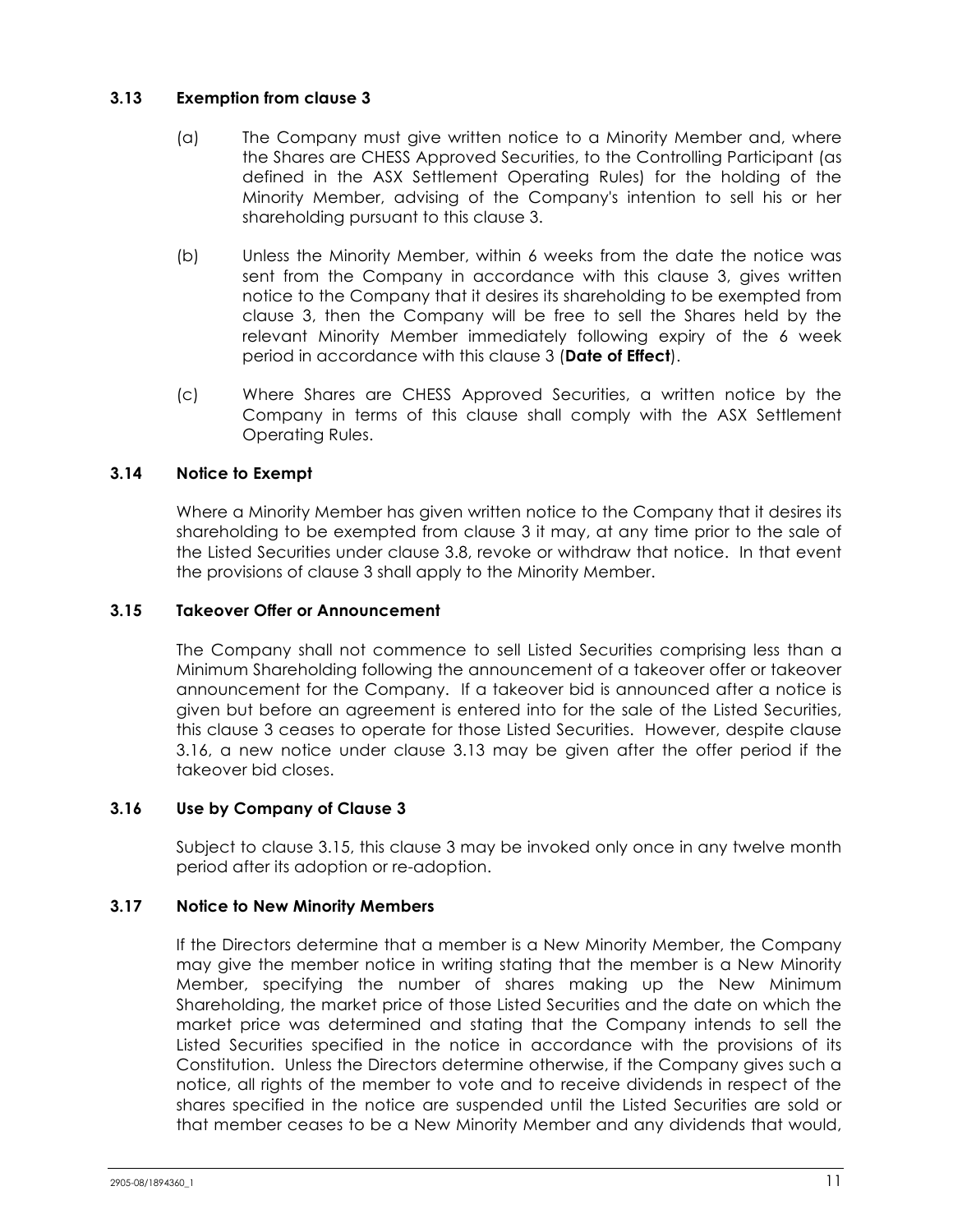### 3.13 Exemption from clause 3

(a) The Company must give written notice to a Minority Member and, where the Shares are CHESS Approved Securities, to the Controlling Participant (as defined in the ASX Settlement Operating Rules) for the holding of the Minority Member, advising of the Company's intention to sell his or her shareholding pursuant to this clause 3.

(b) Unless the Minority Member, within 6 weeks from the date the notice was sent from the Company in accordance with this clause 3, gives written notice to the Company that it desires its shareholding to be exempted from clause 3, then the Company will be free to sell the Shares held by the relevant Minority Member immediately following expiry of the 6 week period in accordance with this clause 3 (**Date of Effect**).

(c) Where Shares are CHESS Approved Securities, a written notice by the Company in terms of this clause shall comply with the ASX Settlement Operating Rules.

### 3.14 Notice to Exempt

Where a Minority Member has given written notice to the Company that it desires its shareholding to be exempted from clause 3 it may, at any time prior to the sale of the Listed Securities under clause 3.8, revoke or withdraw that notice. In that event the provisions of clause 3 shall apply to the Minority Member.

### 3.15 Takeover Offer or Announcement

The Company shall not commence to sell Listed Securities comprising less than a Minimum Shareholding following the announcement of a takeover offer or takeover announcement for the Company. If a takeover bid is announced after a notice is given but before an agreement is entered into for the sale of the Listed Securities, this clause 3 ceases to operate for those Listed Securities. However, despite clause 3.16, a new notice under clause 3.13 may be given after the offer period if the takeover bid closes.

### 3.16 Use by Company of Clause 3

Subject to clause 3.15, this clause 3 may be invoked only once in any twelve month period after its adoption or re-adoption.

### 3.17 Notice to New Minority Members

If the Directors determine that a member is a New Minority Member, the Company may give the member notice in writing stating that the member is a New Minority Member, specifying the number of shares making up the New Minimum Shareholding, the market price of those Listed Securities and the date on which the market price was determined and stating that the Company intends to sell the Listed Securities specified in the notice in accordance with the provisions of its Constitution. Unless the Directors determine otherwise, if the Company gives such a notice, all rights of the member to vote and to receive dividends in respect of the shares specified in the notice are suspended until the Listed Securities are sold or that member ceases to be a New Minority Member and any dividends that would,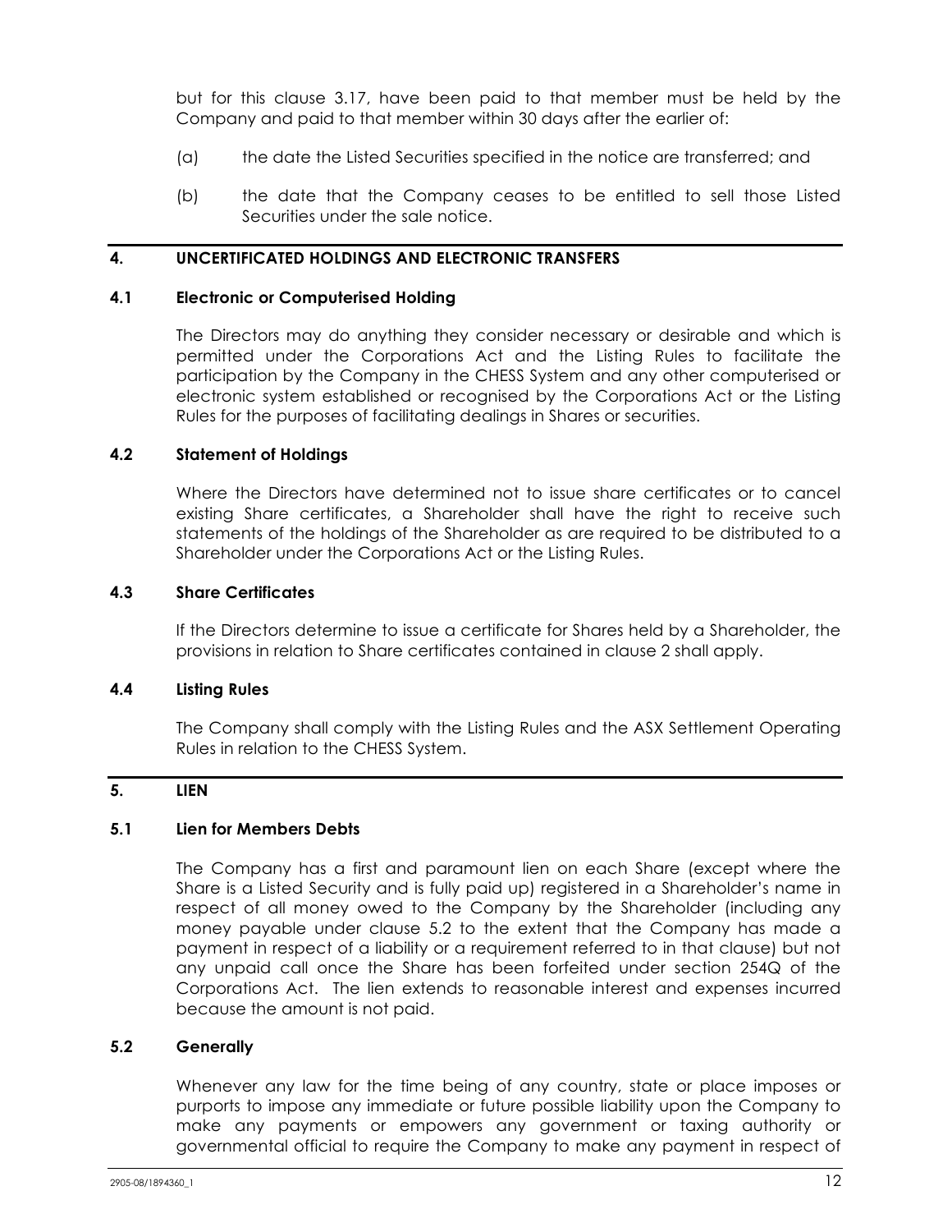but for this clause 3.17, have been paid to that member must be held by the Company and paid to that member within 30 days after the earlier of:

(a) the date the Listed Securities specified in the notice are transferred; and

(b) the date that the Company ceases to be entitled to sell those Listed Securities under the sale notice.

## 4. UNCERTIFICATED HOLDINGS AND ELECTRONIC TRANSFERS

### 4.1 Electronic or Computerised Holding

The Directors may do anything they consider necessary or desirable and which is permitted under the Corporations Act and the Listing Rules to facilitate the participation by the Company in the CHESS System and any other computerised or electronic system established or recognised by the Corporations Act or the Listing Rules for the purposes of facilitating dealings in Shares or securities.

### 4.2 Statement of Holdings

Where the Directors have determined not to issue share certificates or to cancel existing Share certificates, a Shareholder shall have the right to receive such statements of the holdings of the Shareholder as are required to be distributed to a Shareholder under the Corporations Act or the Listing Rules.

### 4.3 Share Certificates

If the Directors determine to issue a certificate for Shares held by a Shareholder, the provisions in relation to Share certificates contained in clause 2 shall apply.

### 4.4 Listing Rules

The Company shall comply with the Listing Rules and the ASX Settlement Operating Rules in relation to the CHESS System.

## 5. LIEN

### 5.1 Lien for Members Debts

The Company has a first and paramount lien on each Share (except where the Share is a Listed Security and is fully paid up) registered in a Shareholder's name in respect of all money owed to the Company by the Shareholder (including any money payable under clause 5.2 to the extent that the Company has made a payment in respect of a liability or a requirement referred to in that clause) but not any unpaid call once the Share has been forfeited under section 254Q of the Corporations Act. The lien extends to reasonable interest and expenses incurred because the amount is not paid.

### 5.2 Generally

Whenever any law for the time being of any country, state or place imposes or purports to impose any immediate or future possible liability upon the Company to make any payments or empowers any government or taxing authority or governmental official to require the Company to make any payment in respect of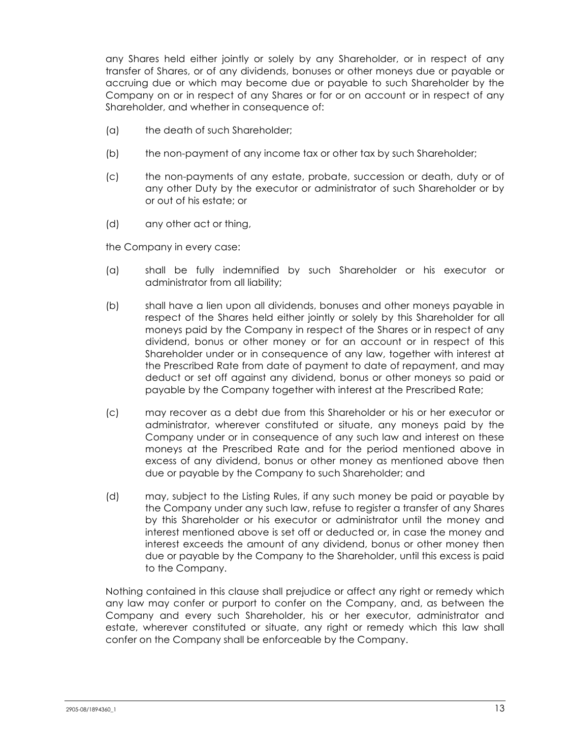any Shares held either jointly or solely by any Shareholder, or in respect of any transfer of Shares, or of any dividends, bonuses or other moneys due or payable or accruing due or which may become due or payable to such Shareholder by the Company on or in respect of any Shares or for or on account or in respect of any Shareholder, and whether in consequence of:

(a) the death of such Shareholder;

(b) the non-payment of any income tax or other tax by such Shareholder;

(c) the non-payments of any estate, probate, succession or death, duty or of any other Duty by the executor or administrator of such Shareholder or by or out of his estate; or

(d) any other act or thing,

the Company in every case:

(a) shall be fully indemnified by such Shareholder or his executor or administrator from all liability;

(b) shall have a lien upon all dividends, bonuses and other moneys payable in respect of the Shares held either jointly or solely by this Shareholder for all moneys paid by the Company in respect of the Shares or in respect of any dividend, bonus or other money or for an account or in respect of this Shareholder under or in consequence of any law, together with interest at the Prescribed Rate from date of payment to date of repayment, and may deduct or set off against any dividend, bonus or other moneys so paid or payable by the Company together with interest at the Prescribed Rate;

(c) may recover as a debt due from this Shareholder or his or her executor or administrator, wherever constituted or situate, any moneys paid by the Company under or in consequence of any such law and interest on these moneys at the Prescribed Rate and for the period mentioned above in excess of any dividend, bonus or other money as mentioned above then due or payable by the Company to such Shareholder; and

(d) may, subject to the Listing Rules, if any such money be paid or payable by the Company under any such law, refuse to register a transfer of any Shares by this Shareholder or his executor or administrator until the money and interest mentioned above is set off or deducted or, in case the money and interest exceeds the amount of any dividend, bonus or other money then due or payable by the Company to the Shareholder, until this excess is paid to the Company.

Nothing contained in this clause shall prejudice or affect any right or remedy which any law may confer or purport to confer on the Company, and, as between the Company and every such Shareholder, his or her executor, administrator and estate, wherever constituted or situate, any right or remedy which this law shall confer on the Company shall be enforceable by the Company.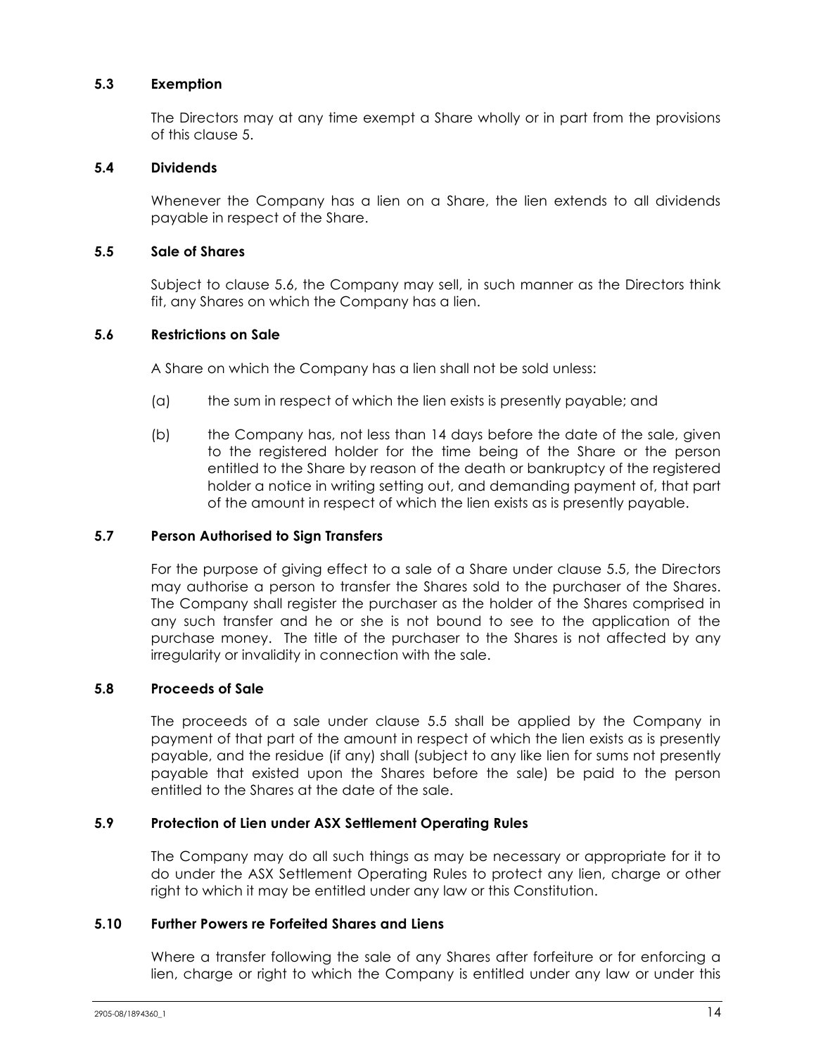### 5.3 Exemption

The Directors may at any time exempt a Share wholly or in part from the provisions of this clause 5.

### 5.4 Dividends

Whenever the Company has a lien on a Share, the lien extends to all dividends payable in respect of the Share.

### 5.5 Sale of Shares

Subject to clause 5.6, the Company may sell, in such manner as the Directors think fit, any Shares on which the Company has a lien.

### 5.6 Restrictions on Sale

A Share on which the Company has a lien shall not be sold unless:

(a) the sum in respect of which the lien exists is presently payable; and

(b) the Company has, not less than 14 days before the date of the sale, given to the registered holder for the time being of the Share or the person entitled to the Share by reason of the death or bankruptcy of the registered holder a notice in writing setting out, and demanding payment of, that part of the amount in respect of which the lien exists as is presently payable.

### 5.7 Person Authorised to Sign Transfers

For the purpose of giving effect to a sale of a Share under clause 5.5, the Directors may authorise a person to transfer the Shares sold to the purchaser of the Shares. The Company shall register the purchaser as the holder of the Shares comprised in any such transfer and he or she is not bound to see to the application of the purchase money. The title of the purchaser to the Shares is not affected by any irregularity or invalidity in connection with the sale.

### 5.8 Proceeds of Sale

The proceeds of a sale under clause 5.5 shall be applied by the Company in payment of that part of the amount in respect of which the lien exists as is presently payable, and the residue (if any) shall (subject to any like lien for sums not presently payable that existed upon the Shares before the sale) be paid to the person entitled to the Shares at the date of the sale.

### 5.9 Protection of Lien under ASX Settlement Operating Rules

The Company may do all such things as may be necessary or appropriate for it to do under the ASX Settlement Operating Rules to protect any lien, charge or other right to which it may be entitled under any law or this Constitution.

### 5.10 Further Powers re Forfeited Shares and Liens

Where a transfer following the sale of any Shares after forfeiture or for enforcing a lien, charge or right to which the Company is entitled under any law or under this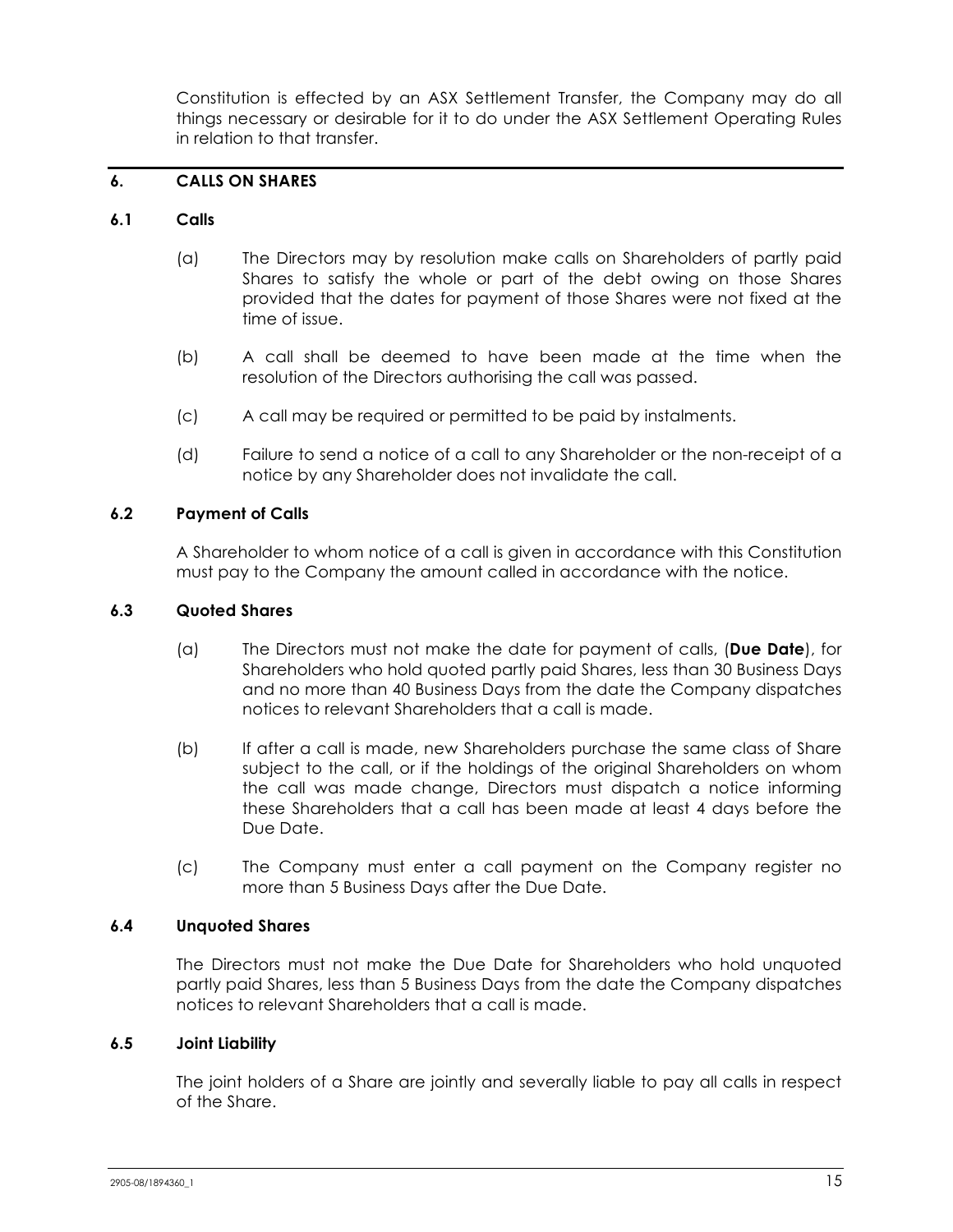Constitution is effected by an ASX Settlement Transfer, the Company may do all things necessary or desirable for it to do under the ASX Settlement Operating Rules in relation to that transfer.

## 6. CALLS ON SHARES

### 6.1 Calls

(a) The Directors may by resolution make calls on Shareholders of partly paid Shares to satisfy the whole or part of the debt owing on those Shares provided that the dates for payment of those Shares were not fixed at the time of issue.

(b) A call shall be deemed to have been made at the time when the resolution of the Directors authorising the call was passed.

(c) A call may be required or permitted to be paid by instalments.

(d) Failure to send a notice of a call to any Shareholder or the non-receipt of a notice by any Shareholder does not invalidate the call.

### 6.2 Payment of Calls

A Shareholder to whom notice of a call is given in accordance with this Constitution must pay to the Company the amount called in accordance with the notice.

### 6.3 Quoted Shares

(a) The Directors must not make the date for payment of calls, (**Due Date**), for Shareholders who hold quoted partly paid Shares, less than 30 Business Days and no more than 40 Business Days from the date the Company dispatches notices to relevant Shareholders that a call is made.

(b) If after a call is made, new Shareholders purchase the same class of Share subject to the call, or if the holdings of the original Shareholders on whom the call was made change, Directors must dispatch a notice informing these Shareholders that a call has been made at least 4 days before the Due Date.

(c) The Company must enter a call payment on the Company register no more than 5 Business Days after the Due Date.

### 6.4 Unquoted Shares

The Directors must not make the Due Date for Shareholders who hold unquoted partly paid Shares, less than 5 Business Days from the date the Company dispatches notices to relevant Shareholders that a call is made.

### 6.5 Joint Liability

The joint holders of a Share are jointly and severally liable to pay all calls in respect of the Share.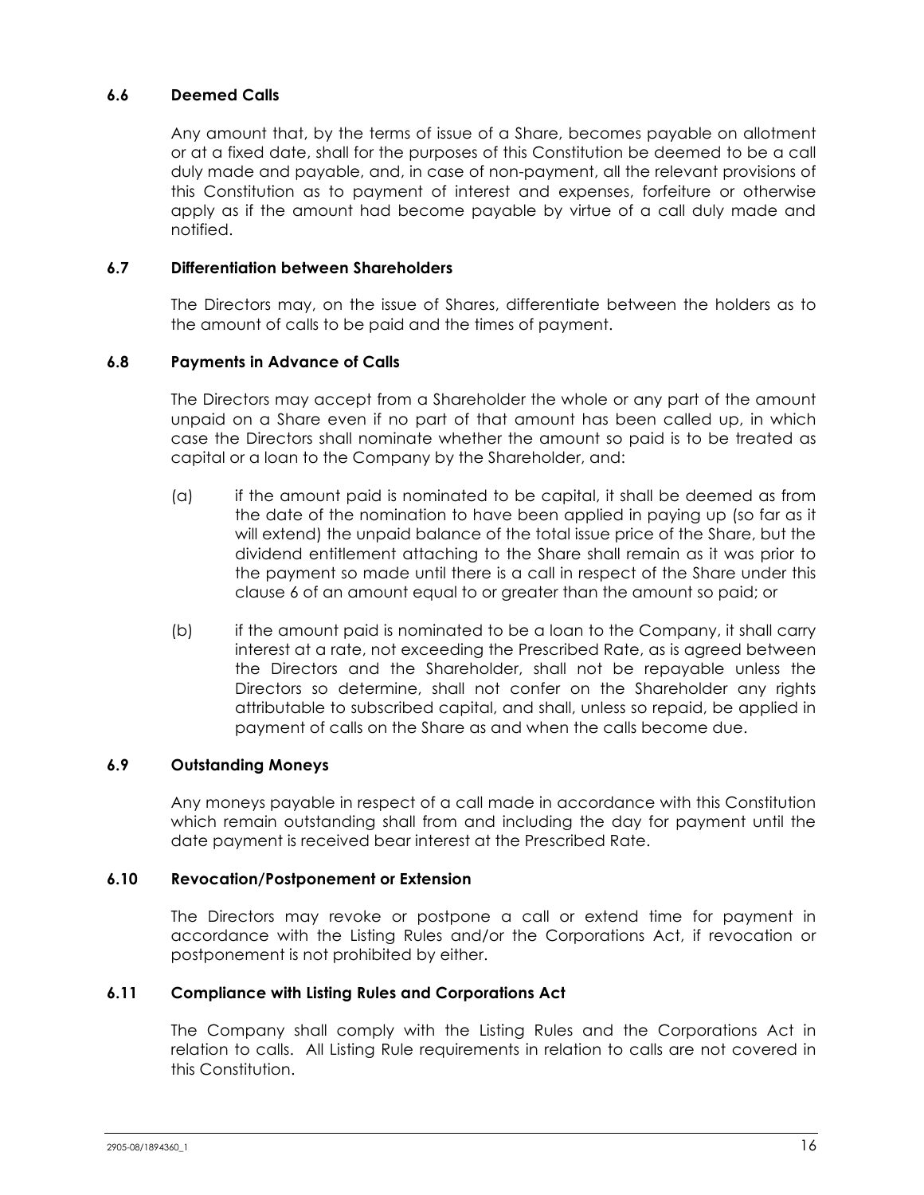### 6.6 Deemed Calls

Any amount that, by the terms of issue of a Share, becomes payable on allotment or at a fixed date, shall for the purposes of this Constitution be deemed to be a call duly made and payable, and, in case of non-payment, all the relevant provisions of this Constitution as to payment of interest and expenses, forfeiture or otherwise apply as if the amount had become payable by virtue of a call duly made and notified.

### 6.7 Differentiation between Shareholders

The Directors may, on the issue of Shares, differentiate between the holders as to the amount of calls to be paid and the times of payment.

### 6.8 Payments in Advance of Calls

The Directors may accept from a Shareholder the whole or any part of the amount unpaid on a Share even if no part of that amount has been called up, in which case the Directors shall nominate whether the amount so paid is to be treated as capital or a loan to the Company by the Shareholder, and:

(a) if the amount paid is nominated to be capital, it shall be deemed as from the date of the nomination to have been applied in paying up (so far as it will extend) the unpaid balance of the total issue price of the Share, but the dividend entitlement attaching to the Share shall remain as it was prior to the payment so made until there is a call in respect of the Share under this clause 6 of an amount equal to or greater than the amount so paid; or

(b) if the amount paid is nominated to be a loan to the Company, it shall carry interest at a rate, not exceeding the Prescribed Rate, as is agreed between the Directors and the Shareholder, shall not be repayable unless the Directors so determine, shall not confer on the Shareholder any rights attributable to subscribed capital, and shall, unless so repaid, be applied in payment of calls on the Share as and when the calls become due.

### 6.9 Outstanding Moneys

Any moneys payable in respect of a call made in accordance with this Constitution which remain outstanding shall from and including the day for payment until the date payment is received bear interest at the Prescribed Rate.

### 6.10 Revocation/Postponement or Extension

The Directors may revoke or postpone a call or extend time for payment in accordance with the Listing Rules and/or the Corporations Act, if revocation or postponement is not prohibited by either.

### 6.11 Compliance with Listing Rules and Corporations Act

The Company shall comply with the Listing Rules and the Corporations Act in relation to calls. All Listing Rule requirements in relation to calls are not covered in this Constitution.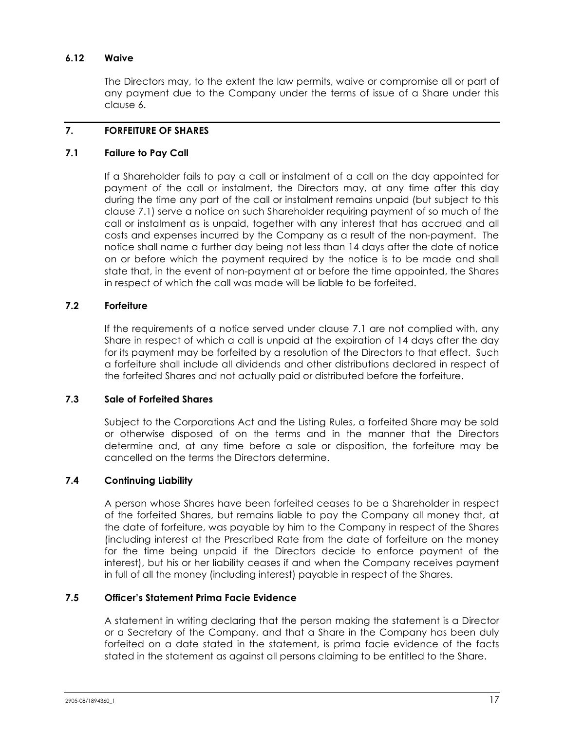### 6.12 Waive

The Directors may, to the extent the law permits, waive or compromise all or part of any payment due to the Company under the terms of issue of a Share under this clause 6.

## 7. FORFEITURE OF SHARES

### 7.1 Failure to Pay Call

If a Shareholder fails to pay a call or instalment of a call on the day appointed for payment of the call or instalment, the Directors may, at any time after this day during the time any part of the call or instalment remains unpaid (but subject to this clause 7.1) serve a notice on such Shareholder requiring payment of so much of the call or instalment as is unpaid, together with any interest that has accrued and all costs and expenses incurred by the Company as a result of the non-payment. The notice shall name a further day being not less than 14 days after the date of notice on or before which the payment required by the notice is to be made and shall state that, in the event of non-payment at or before the time appointed, the Shares in respect of which the call was made will be liable to be forfeited.

### 7.2 Forfeiture

If the requirements of a notice served under clause 7.1 are not complied with, any Share in respect of which a call is unpaid at the expiration of 14 days after the day for its payment may be forfeited by a resolution of the Directors to that effect. Such a forfeiture shall include all dividends and other distributions declared in respect of the forfeited Shares and not actually paid or distributed before the forfeiture.

### 7.3 Sale of Forfeited Shares

Subject to the Corporations Act and the Listing Rules, a forfeited Share may be sold or otherwise disposed of on the terms and in the manner that the Directors determine and, at any time before a sale or disposition, the forfeiture may be cancelled on the terms the Directors determine.

### 7.4 Continuing Liability

A person whose Shares have been forfeited ceases to be a Shareholder in respect of the forfeited Shares, but remains liable to pay the Company all money that, at the date of forfeiture, was payable by him to the Company in respect of the Shares (including interest at the Prescribed Rate from the date of forfeiture on the money for the time being unpaid if the Directors decide to enforce payment of the interest), but his or her liability ceases if and when the Company receives payment in full of all the money (including interest) payable in respect of the Shares.

### 7.5 Officer's Statement Prima Facie Evidence

A statement in writing declaring that the person making the statement is a Director or a Secretary of the Company, and that a Share in the Company has been duly forfeited on a date stated in the statement, is prima facie evidence of the facts stated in the statement as against all persons claiming to be entitled to the Share.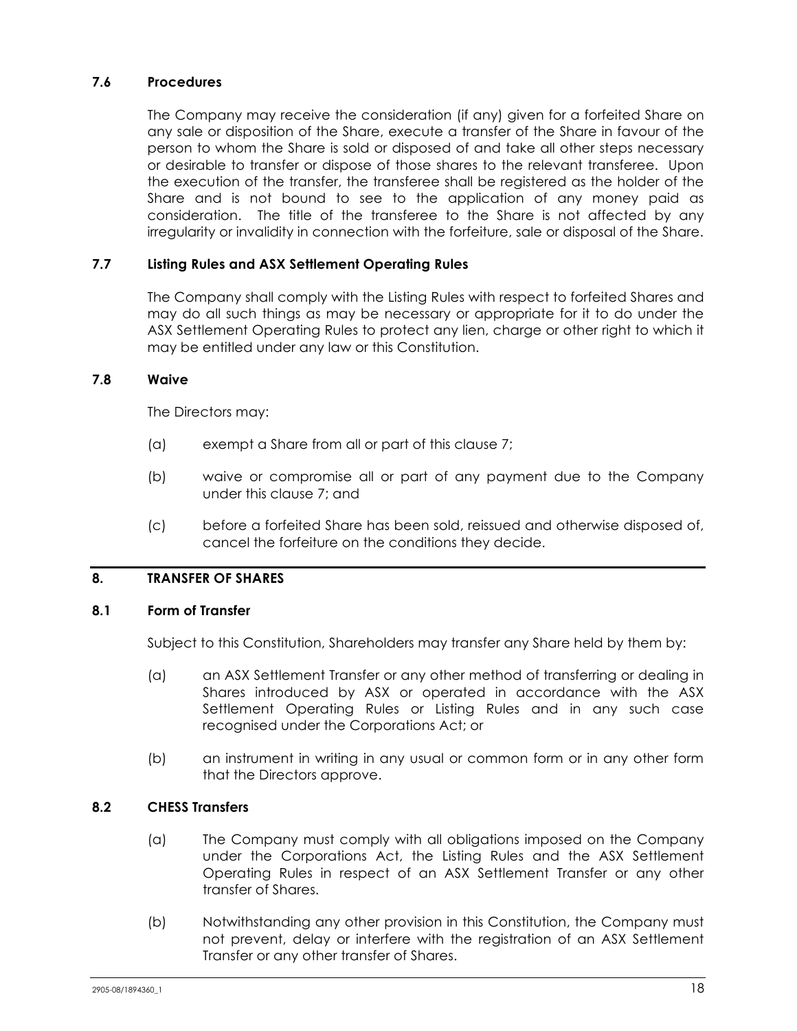### 7.6 Procedures

The Company may receive the consideration (if any) given for a forfeited Share on any sale or disposition of the Share, execute a transfer of the Share in favour of the person to whom the Share is sold or disposed of and take all other steps necessary or desirable to transfer or dispose of those shares to the relevant transferee. Upon the execution of the transfer, the transferee shall be registered as the holder of the Share and is not bound to see to the application of any money paid as consideration. The title of the transferee to the Share is not affected by any irregularity or invalidity in connection with the forfeiture, sale or disposal of the Share.

### 7.7 Listing Rules and ASX Settlement Operating Rules

The Company shall comply with the Listing Rules with respect to forfeited Shares and may do all such things as may be necessary or appropriate for it to do under the ASX Settlement Operating Rules to protect any lien, charge or other right to which it may be entitled under any law or this Constitution.

### 7.8 Waive

The Directors may:

(a) exempt a Share from all or part of this clause 7;

(b) waive or compromise all or part of any payment due to the Company under this clause 7; and

(c) before a forfeited Share has been sold, reissued and otherwise disposed of, cancel the forfeiture on the conditions they decide.

## 8. TRANSFER OF SHARES

### 8.1 Form of Transfer

Subject to this Constitution, Shareholders may transfer any Share held by them by:

(a) an ASX Settlement Transfer or any other method of transferring or dealing in Shares introduced by ASX or operated in accordance with the ASX Settlement Operating Rules or Listing Rules and in any such case recognised under the Corporations Act; or

(b) an instrument in writing in any usual or common form or in any other form that the Directors approve.

### 8.2 CHESS Transfers

(a) The Company must comply with all obligations imposed on the Company under the Corporations Act, the Listing Rules and the ASX Settlement Operating Rules in respect of an ASX Settlement Transfer or any other transfer of Shares.

(b) Notwithstanding any other provision in this Constitution, the Company must not prevent, delay or interfere with the registration of an ASX Settlement Transfer or any other transfer of Shares.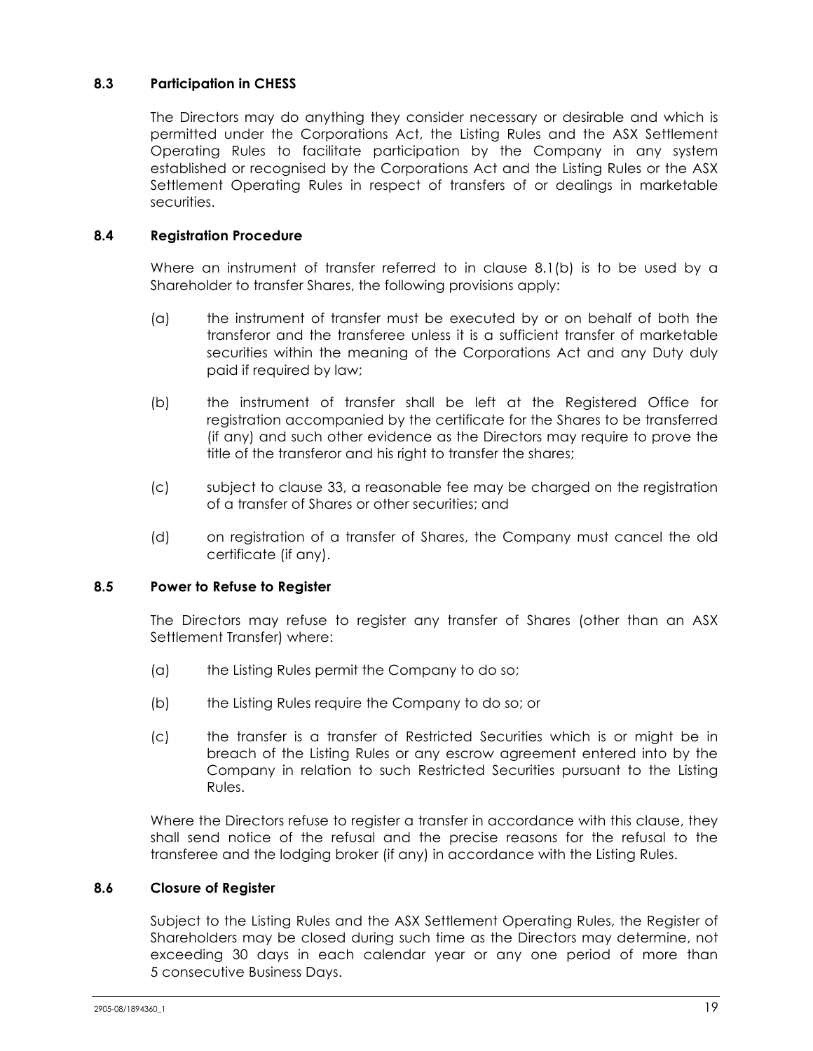### 8.3 Participation in CHESS

The Directors may do anything they consider necessary or desirable and which is permitted under the Corporations Act, the Listing Rules and the ASX Settlement Operating Rules to facilitate participation by the Company in any system established or recognised by the Corporations Act and the Listing Rules or the ASX Settlement Operating Rules in respect of transfers of or dealings in marketable securities.

### 8.4 Registration Procedure

Where an instrument of transfer referred to in clause 8.1(b) is to be used by a Shareholder to transfer Shares, the following provisions apply:

(a) the instrument of transfer must be executed by or on behalf of both the transferor and the transferee unless it is a sufficient transfer of marketable securities within the meaning of the Corporations Act and any Duty duly paid if required by law;

(b) the instrument of transfer shall be left at the Registered Office for registration accompanied by the certificate for the Shares to be transferred (if any) and such other evidence as the Directors may require to prove the title of the transferor and his right to transfer the shares;

(c) subject to clause 33, a reasonable fee may be charged on the registration of a transfer of Shares or other securities; and

(d) on registration of a transfer of Shares, the Company must cancel the old certificate (if any).

### 8.5 Power to Refuse to Register

The Directors may refuse to register any transfer of Shares (other than an ASX Settlement Transfer) where:

(a) the Listing Rules permit the Company to do so;

(b) the Listing Rules require the Company to do so; or

(c) the transfer is a transfer of Restricted Securities which is or might be in breach of the Listing Rules or any escrow agreement entered into by the Company in relation to such Restricted Securities pursuant to the Listing Rules.

Where the Directors refuse to register a transfer in accordance with this clause, they shall send notice of the refusal and the precise reasons for the refusal to the transferee and the lodging broker (if any) in accordance with the Listing Rules.

### 8.6 Closure of Register

Subject to the Listing Rules and the ASX Settlement Operating Rules, the Register of Shareholders may be closed during such time as the Directors may determine, not exceeding 30 days in each calendar year or any one period of more than 5 consecutive Business Days.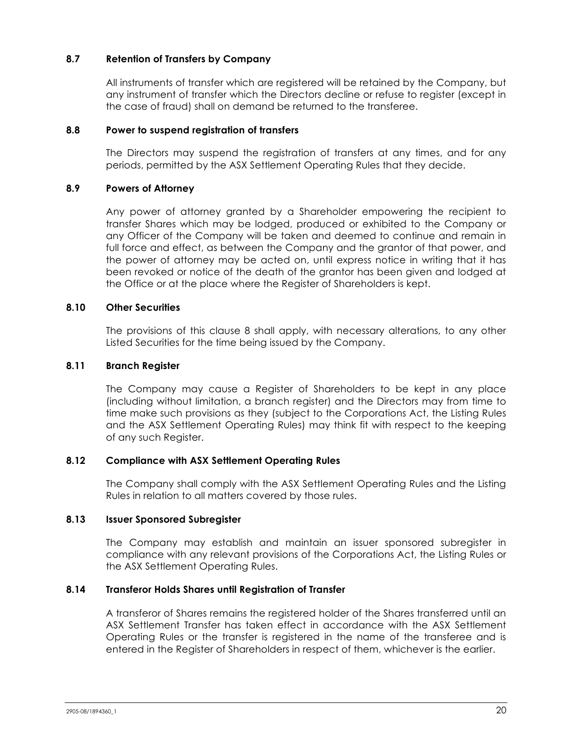### 8.7 Retention of Transfers by Company

All instruments of transfer which are registered will be retained by the Company, but any instrument of transfer which the Directors decline or refuse to register (except in the case of fraud) shall on demand be returned to the transferee.

### 8.8 Power to suspend registration of transfers

The Directors may suspend the registration of transfers at any times, and for any periods, permitted by the ASX Settlement Operating Rules that they decide.

### 8.9 Powers of Attorney

Any power of attorney granted by a Shareholder empowering the recipient to transfer Shares which may be lodged, produced or exhibited to the Company or any Officer of the Company will be taken and deemed to continue and remain in full force and effect, as between the Company and the grantor of that power, and the power of attorney may be acted on, until express notice in writing that it has been revoked or notice of the death of the grantor has been given and lodged at the Office or at the place where the Register of Shareholders is kept.

### 8.10 Other Securities

The provisions of this clause 8 shall apply, with necessary alterations, to any other Listed Securities for the time being issued by the Company.

### 8.11 Branch Register

The Company may cause a Register of Shareholders to be kept in any place (including without limitation, a branch register) and the Directors may from time to time make such provisions as they (subject to the Corporations Act, the Listing Rules and the ASX Settlement Operating Rules) may think fit with respect to the keeping of any such Register.

### 8.12 Compliance with ASX Settlement Operating Rules

The Company shall comply with the ASX Settlement Operating Rules and the Listing Rules in relation to all matters covered by those rules.

### 8.13 Issuer Sponsored Subregister

The Company may establish and maintain an issuer sponsored subregister in compliance with any relevant provisions of the Corporations Act, the Listing Rules or the ASX Settlement Operating Rules.

### 8.14 Transferor Holds Shares until Registration of Transfer

A transferor of Shares remains the registered holder of the Shares transferred until an ASX Settlement Transfer has taken effect in accordance with the ASX Settlement Operating Rules or the transfer is registered in the name of the transferee and is entered in the Register of Shareholders in respect of them, whichever is the earlier.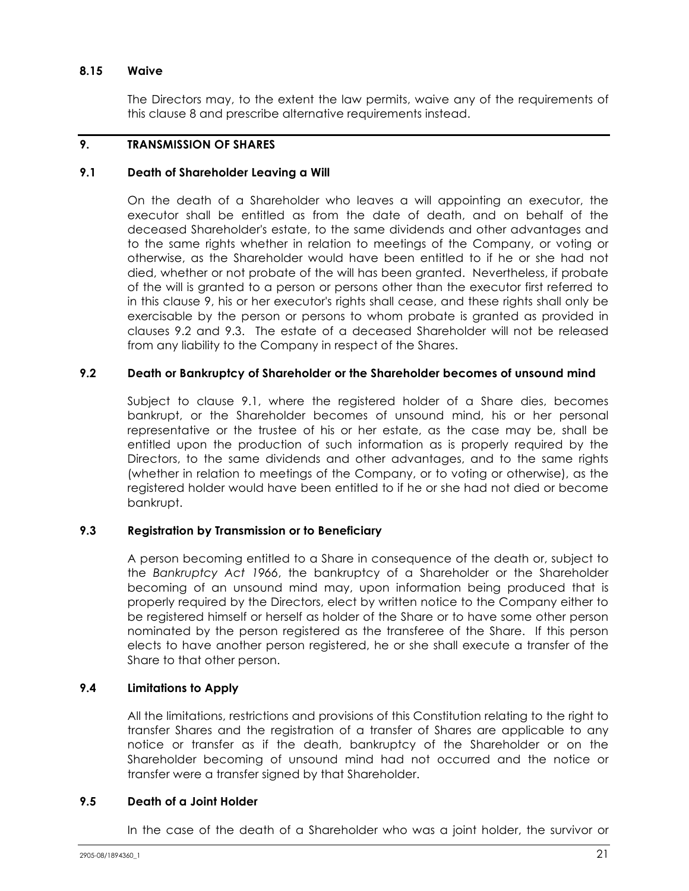### 8.15 Waive

The Directors may, to the extent the law permits, waive any of the requirements of this clause 8 and prescribe alternative requirements instead.

## 9. TRANSMISSION OF SHARES

### 9.1 Death of Shareholder Leaving a Will

On the death of a Shareholder who leaves a will appointing an executor, the executor shall be entitled as from the date of death, and on behalf of the deceased Shareholder's estate, to the same dividends and other advantages and to the same rights whether in relation to meetings of the Company, or voting or otherwise, as the Shareholder would have been entitled to if he or she had not died, whether or not probate of the will has been granted. Nevertheless, if probate of the will is granted to a person or persons other than the executor first referred to in this clause 9, his or her executor's rights shall cease, and these rights shall only be exercisable by the person or persons to whom probate is granted as provided in clauses 9.2 and 9.3. The estate of a deceased Shareholder will not be released from any liability to the Company in respect of the Shares.

### 9.2 Death or Bankruptcy of Shareholder or the Shareholder becomes of unsound mind

Subject to clause 9.1, where the registered holder of a Share dies, becomes bankrupt, or the Shareholder becomes of unsound mind, his or her personal representative or the trustee of his or her estate, as the case may be, shall be entitled upon the production of such information as is properly required by the Directors, to the same dividends and other advantages, and to the same rights (whether in relation to meetings of the Company, or to voting or otherwise), as the registered holder would have been entitled to if he or she had not died or become bankrupt.

### 9.3 Registration by Transmission or to Beneficiary

A person becoming entitled to a Share in consequence of the death or, subject to the *Bankruptcy Act 1966*, the bankruptcy of a Shareholder or the Shareholder becoming of an unsound mind may, upon information being produced that is properly required by the Directors, elect by written notice to the Company either to be registered himself or herself as holder of the Share or to have some other person nominated by the person registered as the transferee of the Share. If this person elects to have another person registered, he or she shall execute a transfer of the Share to that other person.

### 9.4 Limitations to Apply

All the limitations, restrictions and provisions of this Constitution relating to the right to transfer Shares and the registration of a transfer of Shares are applicable to any notice or transfer as if the death, bankruptcy of the Shareholder or on the Shareholder becoming of unsound mind had not occurred and the notice or transfer were a transfer signed by that Shareholder.

### 9.5 Death of a Joint Holder

In the case of the death of a Shareholder who was a joint holder, the survivor or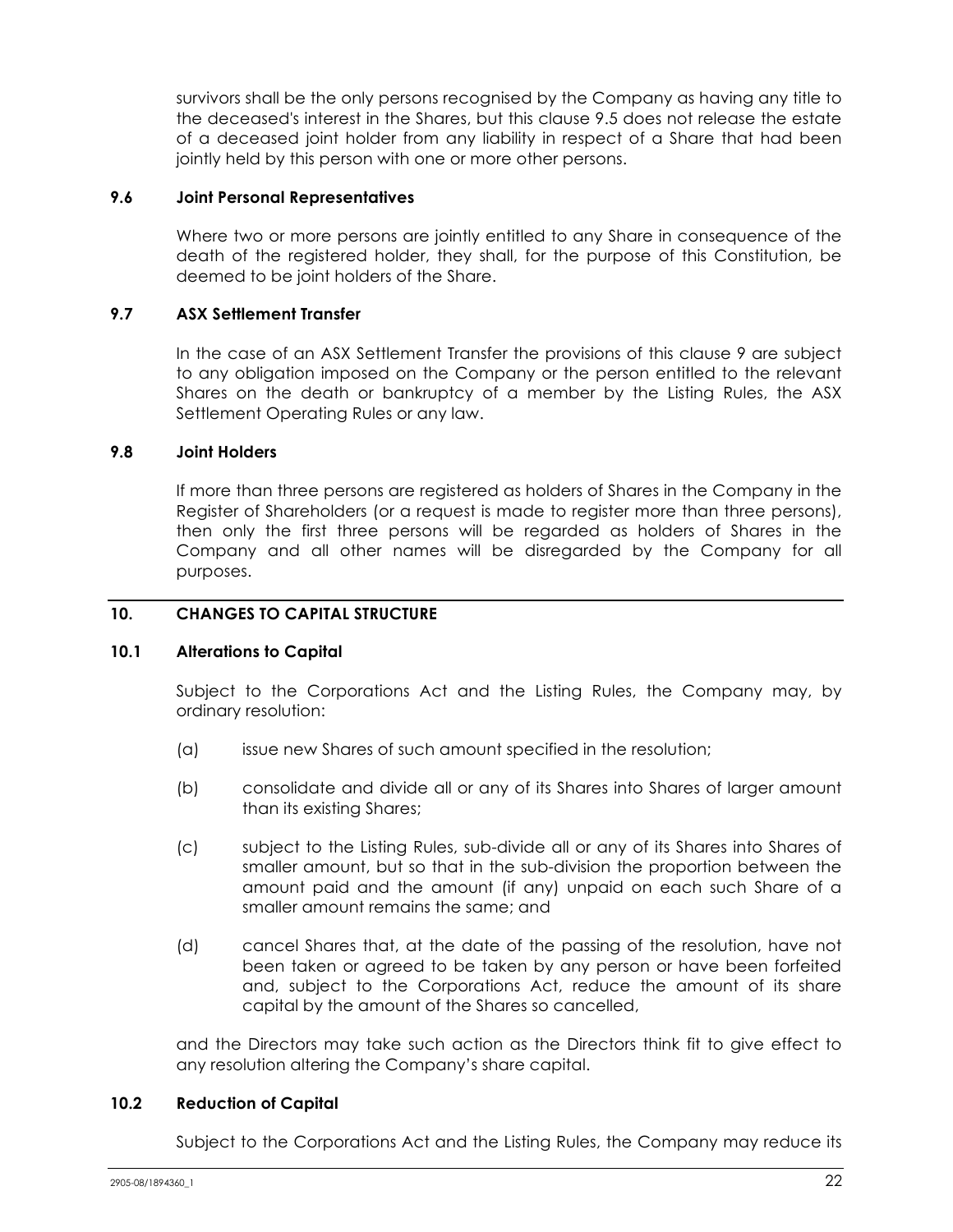survivors shall be the only persons recognised by the Company as having any title to the deceased's interest in the Shares, but this clause 9.5 does not release the estate of a deceased joint holder from any liability in respect of a Share that had been jointly held by this person with one or more other persons.

### 9.6 Joint Personal Representatives

Where two or more persons are jointly entitled to any Share in consequence of the death of the registered holder, they shall, for the purpose of this Constitution, be deemed to be joint holders of the Share.

### 9.7 ASX Settlement Transfer

In the case of an ASX Settlement Transfer the provisions of this clause 9 are subject to any obligation imposed on the Company or the person entitled to the relevant Shares on the death or bankruptcy of a member by the Listing Rules, the ASX Settlement Operating Rules or any law.

### 9.8 Joint Holders

If more than three persons are registered as holders of Shares in the Company in the Register of Shareholders (or a request is made to register more than three persons), then only the first three persons will be regarded as holders of Shares in the Company and all other names will be disregarded by the Company for all purposes.

## 10. CHANGES TO CAPITAL STRUCTURE

### 10.1 Alterations to Capital

Subject to the Corporations Act and the Listing Rules, the Company may, by ordinary resolution:

(a) issue new Shares of such amount specified in the resolution;

(b) consolidate and divide all or any of its Shares into Shares of larger amount than its existing Shares;

(c) subject to the Listing Rules, sub-divide all or any of its Shares into Shares of smaller amount, but so that in the sub-division the proportion between the amount paid and the amount (if any) unpaid on each such Share of a smaller amount remains the same; and

(d) cancel Shares that, at the date of the passing of the resolution, have not been taken or agreed to be taken by any person or have been forfeited and, subject to the Corporations Act, reduce the amount of its share capital by the amount of the Shares so cancelled,

and the Directors may take such action as the Directors think fit to give effect to any resolution altering the Company's share capital.

### 10.2 Reduction of Capital

Subject to the Corporations Act and the Listing Rules, the Company may reduce its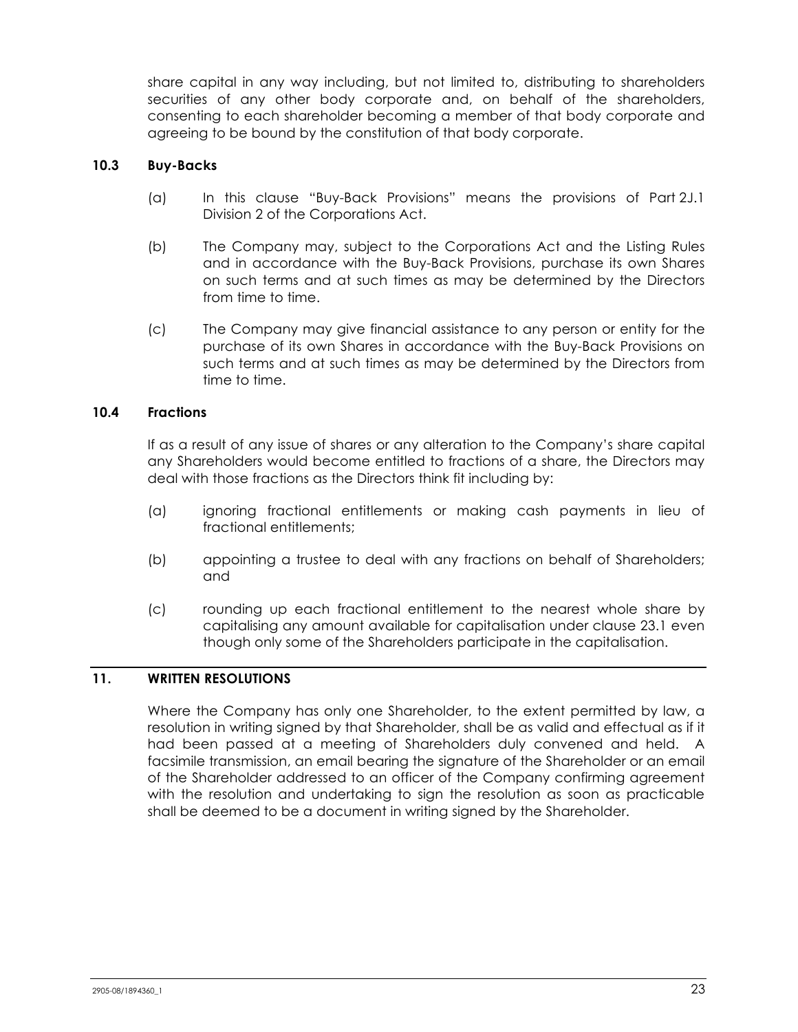share capital in any way including, but not limited to, distributing to shareholders securities of any other body corporate and, on behalf of the shareholders, consenting to each shareholder becoming a member of that body corporate and agreeing to be bound by the constitution of that body corporate.

### 10.3 Buy-Backs

(a) In this clause "Buy-Back Provisions" means the provisions of Part 2J.1 Division 2 of the Corporations Act.

(b) The Company may, subject to the Corporations Act and the Listing Rules and in accordance with the Buy-Back Provisions, purchase its own Shares on such terms and at such times as may be determined by the Directors from time to time.

(c) The Company may give financial assistance to any person or entity for the purchase of its own Shares in accordance with the Buy-Back Provisions on such terms and at such times as may be determined by the Directors from time to time.

### 10.4 Fractions

If as a result of any issue of shares or any alteration to the Company's share capital any Shareholders would become entitled to fractions of a share, the Directors may deal with those fractions as the Directors think fit including by:

(a) ignoring fractional entitlements or making cash payments in lieu of fractional entitlements;

(b) appointing a trustee to deal with any fractions on behalf of Shareholders; and

(c) rounding up each fractional entitlement to the nearest whole share by capitalising any amount available for capitalisation under clause 23.1 even though only some of the Shareholders participate in the capitalisation.

## 11. WRITTEN RESOLUTIONS

Where the Company has only one Shareholder, to the extent permitted by law, a resolution in writing signed by that Shareholder, shall be as valid and effectual as if it had been passed at a meeting of Shareholders duly convened and held. A facsimile transmission, an email bearing the signature of the Shareholder or an email of the Shareholder addressed to an officer of the Company confirming agreement with the resolution and undertaking to sign the resolution as soon as practicable shall be deemed to be a document in writing signed by the Shareholder.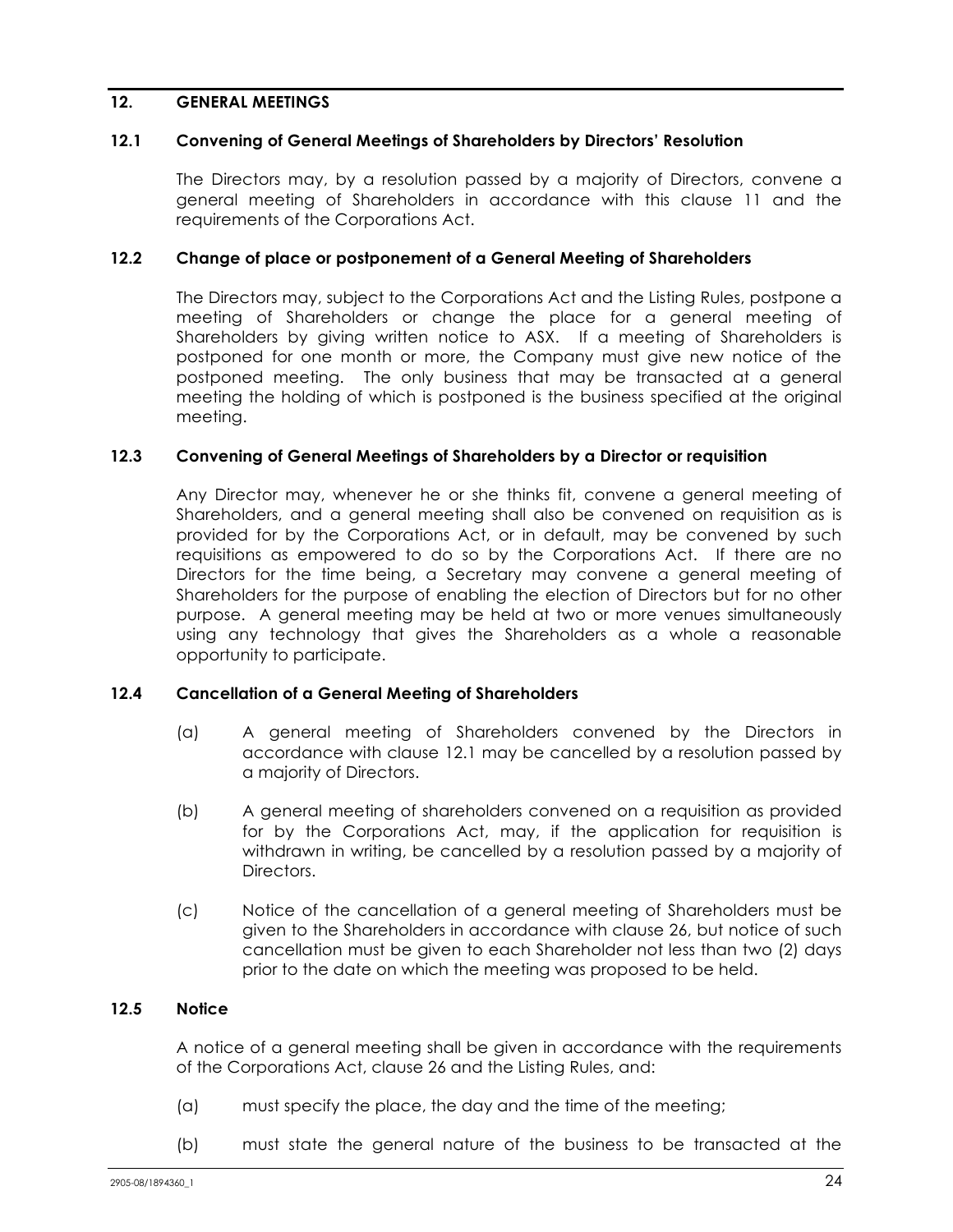## 12. GENERAL MEETINGS

### 12.1 Convening of General Meetings of Shareholders by Directors' Resolution

The Directors may, by a resolution passed by a majority of Directors, convene a general meeting of Shareholders in accordance with this clause 11 and the requirements of the Corporations Act.

### 12.2 Change of place or postponement of a General Meeting of Shareholders

The Directors may, subject to the Corporations Act and the Listing Rules, postpone a meeting of Shareholders or change the place for a general meeting of Shareholders by giving written notice to ASX. If a meeting of Shareholders is postponed for one month or more, the Company must give new notice of the postponed meeting. The only business that may be transacted at a general meeting the holding of which is postponed is the business specified at the original meeting.

### 12.3 Convening of General Meetings of Shareholders by a Director or requisition

Any Director may, whenever he or she thinks fit, convene a general meeting of Shareholders, and a general meeting shall also be convened on requisition as is provided for by the Corporations Act, or in default, may be convened by such requisitions as empowered to do so by the Corporations Act. If there are no Directors for the time being, a Secretary may convene a general meeting of Shareholders for the purpose of enabling the election of Directors but for no other purpose. A general meeting may be held at two or more venues simultaneously using any technology that gives the Shareholders as a whole a reasonable opportunity to participate.

### 12.4 Cancellation of a General Meeting of Shareholders

(a) A general meeting of Shareholders convened by the Directors in accordance with clause 12.1 may be cancelled by a resolution passed by a majority of Directors.

(b) A general meeting of shareholders convened on a requisition as provided for by the Corporations Act, may, if the application for requisition is withdrawn in writing, be cancelled by a resolution passed by a majority of Directors.

(c) Notice of the cancellation of a general meeting of Shareholders must be given to the Shareholders in accordance with clause 26, but notice of such cancellation must be given to each Shareholder not less than two (2) days prior to the date on which the meeting was proposed to be held.

### 12.5 Notice

A notice of a general meeting shall be given in accordance with the requirements of the Corporations Act, clause 26 and the Listing Rules, and:

(a) must specify the place, the day and the time of the meeting;

(b) must state the general nature of the business to be transacted at the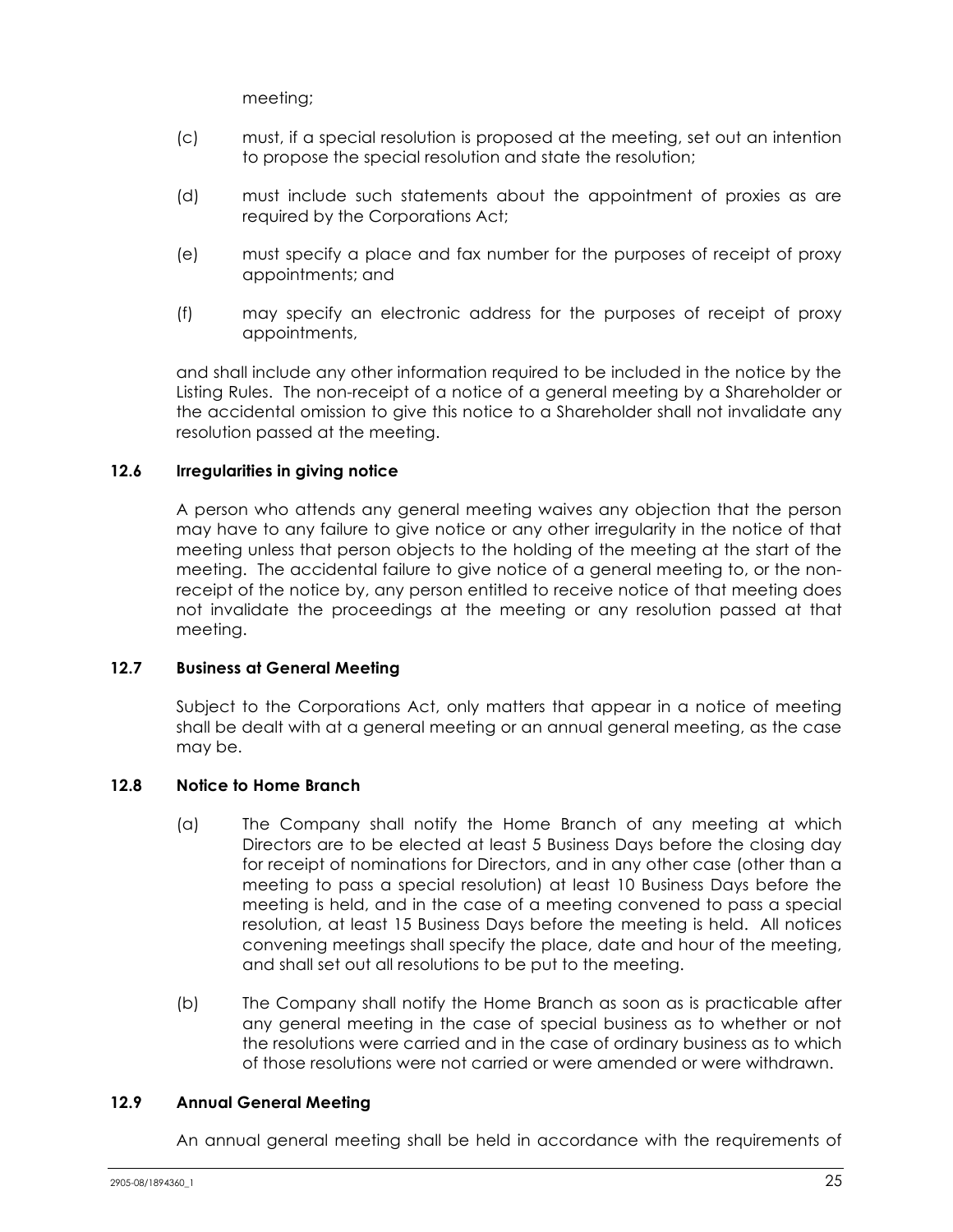meeting;

(c) must, if a special resolution is proposed at the meeting, set out an intention to propose the special resolution and state the resolution;

(d) must include such statements about the appointment of proxies as are required by the Corporations Act;

(e) must specify a place and fax number for the purposes of receipt of proxy appointments; and

(f) may specify an electronic address for the purposes of receipt of proxy appointments,

and shall include any other information required to be included in the notice by the Listing Rules. The non-receipt of a notice of a general meeting by a Shareholder or the accidental omission to give this notice to a Shareholder shall not invalidate any resolution passed at the meeting.

### 12.6 Irregularities in giving notice

A person who attends any general meeting waives any objection that the person may have to any failure to give notice or any other irregularity in the notice of that meeting unless that person objects to the holding of the meeting at the start of the meeting. The accidental failure to give notice of a general meeting to, or the non-receipt of the notice by, any person entitled to receive notice of that meeting does not invalidate the proceedings at the meeting or any resolution passed at that meeting.

### 12.7 Business at General Meeting

Subject to the Corporations Act, only matters that appear in a notice of meeting shall be dealt with at a general meeting or an annual general meeting, as the case may be.

### 12.8 Notice to Home Branch

(a) The Company shall notify the Home Branch of any meeting at which Directors are to be elected at least 5 Business Days before the closing day for receipt of nominations for Directors, and in any other case (other than a meeting to pass a special resolution) at least 10 Business Days before the meeting is held, and in the case of a meeting convened to pass a special resolution, at least 15 Business Days before the meeting is held. All notices convening meetings shall specify the place, date and hour of the meeting, and shall set out all resolutions to be put to the meeting.

(b) The Company shall notify the Home Branch as soon as is practicable after any general meeting in the case of special business as to whether or not the resolutions were carried and in the case of ordinary business as to which of those resolutions were not carried or were amended or were withdrawn.

### 12.9 Annual General Meeting

An annual general meeting shall be held in accordance with the requirements of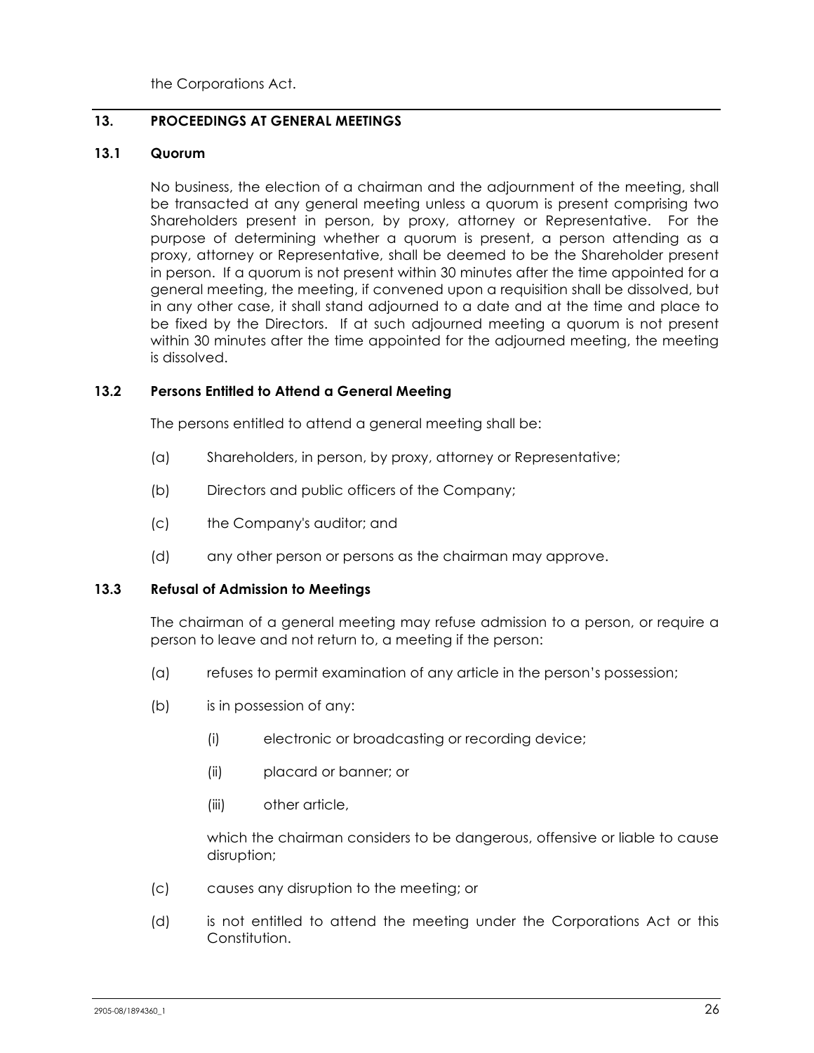the Corporations Act.

## 13. PROCEEDINGS AT GENERAL MEETINGS

### 13.1 Quorum

No business, the election of a chairman and the adjournment of the meeting, shall be transacted at any general meeting unless a quorum is present comprising two Shareholders present in person, by proxy, attorney or Representative. For the purpose of determining whether a quorum is present, a person attending as a proxy, attorney or Representative, shall be deemed to be the Shareholder present in person. If a quorum is not present within 30 minutes after the time appointed for a general meeting, the meeting, if convened upon a requisition shall be dissolved, but in any other case, it shall stand adjourned to a date and at the time and place to be fixed by the Directors. If at such adjourned meeting a quorum is not present within 30 minutes after the time appointed for the adjourned meeting, the meeting is dissolved.

### 13.2 Persons Entitled to Attend a General Meeting

The persons entitled to attend a general meeting shall be:

(a) Shareholders, in person, by proxy, attorney or Representative;

(b) Directors and public officers of the Company;

(c) the Company's auditor; and

(d) any other person or persons as the chairman may approve.

### 13.3 Refusal of Admission to Meetings

The chairman of a general meeting may refuse admission to a person, or require a person to leave and not return to, a meeting if the person:

(a) refuses to permit examination of any article in the person's possession;

(b) is in possession of any:

  (i) electronic or broadcasting or recording device;

  (ii) placard or banner; or

  (iii) other article,

  which the chairman considers to be dangerous, offensive or liable to cause disruption;

(c) causes any disruption to the meeting; or

(d) is not entitled to attend the meeting under the Corporations Act or this Constitution.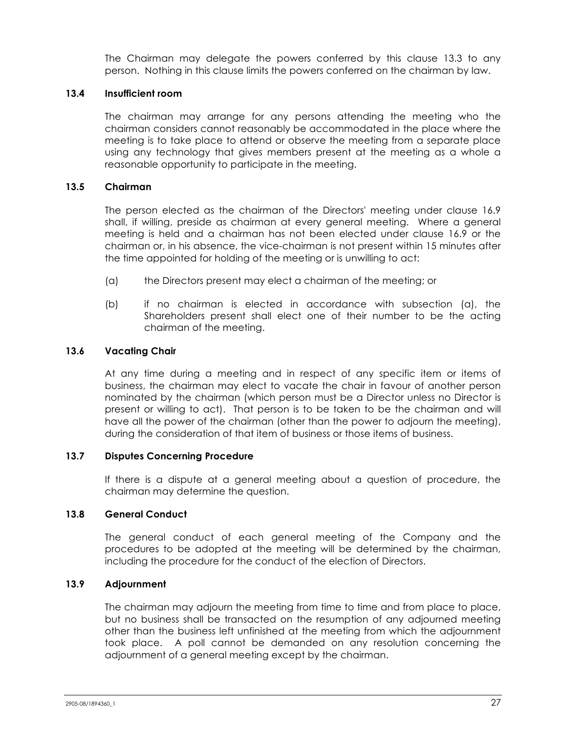The Chairman may delegate the powers conferred by this clause 13.3 to any person. Nothing in this clause limits the powers conferred on the chairman by law.

### 13.4 Insufficient room

The chairman may arrange for any persons attending the meeting who the chairman considers cannot reasonably be accommodated in the place where the meeting is to take place to attend or observe the meeting from a separate place using any technology that gives members present at the meeting as a whole a reasonable opportunity to participate in the meeting.

### 13.5 Chairman

The person elected as the chairman of the Directors' meeting under clause 16.9 shall, if willing, preside as chairman at every general meeting. Where a general meeting is held and a chairman has not been elected under clause 16.9 or the chairman or, in his absence, the vice-chairman is not present within 15 minutes after the time appointed for holding of the meeting or is unwilling to act:

(a) the Directors present may elect a chairman of the meeting; or

(b) if no chairman is elected in accordance with subsection (a), the Shareholders present shall elect one of their number to be the acting chairman of the meeting.

### 13.6 Vacating Chair

At any time during a meeting and in respect of any specific item or items of business, the chairman may elect to vacate the chair in favour of another person nominated by the chairman (which person must be a Director unless no Director is present or willing to act). That person is to be taken to be the chairman and will have all the power of the chairman (other than the power to adjourn the meeting), during the consideration of that item of business or those items of business.

### 13.7 Disputes Concerning Procedure

If there is a dispute at a general meeting about a question of procedure, the chairman may determine the question.

### 13.8 General Conduct

The general conduct of each general meeting of the Company and the procedures to be adopted at the meeting will be determined by the chairman, including the procedure for the conduct of the election of Directors.

### 13.9 Adjournment

The chairman may adjourn the meeting from time to time and from place to place, but no business shall be transacted on the resumption of any adjourned meeting other than the business left unfinished at the meeting from which the adjournment took place. A poll cannot be demanded on any resolution concerning the adjournment of a general meeting except by the chairman.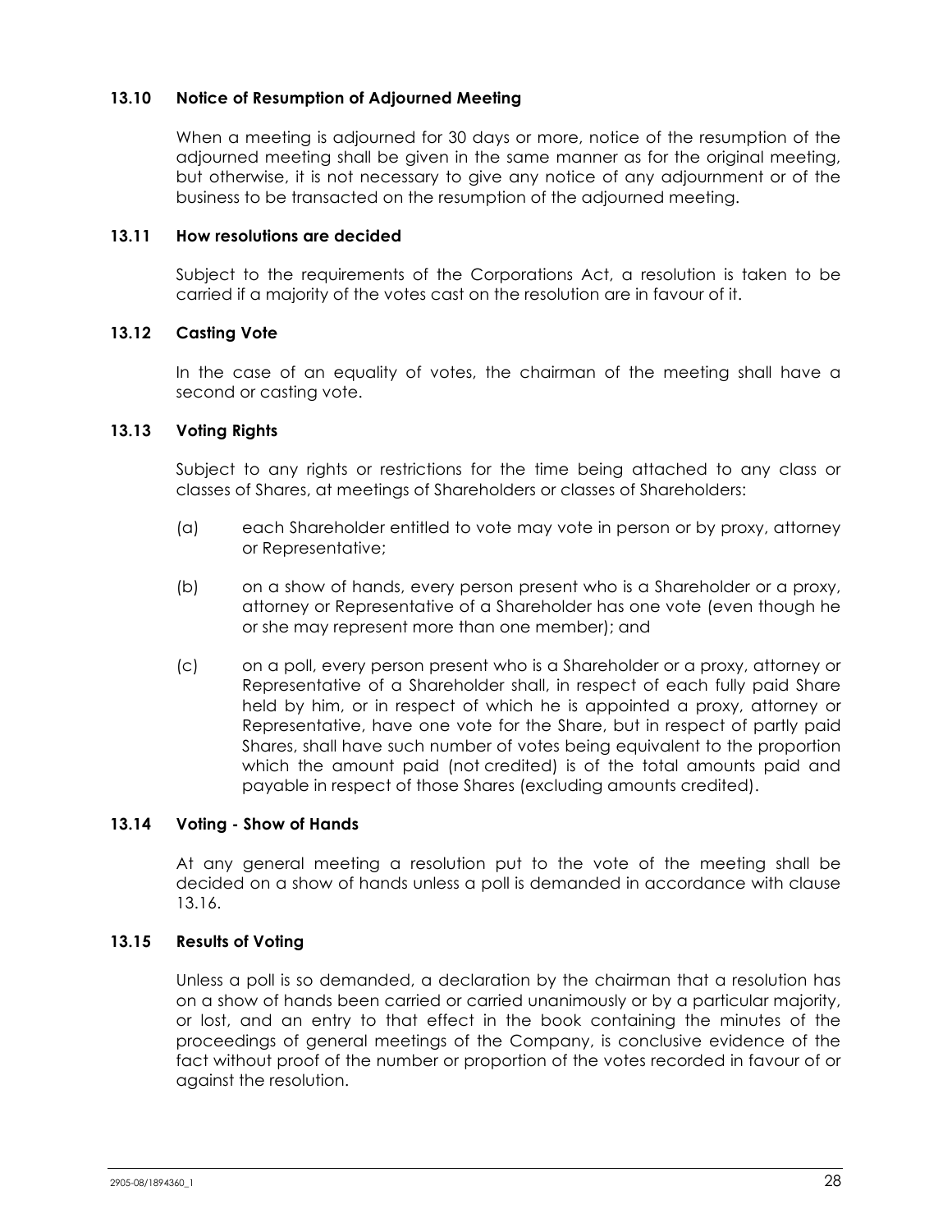### 13.10 Notice of Resumption of Adjourned Meeting

When a meeting is adjourned for 30 days or more, notice of the resumption of the adjourned meeting shall be given in the same manner as for the original meeting, but otherwise, it is not necessary to give any notice of any adjournment or of the business to be transacted on the resumption of the adjourned meeting.

### 13.11 How resolutions are decided

Subject to the requirements of the Corporations Act, a resolution is taken to be carried if a majority of the votes cast on the resolution are in favour of it.

### 13.12 Casting Vote

In the case of an equality of votes, the chairman of the meeting shall have a second or casting vote.

### 13.13 Voting Rights

Subject to any rights or restrictions for the time being attached to any class or classes of Shares, at meetings of Shareholders or classes of Shareholders:

(a) each Shareholder entitled to vote may vote in person or by proxy, attorney or Representative;

(b) on a show of hands, every person present who is a Shareholder or a proxy, attorney or Representative of a Shareholder has one vote (even though he or she may represent more than one member); and

(c) on a poll, every person present who is a Shareholder or a proxy, attorney or Representative of a Shareholder shall, in respect of each fully paid Share held by him, or in respect of which he is appointed a proxy, attorney or Representative, have one vote for the Share, but in respect of partly paid Shares, shall have such number of votes being equivalent to the proportion which the amount paid (not credited) is of the total amounts paid and payable in respect of those Shares (excluding amounts credited).

### 13.14 Voting - Show of Hands

At any general meeting a resolution put to the vote of the meeting shall be decided on a show of hands unless a poll is demanded in accordance with clause 13.16.

### 13.15 Results of Voting

Unless a poll is so demanded, a declaration by the chairman that a resolution has on a show of hands been carried or carried unanimously or by a particular majority, or lost, and an entry to that effect in the book containing the minutes of the proceedings of general meetings of the Company, is conclusive evidence of the fact without proof of the number or proportion of the votes recorded in favour of or against the resolution.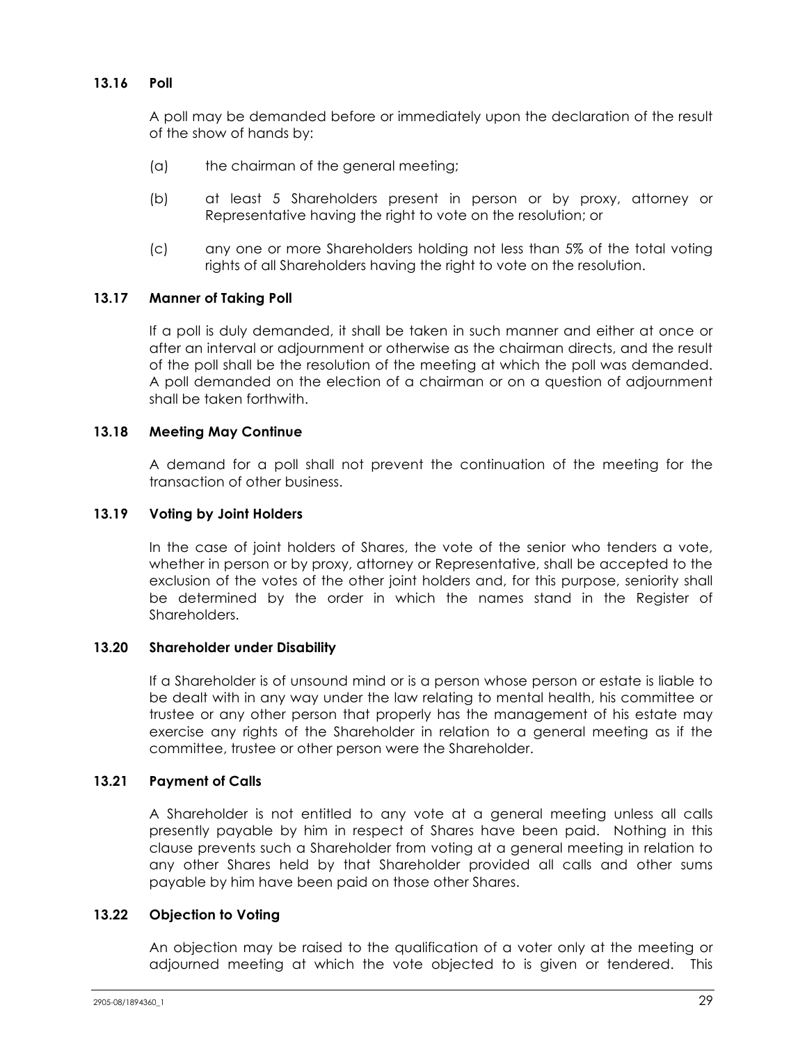### 13.16 Poll

A poll may be demanded before or immediately upon the declaration of the result of the show of hands by:

(a) the chairman of the general meeting;

(b) at least 5 Shareholders present in person or by proxy, attorney or Representative having the right to vote on the resolution; or

(c) any one or more Shareholders holding not less than 5% of the total voting rights of all Shareholders having the right to vote on the resolution.

### 13.17 Manner of Taking Poll

If a poll is duly demanded, it shall be taken in such manner and either at once or after an interval or adjournment or otherwise as the chairman directs, and the result of the poll shall be the resolution of the meeting at which the poll was demanded. A poll demanded on the election of a chairman or on a question of adjournment shall be taken forthwith.

### 13.18 Meeting May Continue

A demand for a poll shall not prevent the continuation of the meeting for the transaction of other business.

### 13.19 Voting by Joint Holders

In the case of joint holders of Shares, the vote of the senior who tenders a vote, whether in person or by proxy, attorney or Representative, shall be accepted to the exclusion of the votes of the other joint holders and, for this purpose, seniority shall be determined by the order in which the names stand in the Register of Shareholders.

### 13.20 Shareholder under Disability

If a Shareholder is of unsound mind or is a person whose person or estate is liable to be dealt with in any way under the law relating to mental health, his committee or trustee or any other person that properly has the management of his estate may exercise any rights of the Shareholder in relation to a general meeting as if the committee, trustee or other person were the Shareholder.

### 13.21 Payment of Calls

A Shareholder is not entitled to any vote at a general meeting unless all calls presently payable by him in respect of Shares have been paid. Nothing in this clause prevents such a Shareholder from voting at a general meeting in relation to any other Shares held by that Shareholder provided all calls and other sums payable by him have been paid on those other Shares.

### 13.22 Objection to Voting

An objection may be raised to the qualification of a voter only at the meeting or adjourned meeting at which the vote objected to is given or tendered. This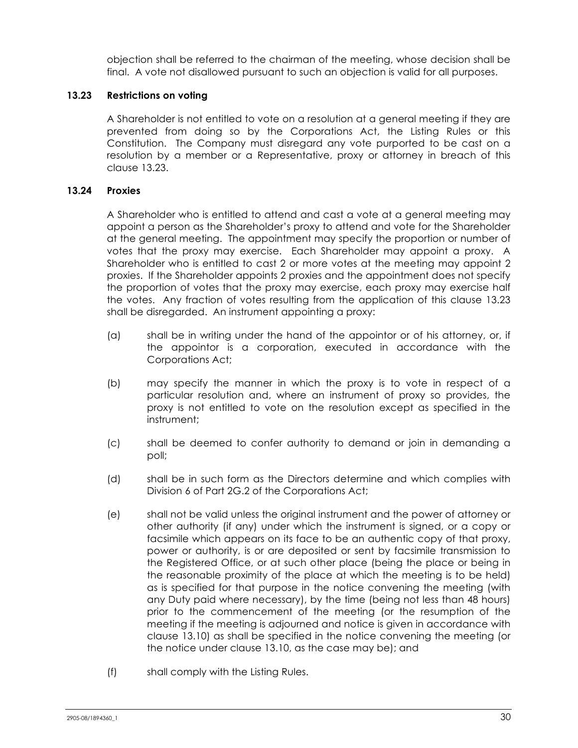objection shall be referred to the chairman of the meeting, whose decision shall be final. A vote not disallowed pursuant to such an objection is valid for all purposes.

### 13.23 Restrictions on voting

A Shareholder is not entitled to vote on a resolution at a general meeting if they are prevented from doing so by the Corporations Act, the Listing Rules or this Constitution. The Company must disregard any vote purported to be cast on a resolution by a member or a Representative, proxy or attorney in breach of this clause 13.23.

### 13.24 Proxies

A Shareholder who is entitled to attend and cast a vote at a general meeting may appoint a person as the Shareholder's proxy to attend and vote for the Shareholder at the general meeting. The appointment may specify the proportion or number of votes that the proxy may exercise. Each Shareholder may appoint a proxy. A Shareholder who is entitled to cast 2 or more votes at the meeting may appoint 2 proxies. If the Shareholder appoints 2 proxies and the appointment does not specify the proportion of votes that the proxy may exercise, each proxy may exercise half the votes. Any fraction of votes resulting from the application of this clause 13.23 shall be disregarded. An instrument appointing a proxy:

(a) shall be in writing under the hand of the appointor or of his attorney, or, if the appointor is a corporation, executed in accordance with the Corporations Act;

(b) may specify the manner in which the proxy is to vote in respect of a particular resolution and, where an instrument of proxy so provides, the proxy is not entitled to vote on the resolution except as specified in the instrument;

(c) shall be deemed to confer authority to demand or join in demanding a poll;

(d) shall be in such form as the Directors determine and which complies with Division 6 of Part 2G.2 of the Corporations Act;

(e) shall not be valid unless the original instrument and the power of attorney or other authority (if any) under which the instrument is signed, or a copy or facsimile which appears on its face to be an authentic copy of that proxy, power or authority, is or are deposited or sent by facsimile transmission to the Registered Office, or at such other place (being the place or being in the reasonable proximity of the place at which the meeting is to be held) as is specified for that purpose in the notice convening the meeting (with any Duty paid where necessary), by the time (being not less than 48 hours) prior to the commencement of the meeting (or the resumption of the meeting if the meeting is adjourned and notice is given in accordance with clause 13.10) as shall be specified in the notice convening the meeting (or the notice under clause 13.10, as the case may be); and

(f) shall comply with the Listing Rules.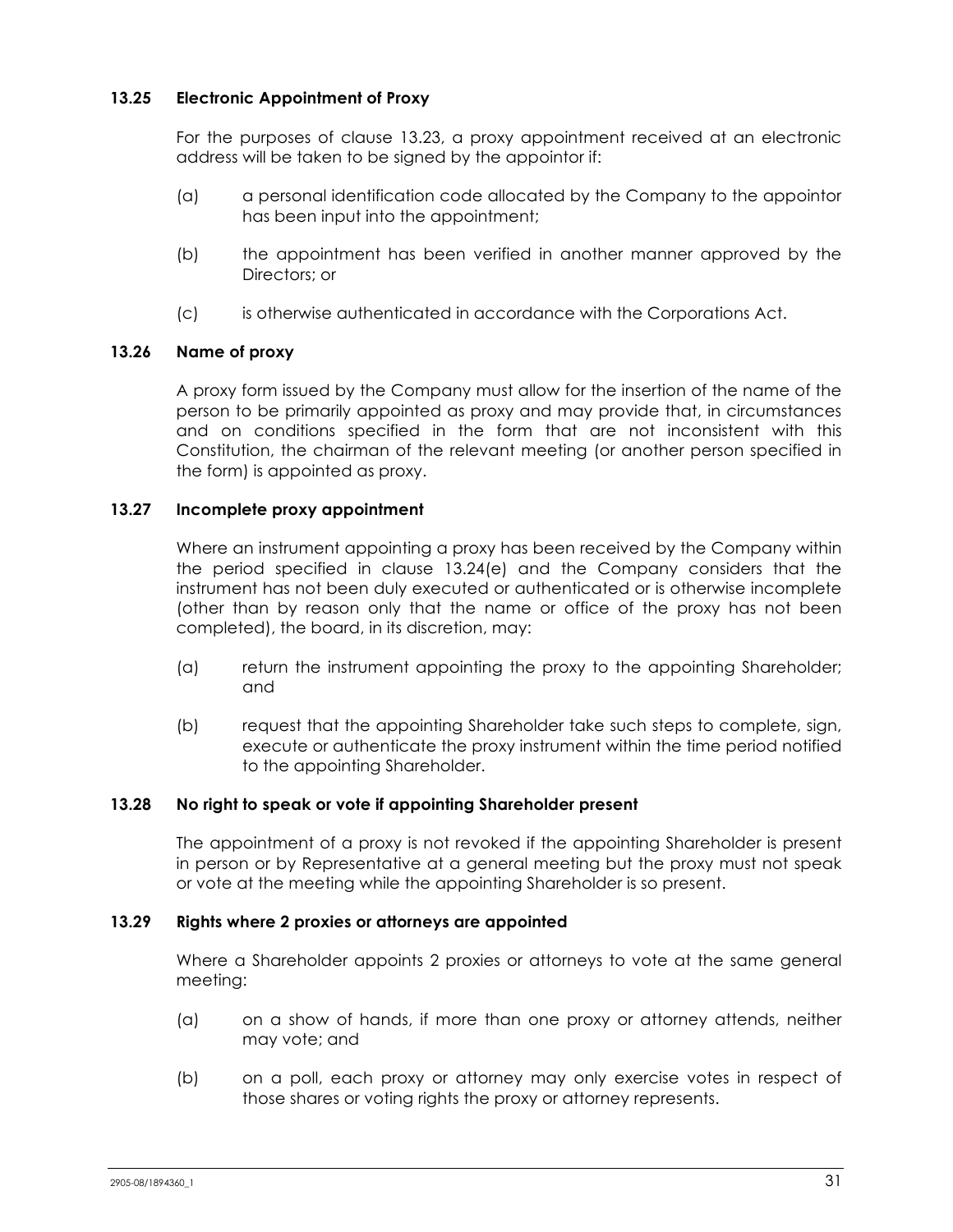### 13.25 Electronic Appointment of Proxy

For the purposes of clause 13.23, a proxy appointment received at an electronic address will be taken to be signed by the appointor if:

(a) a personal identification code allocated by the Company to the appointor has been input into the appointment;

(b) the appointment has been verified in another manner approved by the Directors; or

(c) is otherwise authenticated in accordance with the Corporations Act.

### 13.26 Name of proxy

A proxy form issued by the Company must allow for the insertion of the name of the person to be primarily appointed as proxy and may provide that, in circumstances and on conditions specified in the form that are not inconsistent with this Constitution, the chairman of the relevant meeting (or another person specified in the form) is appointed as proxy.

### 13.27 Incomplete proxy appointment

Where an instrument appointing a proxy has been received by the Company within the period specified in clause 13.24(e) and the Company considers that the instrument has not been duly executed or authenticated or is otherwise incomplete (other than by reason only that the name or office of the proxy has not been completed), the board, in its discretion, may:

(a) return the instrument appointing the proxy to the appointing Shareholder; and

(b) request that the appointing Shareholder take such steps to complete, sign, execute or authenticate the proxy instrument within the time period notified to the appointing Shareholder.

### 13.28 No right to speak or vote if appointing Shareholder present

The appointment of a proxy is not revoked if the appointing Shareholder is present in person or by Representative at a general meeting but the proxy must not speak or vote at the meeting while the appointing Shareholder is so present.

### 13.29 Rights where 2 proxies or attorneys are appointed

Where a Shareholder appoints 2 proxies or attorneys to vote at the same general meeting:

(a) on a show of hands, if more than one proxy or attorney attends, neither may vote; and

(b) on a poll, each proxy or attorney may only exercise votes in respect of those shares or voting rights the proxy or attorney represents.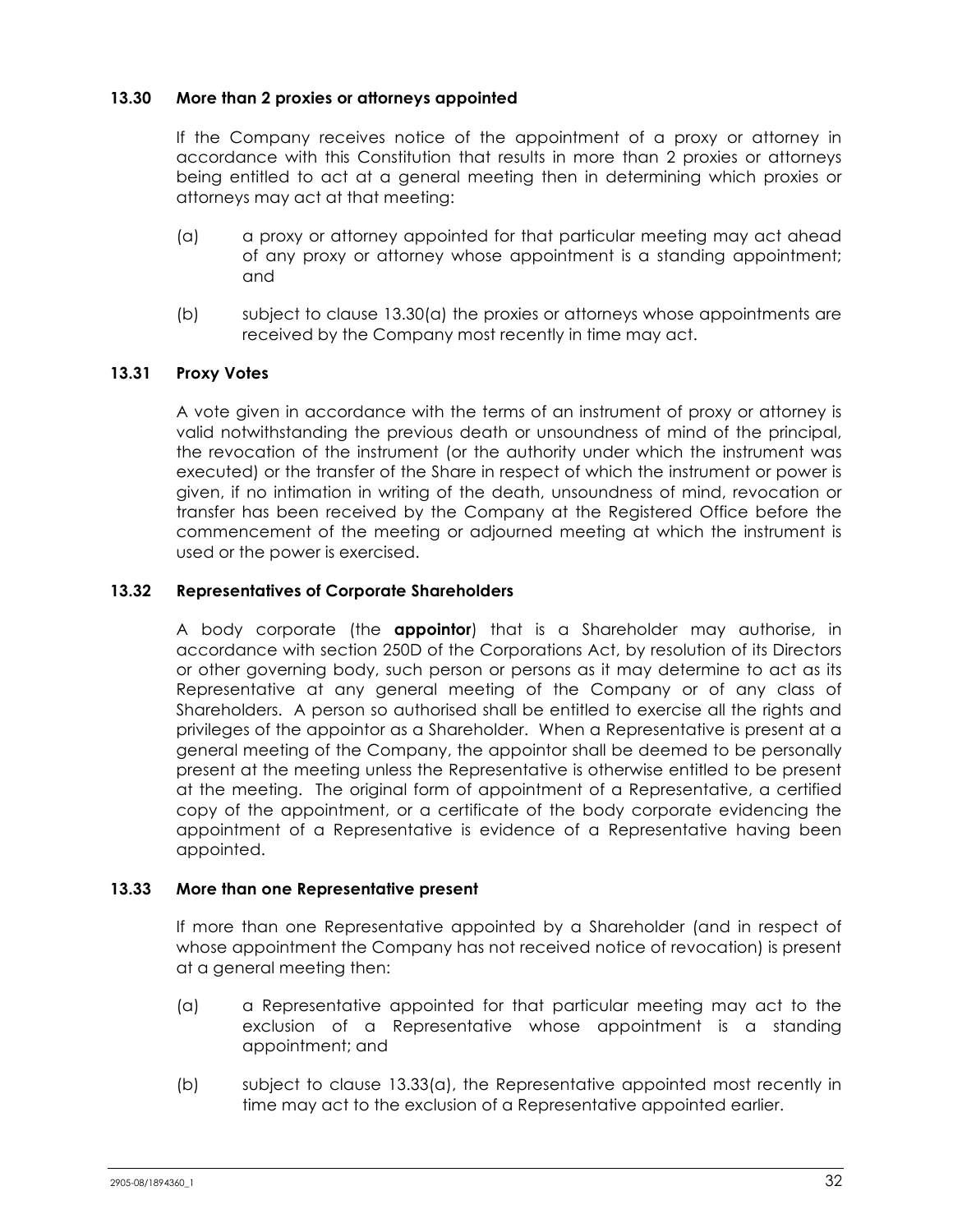### 13.30 More than 2 proxies or attorneys appointed

If the Company receives notice of the appointment of a proxy or attorney in accordance with this Constitution that results in more than 2 proxies or attorneys being entitled to act at a general meeting then in determining which proxies or attorneys may act at that meeting:

(a) a proxy or attorney appointed for that particular meeting may act ahead of any proxy or attorney whose appointment is a standing appointment; and

(b) subject to clause 13.30(a) the proxies or attorneys whose appointments are received by the Company most recently in time may act.

### 13.31 Proxy Votes

A vote given in accordance with the terms of an instrument of proxy or attorney is valid notwithstanding the previous death or unsoundness of mind of the principal, the revocation of the instrument (or the authority under which the instrument was executed) or the transfer of the Share in respect of which the instrument or power is given, if no intimation in writing of the death, unsoundness of mind, revocation or transfer has been received by the Company at the Registered Office before the commencement of the meeting or adjourned meeting at which the instrument is used or the power is exercised.

### 13.32 Representatives of Corporate Shareholders

A body corporate (the **appointor**) that is a Shareholder may authorise, in accordance with section 250D of the Corporations Act, by resolution of its Directors or other governing body, such person or persons as it may determine to act as its Representative at any general meeting of the Company or of any class of Shareholders. A person so authorised shall be entitled to exercise all the rights and privileges of the appointor as a Shareholder. When a Representative is present at a general meeting of the Company, the appointor shall be deemed to be personally present at the meeting unless the Representative is otherwise entitled to be present at the meeting. The original form of appointment of a Representative, a certified copy of the appointment, or a certificate of the body corporate evidencing the appointment of a Representative is evidence of a Representative having been appointed.

### 13.33 More than one Representative present

If more than one Representative appointed by a Shareholder (and in respect of whose appointment the Company has not received notice of revocation) is present at a general meeting then:

(a) a Representative appointed for that particular meeting may act to the exclusion of a Representative whose appointment is a standing appointment; and

(b) subject to clause 13.33(a), the Representative appointed most recently in time may act to the exclusion of a Representative appointed earlier.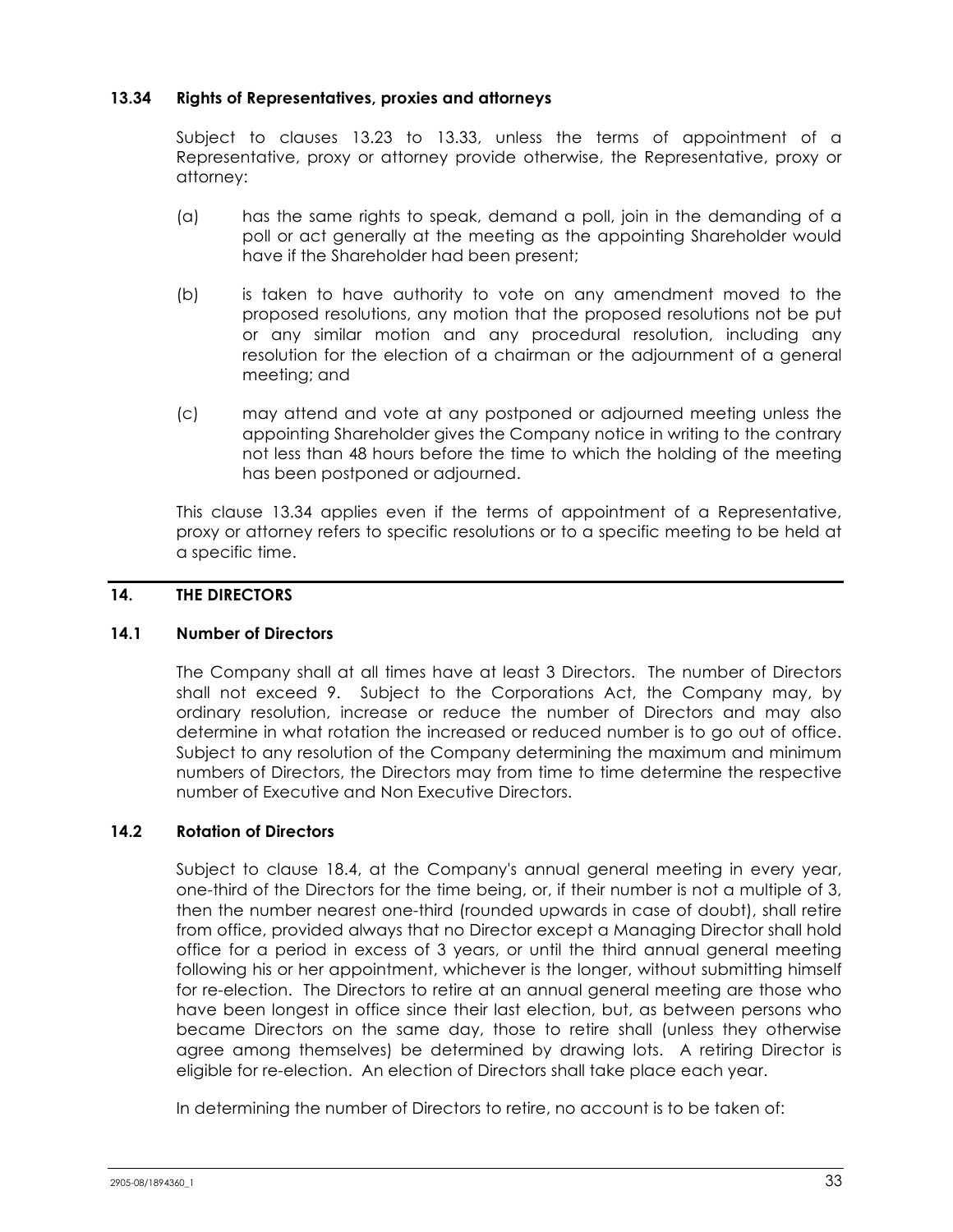### 13.34 Rights of Representatives, proxies and attorneys

Subject to clauses 13.23 to 13.33, unless the terms of appointment of a Representative, proxy or attorney provide otherwise, the Representative, proxy or attorney:

(a) has the same rights to speak, demand a poll, join in the demanding of a poll or act generally at the meeting as the appointing Shareholder would have if the Shareholder had been present;

(b) is taken to have authority to vote on any amendment moved to the proposed resolutions, any motion that the proposed resolutions not be put or any similar motion and any procedural resolution, including any resolution for the election of a chairman or the adjournment of a general meeting; and

(c) may attend and vote at any postponed or adjourned meeting unless the appointing Shareholder gives the Company notice in writing to the contrary not less than 48 hours before the time to which the holding of the meeting has been postponed or adjourned.

This clause 13.34 applies even if the terms of appointment of a Representative, proxy or attorney refers to specific resolutions or to a specific meeting to be held at a specific time.

## 14. THE DIRECTORS

### 14.1 Number of Directors

The Company shall at all times have at least 3 Directors. The number of Directors shall not exceed 9. Subject to the Corporations Act, the Company may, by ordinary resolution, increase or reduce the number of Directors and may also determine in what rotation the increased or reduced number is to go out of office. Subject to any resolution of the Company determining the maximum and minimum numbers of Directors, the Directors may from time to time determine the respective number of Executive and Non Executive Directors.

### 14.2 Rotation of Directors

Subject to clause 18.4, at the Company's annual general meeting in every year, one-third of the Directors for the time being, or, if their number is not a multiple of 3, then the number nearest one-third (rounded upwards in case of doubt), shall retire from office, provided always that no Director except a Managing Director shall hold office for a period in excess of 3 years, or until the third annual general meeting following his or her appointment, whichever is the longer, without submitting himself for re-election. The Directors to retire at an annual general meeting are those who have been longest in office since their last election, but, as between persons who became Directors on the same day, those to retire shall (unless they otherwise agree among themselves) be determined by drawing lots. A retiring Director is eligible for re-election. An election of Directors shall take place each year.

In determining the number of Directors to retire, no account is to be taken of: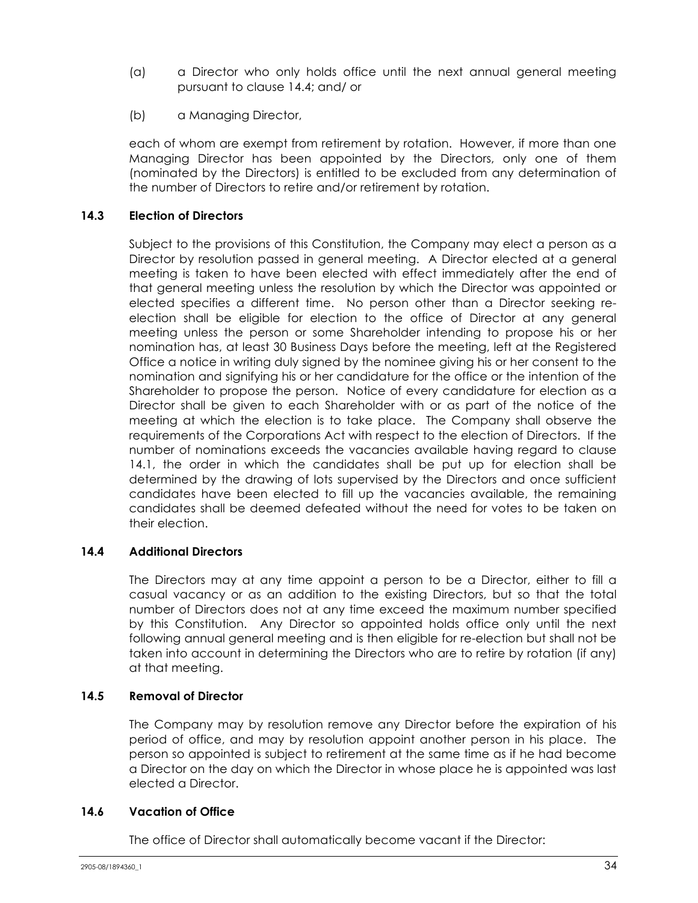(a) a Director who only holds office until the next annual general meeting pursuant to clause 14.4; and/ or

(b) a Managing Director,

each of whom are exempt from retirement by rotation. However, if more than one Managing Director has been appointed by the Directors, only one of them (nominated by the Directors) is entitled to be excluded from any determination of the number of Directors to retire and/or retirement by rotation.

### 14.3 Election of Directors

Subject to the provisions of this Constitution, the Company may elect a person as a Director by resolution passed in general meeting. A Director elected at a general meeting is taken to have been elected with effect immediately after the end of that general meeting unless the resolution by which the Director was appointed or elected specifies a different time. No person other than a Director seeking re-election shall be eligible for election to the office of Director at any general meeting unless the person or some Shareholder intending to propose his or her nomination has, at least 30 Business Days before the meeting, left at the Registered Office a notice in writing duly signed by the nominee giving his or her consent to the nomination and signifying his or her candidature for the office or the intention of the Shareholder to propose the person. Notice of every candidature for election as a Director shall be given to each Shareholder with or as part of the notice of the meeting at which the election is to take place. The Company shall observe the requirements of the Corporations Act with respect to the election of Directors. If the number of nominations exceeds the vacancies available having regard to clause 14.1, the order in which the candidates shall be put up for election shall be determined by the drawing of lots supervised by the Directors and once sufficient candidates have been elected to fill up the vacancies available, the remaining candidates shall be deemed defeated without the need for votes to be taken on their election.

### 14.4 Additional Directors

The Directors may at any time appoint a person to be a Director, either to fill a casual vacancy or as an addition to the existing Directors, but so that the total number of Directors does not at any time exceed the maximum number specified by this Constitution. Any Director so appointed holds office only until the next following annual general meeting and is then eligible for re-election but shall not be taken into account in determining the Directors who are to retire by rotation (if any) at that meeting.

### 14.5 Removal of Director

The Company may by resolution remove any Director before the expiration of his period of office, and may by resolution appoint another person in his place. The person so appointed is subject to retirement at the same time as if he had become a Director on the day on which the Director in whose place he is appointed was last elected a Director.

### 14.6 Vacation of Office

The office of Director shall automatically become vacant if the Director: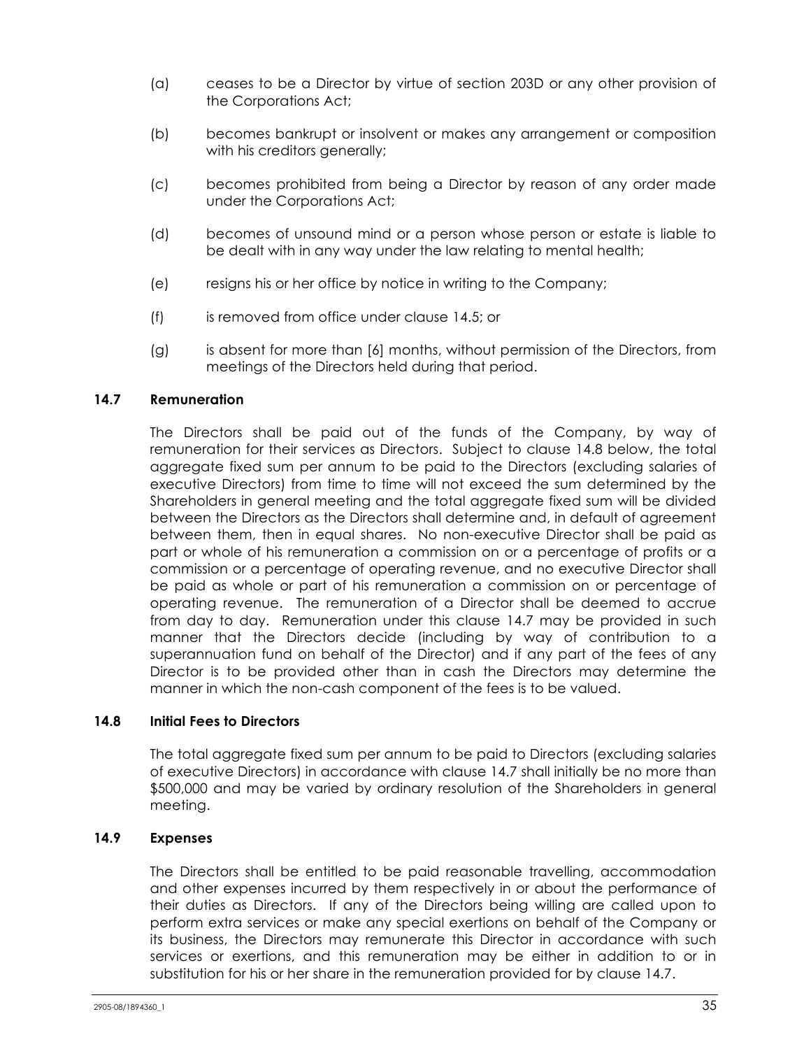(a) ceases to be a Director by virtue of section 203D or any other provision of the Corporations Act;

(b) becomes bankrupt or insolvent or makes any arrangement or composition with his creditors generally;

(c) becomes prohibited from being a Director by reason of any order made under the Corporations Act;

(d) becomes of unsound mind or a person whose person or estate is liable to be dealt with in any way under the law relating to mental health;

(e) resigns his or her office by notice in writing to the Company;

(f) is removed from office under clause 14.5; or

(g) is absent for more than [6] months, without permission of the Directors, from meetings of the Directors held during that period.

### 14.7 Remuneration

The Directors shall be paid out of the funds of the Company, by way of remuneration for their services as Directors. Subject to clause 14.8 below, the total aggregate fixed sum per annum to be paid to the Directors (excluding salaries of executive Directors) from time to time will not exceed the sum determined by the Shareholders in general meeting and the total aggregate fixed sum will be divided between the Directors as the Directors shall determine and, in default of agreement between them, then in equal shares. No non-executive Director shall be paid as part or whole of his remuneration a commission on or a percentage of profits or a commission or a percentage of operating revenue, and no executive Director shall be paid as whole or part of his remuneration a commission on or percentage of operating revenue. The remuneration of a Director shall be deemed to accrue from day to day. Remuneration under this clause 14.7 may be provided in such manner that the Directors decide (including by way of contribution to a superannuation fund on behalf of the Director) and if any part of the fees of any Director is to be provided other than in cash the Directors may determine the manner in which the non-cash component of the fees is to be valued.

### 14.8 Initial Fees to Directors

The total aggregate fixed sum per annum to be paid to Directors (excluding salaries of executive Directors) in accordance with clause 14.7 shall initially be no more than $500,000 and may be varied by ordinary resolution of the Shareholders in general meeting.

### 14.9 Expenses

The Directors shall be entitled to be paid reasonable travelling, accommodation and other expenses incurred by them respectively in or about the performance of their duties as Directors. If any of the Directors being willing are called upon to perform extra services or make any special exertions on behalf of the Company or its business, the Directors may remunerate this Director in accordance with such services or exertions, and this remuneration may be either in addition to or in substitution for his or her share in the remuneration provided for by clause 14.7.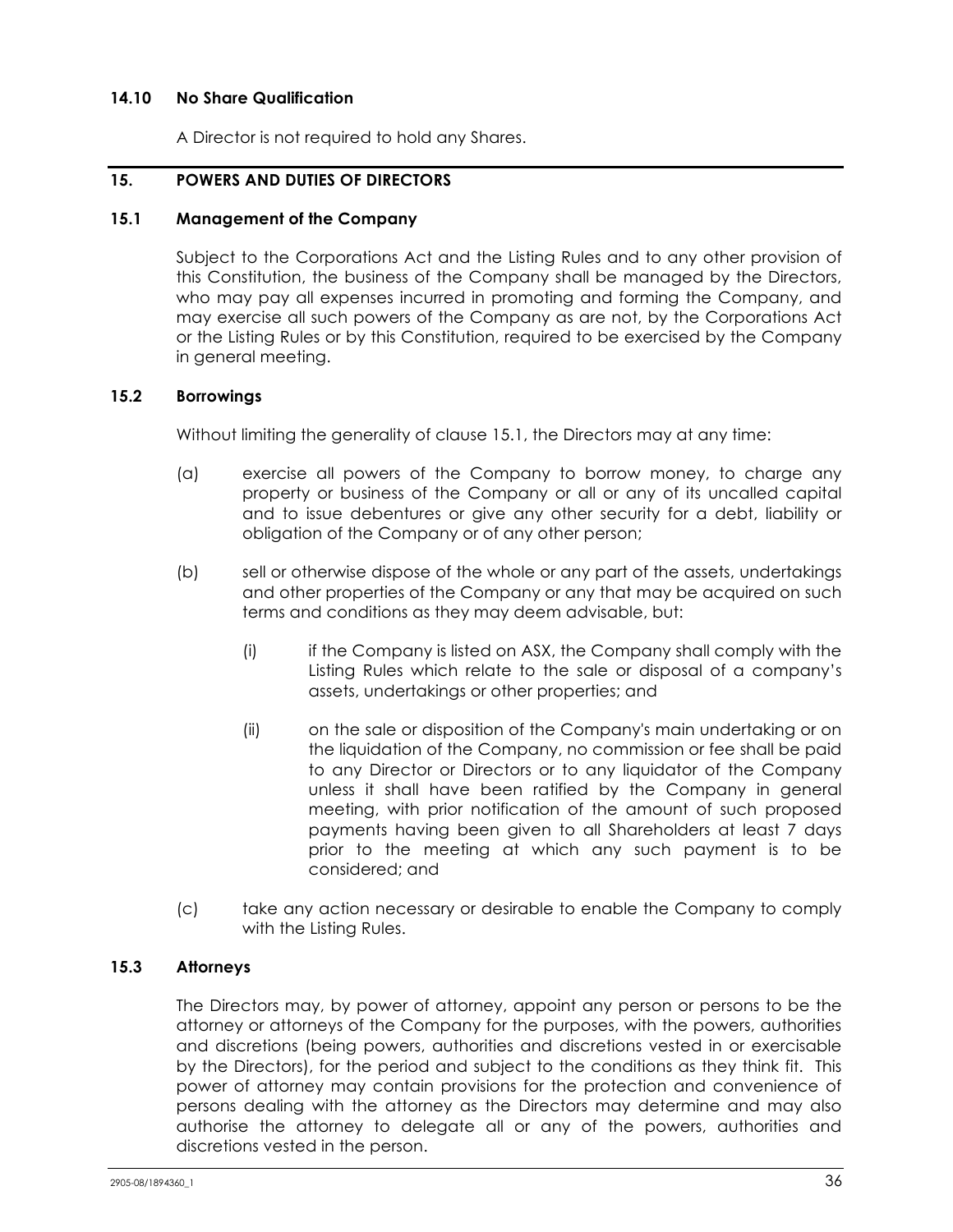### 14.10 No Share Qualification

A Director is not required to hold any Shares.

## 15. POWERS AND DUTIES OF DIRECTORS

### 15.1 Management of the Company

Subject to the Corporations Act and the Listing Rules and to any other provision of this Constitution, the business of the Company shall be managed by the Directors, who may pay all expenses incurred in promoting and forming the Company, and may exercise all such powers of the Company as are not, by the Corporations Act or the Listing Rules or by this Constitution, required to be exercised by the Company in general meeting.

### 15.2 Borrowings

Without limiting the generality of clause 15.1, the Directors may at any time:

(a) exercise all powers of the Company to borrow money, to charge any property or business of the Company or all or any of its uncalled capital and to issue debentures or give any other security for a debt, liability or obligation of the Company or of any other person;

(b) sell or otherwise dispose of the whole or any part of the assets, undertakings and other properties of the Company or any that may be acquired on such terms and conditions as they may deem advisable, but:

   (i) if the Company is listed on ASX, the Company shall comply with the Listing Rules which relate to the sale or disposal of a company's assets, undertakings or other properties; and

   (ii) on the sale or disposition of the Company's main undertaking or on the liquidation of the Company, no commission or fee shall be paid to any Director or Directors or to any liquidator of the Company unless it shall have been ratified by the Company in general meeting, with prior notification of the amount of such proposed payments having been given to all Shareholders at least 7 days prior to the meeting at which any such payment is to be considered; and

(c) take any action necessary or desirable to enable the Company to comply with the Listing Rules.

### 15.3 Attorneys

The Directors may, by power of attorney, appoint any person or persons to be the attorney or attorneys of the Company for the purposes, with the powers, authorities and discretions (being powers, authorities and discretions vested in or exercisable by the Directors), for the period and subject to the conditions as they think fit. This power of attorney may contain provisions for the protection and convenience of persons dealing with the attorney as the Directors may determine and may also authorise the attorney to delegate all or any of the powers, authorities and discretions vested in the person.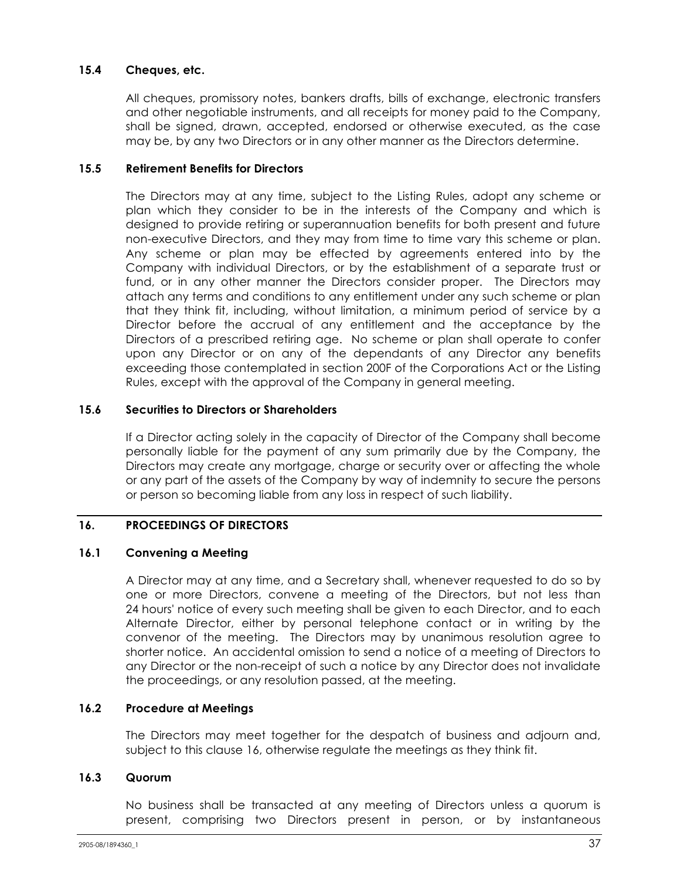### 15.4 Cheques, etc.

All cheques, promissory notes, bankers drafts, bills of exchange, electronic transfers and other negotiable instruments, and all receipts for money paid to the Company, shall be signed, drawn, accepted, endorsed or otherwise executed, as the case may be, by any two Directors or in any other manner as the Directors determine.

### 15.5 Retirement Benefits for Directors

The Directors may at any time, subject to the Listing Rules, adopt any scheme or plan which they consider to be in the interests of the Company and which is designed to provide retiring or superannuation benefits for both present and future non-executive Directors, and they may from time to time vary this scheme or plan. Any scheme or plan may be effected by agreements entered into by the Company with individual Directors, or by the establishment of a separate trust or fund, or in any other manner the Directors consider proper. The Directors may attach any terms and conditions to any entitlement under any such scheme or plan that they think fit, including, without limitation, a minimum period of service by a Director before the accrual of any entitlement and the acceptance by the Directors of a prescribed retiring age. No scheme or plan shall operate to confer upon any Director or on any of the dependants of any Director any benefits exceeding those contemplated in section 200F of the Corporations Act or the Listing Rules, except with the approval of the Company in general meeting.

### 15.6 Securities to Directors or Shareholders

If a Director acting solely in the capacity of Director of the Company shall become personally liable for the payment of any sum primarily due by the Company, the Directors may create any mortgage, charge or security over or affecting the whole or any part of the assets of the Company by way of indemnity to secure the persons or person so becoming liable from any loss in respect of such liability.

## 16. PROCEEDINGS OF DIRECTORS

### 16.1 Convening a Meeting

A Director may at any time, and a Secretary shall, whenever requested to do so by one or more Directors, convene a meeting of the Directors, but not less than 24 hours' notice of every such meeting shall be given to each Director, and to each Alternate Director, either by personal telephone contact or in writing by the convenor of the meeting. The Directors may by unanimous resolution agree to shorter notice. An accidental omission to send a notice of a meeting of Directors to any Director or the non-receipt of such a notice by any Director does not invalidate the proceedings, or any resolution passed, at the meeting.

### 16.2 Procedure at Meetings

The Directors may meet together for the despatch of business and adjourn and, subject to this clause 16, otherwise regulate the meetings as they think fit.

### 16.3 Quorum

No business shall be transacted at any meeting of Directors unless a quorum is present, comprising two Directors present in person, or by instantaneous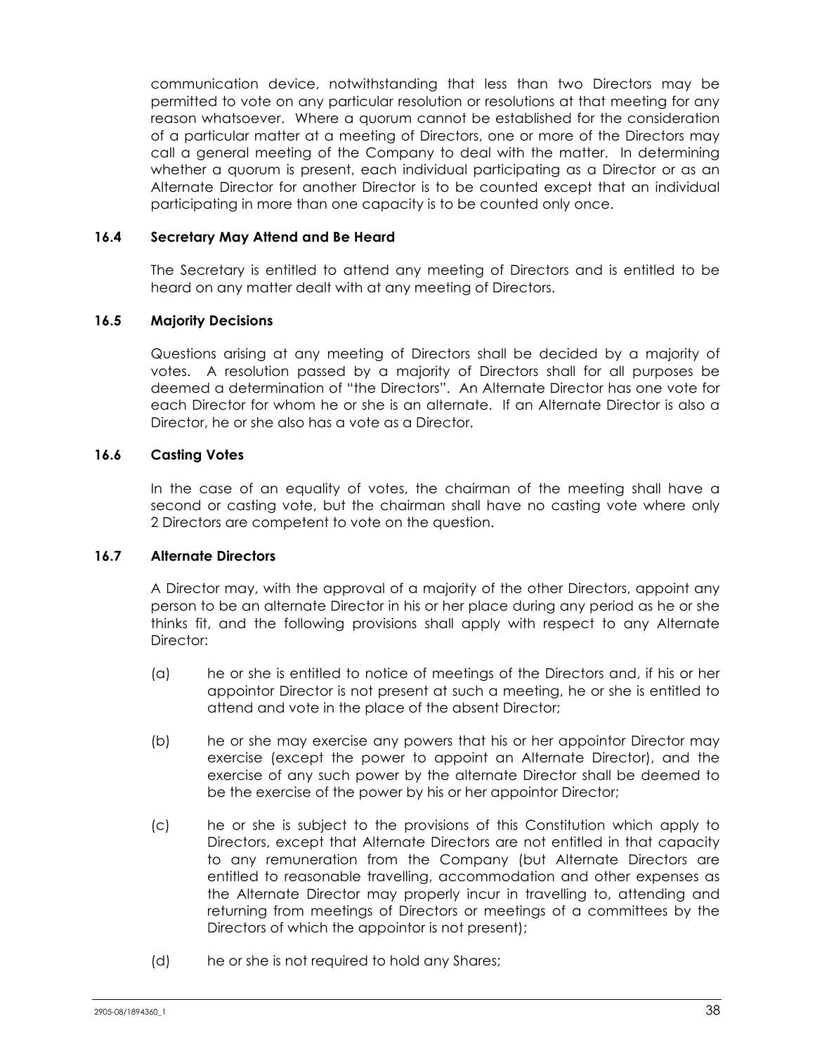communication device, notwithstanding that less than two Directors may be permitted to vote on any particular resolution or resolutions at that meeting for any reason whatsoever. Where a quorum cannot be established for the consideration of a particular matter at a meeting of Directors, one or more of the Directors may call a general meeting of the Company to deal with the matter. In determining whether a quorum is present, each individual participating as a Director or as an Alternate Director for another Director is to be counted except that an individual participating in more than one capacity is to be counted only once.

### 16.4 Secretary May Attend and Be Heard

The Secretary is entitled to attend any meeting of Directors and is entitled to be heard on any matter dealt with at any meeting of Directors.

### 16.5 Majority Decisions

Questions arising at any meeting of Directors shall be decided by a majority of votes. A resolution passed by a majority of Directors shall for all purposes be deemed a determination of "the Directors". An Alternate Director has one vote for each Director for whom he or she is an alternate. If an Alternate Director is also a Director, he or she also has a vote as a Director.

### 16.6 Casting Votes

In the case of an equality of votes, the chairman of the meeting shall have a second or casting vote, but the chairman shall have no casting vote where only 2 Directors are competent to vote on the question.

### 16.7 Alternate Directors

A Director may, with the approval of a majority of the other Directors, appoint any person to be an alternate Director in his or her place during any period as he or she thinks fit, and the following provisions shall apply with respect to any Alternate Director:

(a) he or she is entitled to notice of meetings of the Directors and, if his or her appointor Director is not present at such a meeting, he or she is entitled to attend and vote in the place of the absent Director;

(b) he or she may exercise any powers that his or her appointor Director may exercise (except the power to appoint an Alternate Director), and the exercise of any such power by the alternate Director shall be deemed to be the exercise of the power by his or her appointor Director;

(c) he or she is subject to the provisions of this Constitution which apply to Directors, except that Alternate Directors are not entitled in that capacity to any remuneration from the Company (but Alternate Directors are entitled to reasonable travelling, accommodation and other expenses as the Alternate Director may properly incur in travelling to, attending and returning from meetings of Directors or meetings of a committees by the Directors of which the appointor is not present);

(d) he or she is not required to hold any Shares;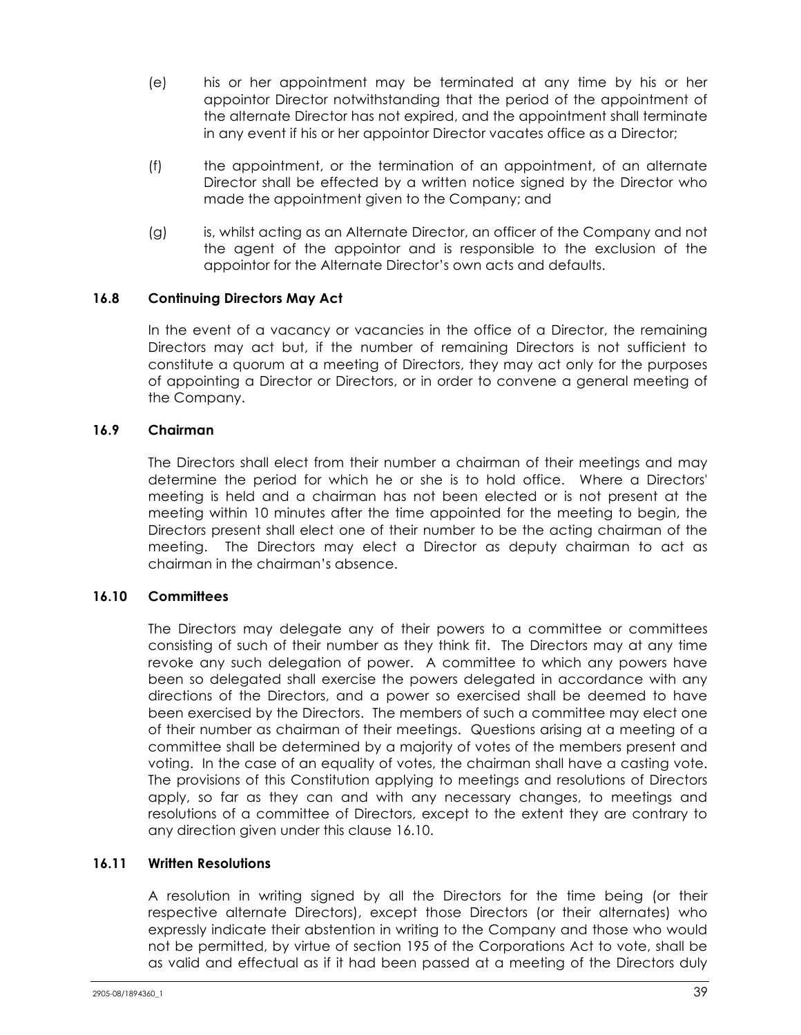(e) his or her appointment may be terminated at any time by his or her appointor Director notwithstanding that the period of the appointment of the alternate Director has not expired, and the appointment shall terminate in any event if his or her appointor Director vacates office as a Director;

(f) the appointment, or the termination of an appointment, of an alternate Director shall be effected by a written notice signed by the Director who made the appointment given to the Company; and

(g) is, whilst acting as an Alternate Director, an officer of the Company and not the agent of the appointor and is responsible to the exclusion of the appointor for the Alternate Director's own acts and defaults.

### 16.8 Continuing Directors May Act

In the event of a vacancy or vacancies in the office of a Director, the remaining Directors may act but, if the number of remaining Directors is not sufficient to constitute a quorum at a meeting of Directors, they may act only for the purposes of appointing a Director or Directors, or in order to convene a general meeting of the Company.

### 16.9 Chairman

The Directors shall elect from their number a chairman of their meetings and may determine the period for which he or she is to hold office. Where a Directors' meeting is held and a chairman has not been elected or is not present at the meeting within 10 minutes after the time appointed for the meeting to begin, the Directors present shall elect one of their number to be the acting chairman of the meeting. The Directors may elect a Director as deputy chairman to act as chairman in the chairman's absence.

### 16.10 Committees

The Directors may delegate any of their powers to a committee or committees consisting of such of their number as they think fit. The Directors may at any time revoke any such delegation of power. A committee to which any powers have been so delegated shall exercise the powers delegated in accordance with any directions of the Directors, and a power so exercised shall be deemed to have been exercised by the Directors. The members of such a committee may elect one of their number as chairman of their meetings. Questions arising at a meeting of a committee shall be determined by a majority of votes of the members present and voting. In the case of an equality of votes, the chairman shall have a casting vote. The provisions of this Constitution applying to meetings and resolutions of Directors apply, so far as they can and with any necessary changes, to meetings and resolutions of a committee of Directors, except to the extent they are contrary to any direction given under this clause 16.10.

### 16.11 Written Resolutions

A resolution in writing signed by all the Directors for the time being (or their respective alternate Directors), except those Directors (or their alternates) who expressly indicate their abstention in writing to the Company and those who would not be permitted, by virtue of section 195 of the Corporations Act to vote, shall be as valid and effectual as if it had been passed at a meeting of the Directors duly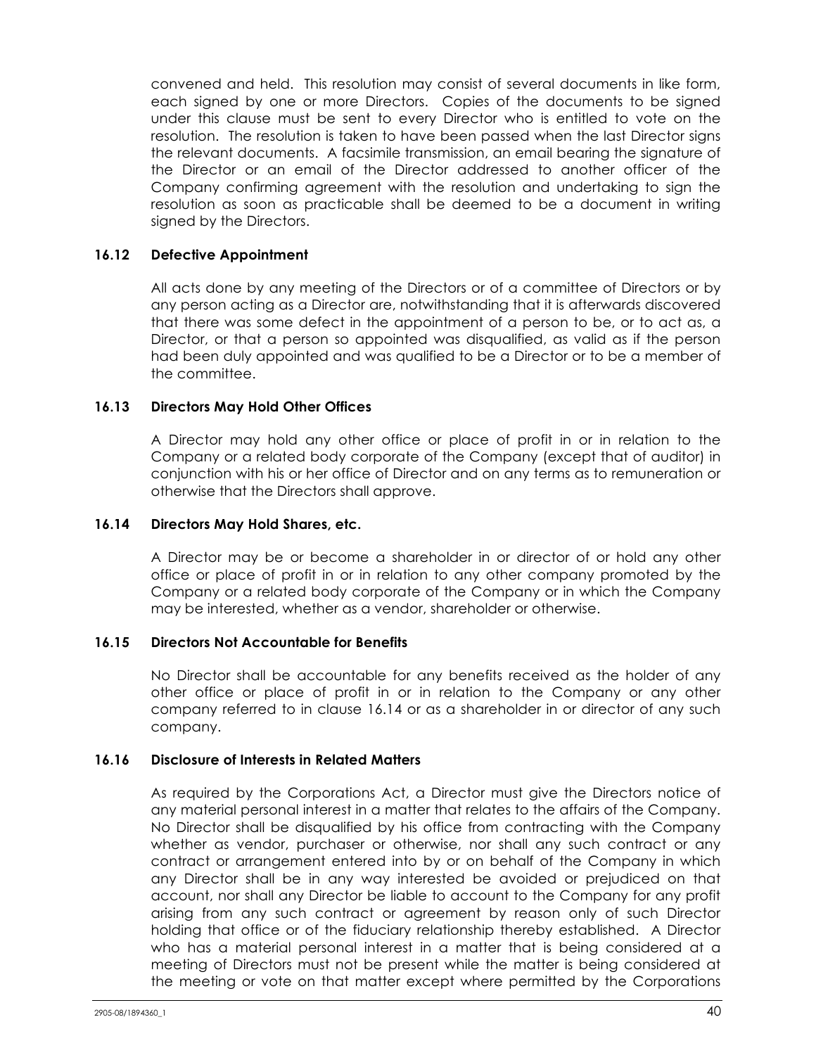convened and held. This resolution may consist of several documents in like form, each signed by one or more Directors. Copies of the documents to be signed under this clause must be sent to every Director who is entitled to vote on the resolution. The resolution is taken to have been passed when the last Director signs the relevant documents. A facsimile transmission, an email bearing the signature of the Director or an email of the Director addressed to another officer of the Company confirming agreement with the resolution and undertaking to sign the resolution as soon as practicable shall be deemed to be a document in writing signed by the Directors.

### 16.12 Defective Appointment

All acts done by any meeting of the Directors or of a committee of Directors or by any person acting as a Director are, notwithstanding that it is afterwards discovered that there was some defect in the appointment of a person to be, or to act as, a Director, or that a person so appointed was disqualified, as valid as if the person had been duly appointed and was qualified to be a Director or to be a member of the committee.

### 16.13 Directors May Hold Other Offices

A Director may hold any other office or place of profit in or in relation to the Company or a related body corporate of the Company (except that of auditor) in conjunction with his or her office of Director and on any terms as to remuneration or otherwise that the Directors shall approve.

### 16.14 Directors May Hold Shares, etc.

A Director may be or become a shareholder in or director of or hold any other office or place of profit in or in relation to any other company promoted by the Company or a related body corporate of the Company or in which the Company may be interested, whether as a vendor, shareholder or otherwise.

### 16.15 Directors Not Accountable for Benefits

No Director shall be accountable for any benefits received as the holder of any other office or place of profit in or in relation to the Company or any other company referred to in clause 16.14 or as a shareholder in or director of any such company.

### 16.16 Disclosure of Interests in Related Matters

As required by the Corporations Act, a Director must give the Directors notice of any material personal interest in a matter that relates to the affairs of the Company. No Director shall be disqualified by his office from contracting with the Company whether as vendor, purchaser or otherwise, nor shall any such contract or any contract or arrangement entered into by or on behalf of the Company in which any Director shall be in any way interested be avoided or prejudiced on that account, nor shall any Director be liable to account to the Company for any profit arising from any such contract or agreement by reason only of such Director holding that office or of the fiduciary relationship thereby established. A Director who has a material personal interest in a matter that is being considered at a meeting of Directors must not be present while the matter is being considered at the meeting or vote on that matter except where permitted by the Corporations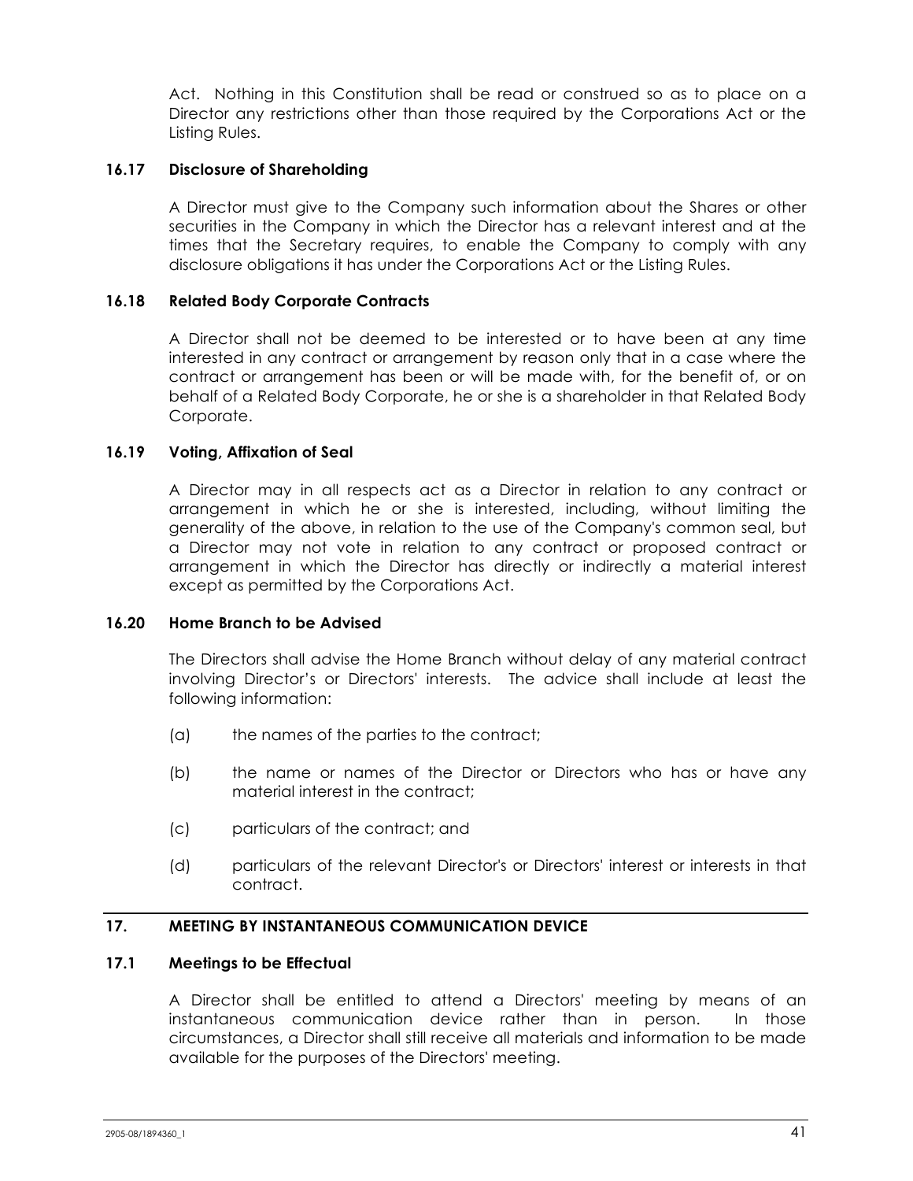Act. Nothing in this Constitution shall be read or construed so as to place on a Director any restrictions other than those required by the Corporations Act or the Listing Rules.

### 16.17 Disclosure of Shareholding

A Director must give to the Company such information about the Shares or other securities in the Company in which the Director has a relevant interest and at the times that the Secretary requires, to enable the Company to comply with any disclosure obligations it has under the Corporations Act or the Listing Rules.

### 16.18 Related Body Corporate Contracts

A Director shall not be deemed to be interested or to have been at any time interested in any contract or arrangement by reason only that in a case where the contract or arrangement has been or will be made with, for the benefit of, or on behalf of a Related Body Corporate, he or she is a shareholder in that Related Body Corporate.

### 16.19 Voting, Affixation of Seal

A Director may in all respects act as a Director in relation to any contract or arrangement in which he or she is interested, including, without limiting the generality of the above, in relation to the use of the Company's common seal, but a Director may not vote in relation to any contract or proposed contract or arrangement in which the Director has directly or indirectly a material interest except as permitted by the Corporations Act.

### 16.20 Home Branch to be Advised

The Directors shall advise the Home Branch without delay of any material contract involving Director's or Directors' interests. The advice shall include at least the following information:

(a) the names of the parties to the contract;

(b) the name or names of the Director or Directors who has or have any material interest in the contract;

(c) particulars of the contract; and

(d) particulars of the relevant Director's or Directors' interest or interests in that contract.

## 17. MEETING BY INSTANTANEOUS COMMUNICATION DEVICE

### 17.1 Meetings to be Effectual

A Director shall be entitled to attend a Directors' meeting by means of an instantaneous communication device rather than in person. In those circumstances, a Director shall still receive all materials and information to be made available for the purposes of the Directors' meeting.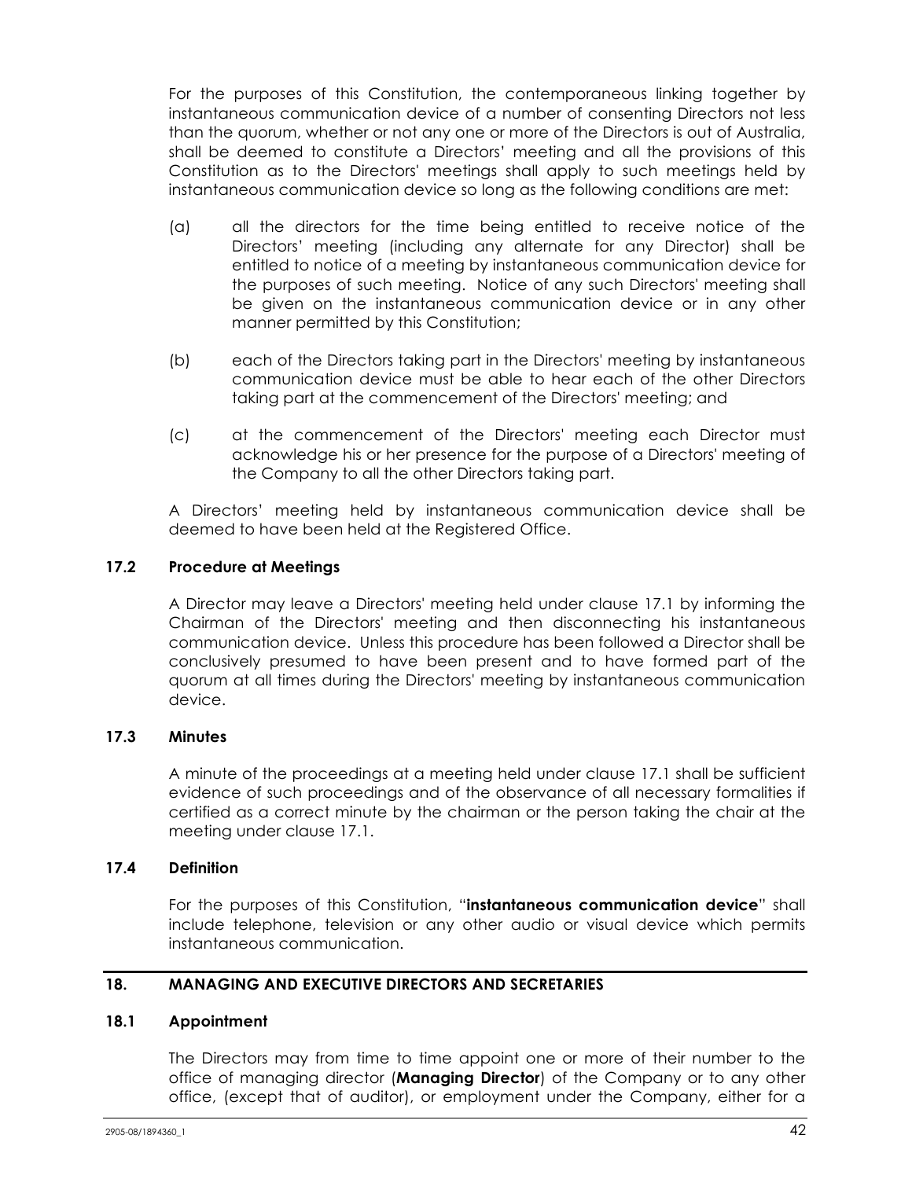For the purposes of this Constitution, the contemporaneous linking together by instantaneous communication device of a number of consenting Directors not less than the quorum, whether or not any one or more of the Directors is out of Australia, shall be deemed to constitute a Directors' meeting and all the provisions of this Constitution as to the Directors' meetings shall apply to such meetings held by instantaneous communication device so long as the following conditions are met:

(a) all the directors for the time being entitled to receive notice of the Directors' meeting (including any alternate for any Director) shall be entitled to notice of a meeting by instantaneous communication device for the purposes of such meeting. Notice of any such Directors' meeting shall be given on the instantaneous communication device or in any other manner permitted by this Constitution;

(b) each of the Directors taking part in the Directors' meeting by instantaneous communication device must be able to hear each of the other Directors taking part at the commencement of the Directors' meeting; and

(c) at the commencement of the Directors' meeting each Director must acknowledge his or her presence for the purpose of a Directors' meeting of the Company to all the other Directors taking part.

A Directors' meeting held by instantaneous communication device shall be deemed to have been held at the Registered Office.

### 17.2 Procedure at Meetings

A Director may leave a Directors' meeting held under clause 17.1 by informing the Chairman of the Directors' meeting and then disconnecting his instantaneous communication device. Unless this procedure has been followed a Director shall be conclusively presumed to have been present and to have formed part of the quorum at all times during the Directors' meeting by instantaneous communication device.

### 17.3 Minutes

A minute of the proceedings at a meeting held under clause 17.1 shall be sufficient evidence of such proceedings and of the observance of all necessary formalities if certified as a correct minute by the chairman or the person taking the chair at the meeting under clause 17.1.

### 17.4 Definition

For the purposes of this Constitution, "**instantaneous communication device**" shall include telephone, television or any other audio or visual device which permits instantaneous communication.

## 18. MANAGING AND EXECUTIVE DIRECTORS AND SECRETARIES

### 18.1 Appointment

The Directors may from time to time appoint one or more of their number to the office of managing director (**Managing Director**) of the Company or to any other office, (except that of auditor), or employment under the Company, either for a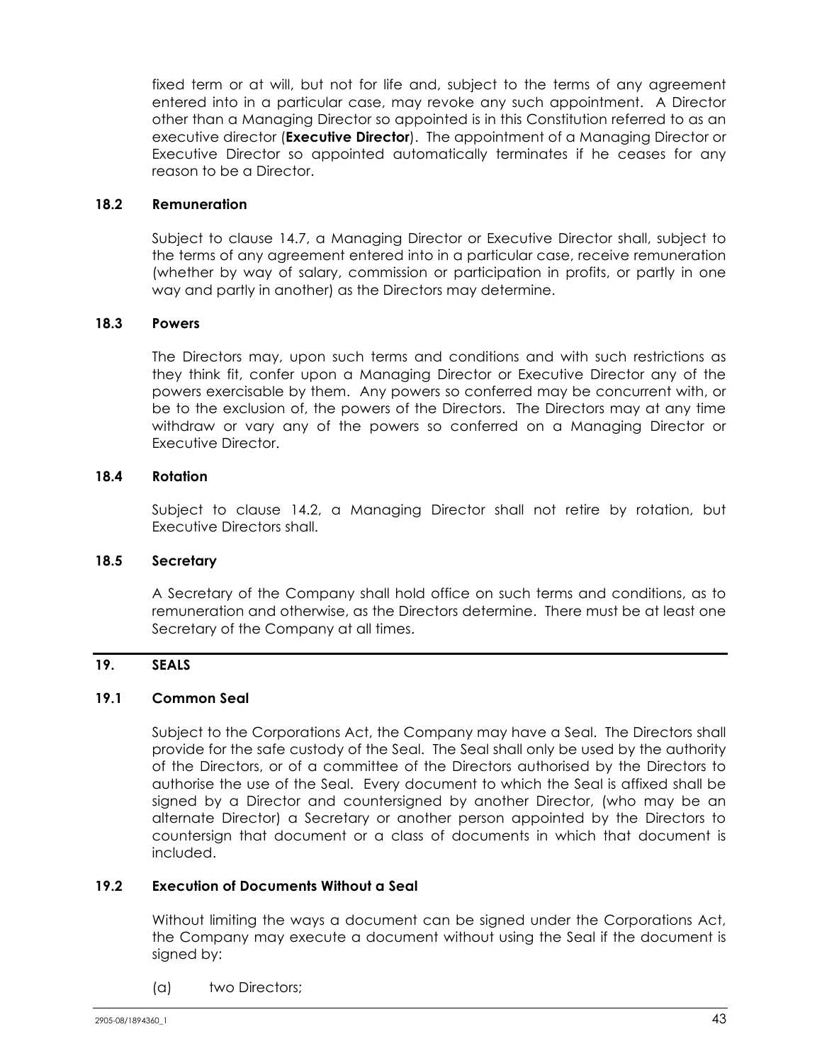fixed term or at will, but not for life and, subject to the terms of any agreement entered into in a particular case, may revoke any such appointment. A Director other than a Managing Director so appointed is in this Constitution referred to as an executive director (**Executive Director**). The appointment of a Managing Director or Executive Director so appointed automatically terminates if he ceases for any reason to be a Director.

### 18.2 Remuneration

Subject to clause 14.7, a Managing Director or Executive Director shall, subject to the terms of any agreement entered into in a particular case, receive remuneration (whether by way of salary, commission or participation in profits, or partly in one way and partly in another) as the Directors may determine.

### 18.3 Powers

The Directors may, upon such terms and conditions and with such restrictions as they think fit, confer upon a Managing Director or Executive Director any of the powers exercisable by them. Any powers so conferred may be concurrent with, or be to the exclusion of, the powers of the Directors. The Directors may at any time withdraw or vary any of the powers so conferred on a Managing Director or Executive Director.

### 18.4 Rotation

Subject to clause 14.2, a Managing Director shall not retire by rotation, but Executive Directors shall.

### 18.5 Secretary

A Secretary of the Company shall hold office on such terms and conditions, as to remuneration and otherwise, as the Directors determine. There must be at least one Secretary of the Company at all times.

## 19. SEALS

### 19.1 Common Seal

Subject to the Corporations Act, the Company may have a Seal. The Directors shall provide for the safe custody of the Seal. The Seal shall only be used by the authority of the Directors, or of a committee of the Directors authorised by the Directors to authorise the use of the Seal. Every document to which the Seal is affixed shall be signed by a Director and countersigned by another Director, (who may be an alternate Director) a Secretary or another person appointed by the Directors to countersign that document or a class of documents in which that document is included.

### 19.2 Execution of Documents Without a Seal

Without limiting the ways a document can be signed under the Corporations Act, the Company may execute a document without using the Seal if the document is signed by:

(a) two Directors;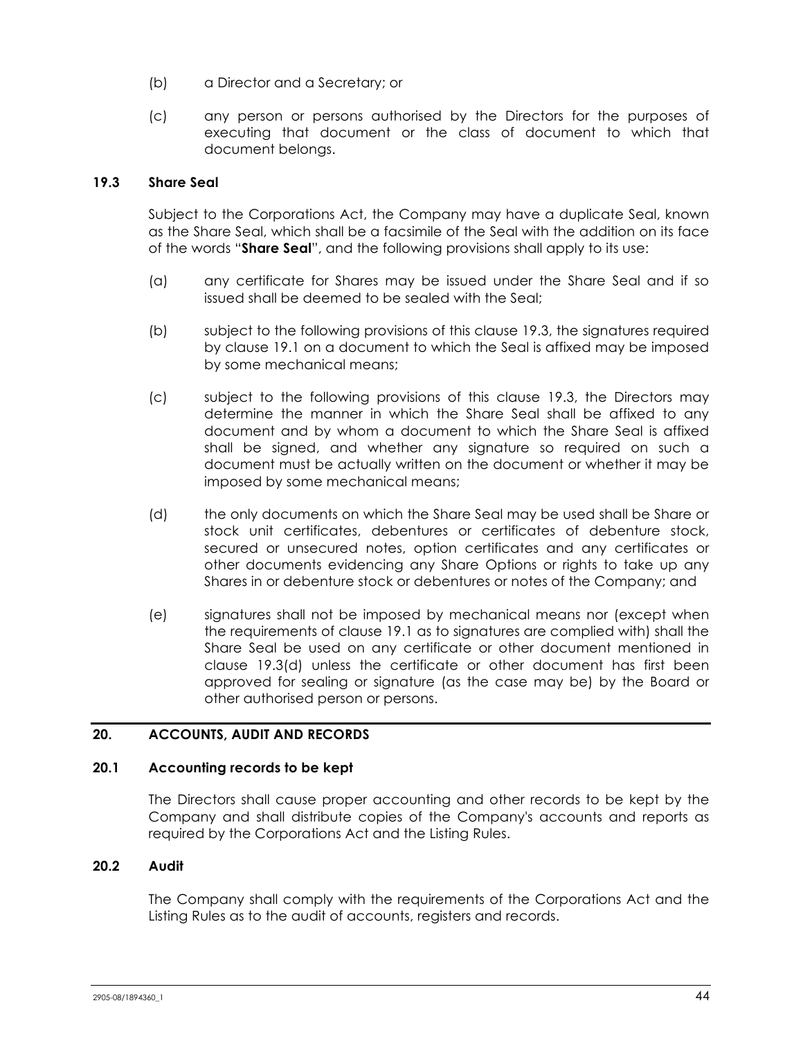(b) a Director and a Secretary; or

(c) any person or persons authorised by the Directors for the purposes of executing that document or the class of document to which that document belongs.

### 19.3 Share Seal

Subject to the Corporations Act, the Company may have a duplicate Seal, known as the Share Seal, which shall be a facsimile of the Seal with the addition on its face of the words "**Share Seal**", and the following provisions shall apply to its use:

(a) any certificate for Shares may be issued under the Share Seal and if so issued shall be deemed to be sealed with the Seal;

(b) subject to the following provisions of this clause 19.3, the signatures required by clause 19.1 on a document to which the Seal is affixed may be imposed by some mechanical means;

(c) subject to the following provisions of this clause 19.3, the Directors may determine the manner in which the Share Seal shall be affixed to any document and by whom a document to which the Share Seal is affixed shall be signed, and whether any signature so required on such a document must be actually written on the document or whether it may be imposed by some mechanical means;

(d) the only documents on which the Share Seal may be used shall be Share or stock unit certificates, debentures or certificates of debenture stock, secured or unsecured notes, option certificates and any certificates or other documents evidencing any Share Options or rights to take up any Shares in or debenture stock or debentures or notes of the Company; and

(e) signatures shall not be imposed by mechanical means nor (except when the requirements of clause 19.1 as to signatures are complied with) shall the Share Seal be used on any certificate or other document mentioned in clause 19.3(d) unless the certificate or other document has first been approved for sealing or signature (as the case may be) by the Board or other authorised person or persons.

## 20. ACCOUNTS, AUDIT AND RECORDS

### 20.1 Accounting records to be kept

The Directors shall cause proper accounting and other records to be kept by the Company and shall distribute copies of the Company's accounts and reports as required by the Corporations Act and the Listing Rules.

### 20.2 Audit

The Company shall comply with the requirements of the Corporations Act and the Listing Rules as to the audit of accounts, registers and records.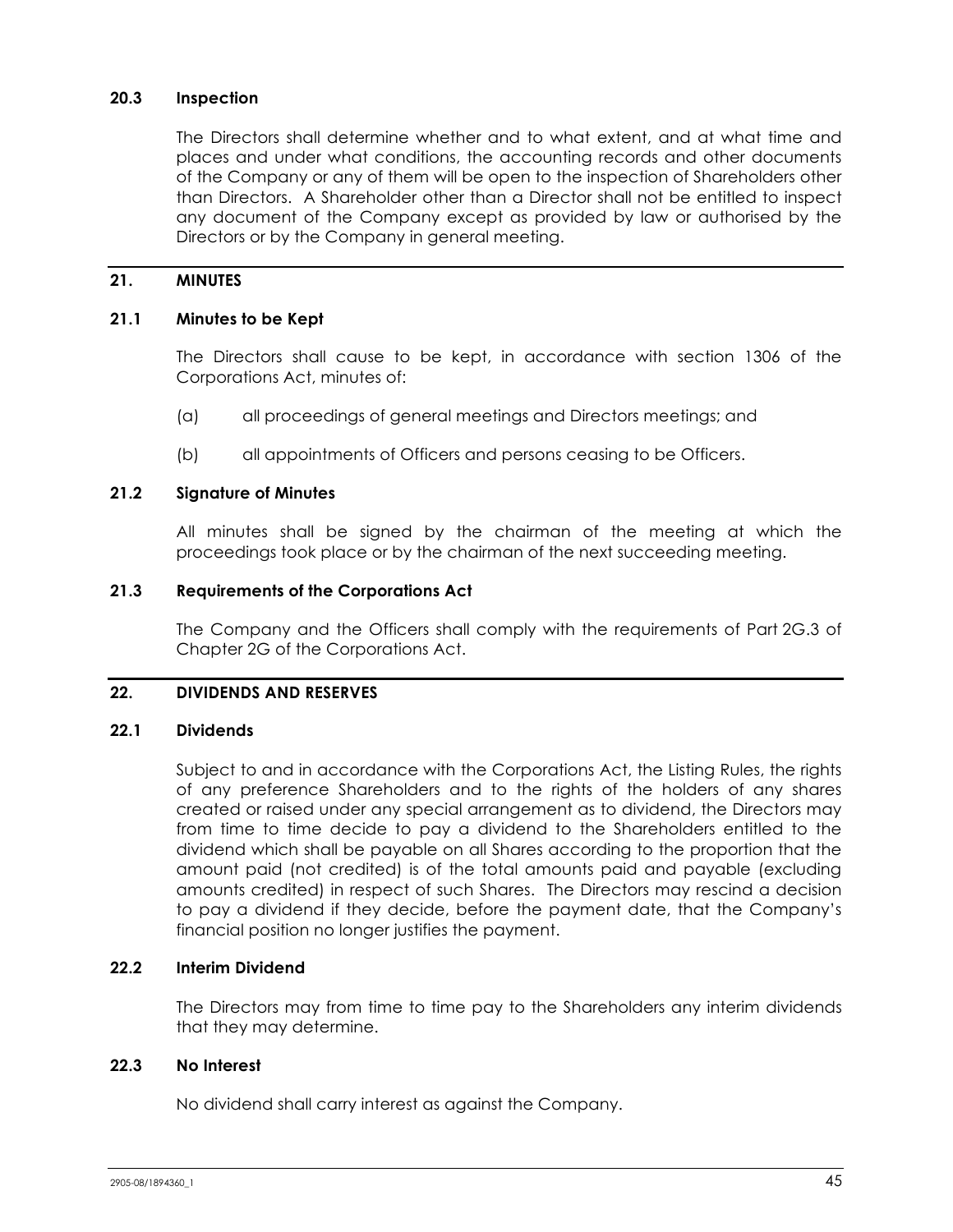### 20.3 Inspection

The Directors shall determine whether and to what extent, and at what time and places and under what conditions, the accounting records and other documents of the Company or any of them will be open to the inspection of Shareholders other than Directors. A Shareholder other than a Director shall not be entitled to inspect any document of the Company except as provided by law or authorised by the Directors or by the Company in general meeting.

## 21. MINUTES

### 21.1 Minutes to be Kept

The Directors shall cause to be kept, in accordance with section 1306 of the Corporations Act, minutes of:

(a) all proceedings of general meetings and Directors meetings; and

(b) all appointments of Officers and persons ceasing to be Officers.

### 21.2 Signature of Minutes

All minutes shall be signed by the chairman of the meeting at which the proceedings took place or by the chairman of the next succeeding meeting.

### 21.3 Requirements of the Corporations Act

The Company and the Officers shall comply with the requirements of Part 2G.3 of Chapter 2G of the Corporations Act.

## 22. DIVIDENDS AND RESERVES

### 22.1 Dividends

Subject to and in accordance with the Corporations Act, the Listing Rules, the rights of any preference Shareholders and to the rights of the holders of any shares created or raised under any special arrangement as to dividend, the Directors may from time to time decide to pay a dividend to the Shareholders entitled to the dividend which shall be payable on all Shares according to the proportion that the amount paid (not credited) is of the total amounts paid and payable (excluding amounts credited) in respect of such Shares. The Directors may rescind a decision to pay a dividend if they decide, before the payment date, that the Company's financial position no longer justifies the payment.

### 22.2 Interim Dividend

The Directors may from time to time pay to the Shareholders any interim dividends that they may determine.

### 22.3 No Interest

No dividend shall carry interest as against the Company.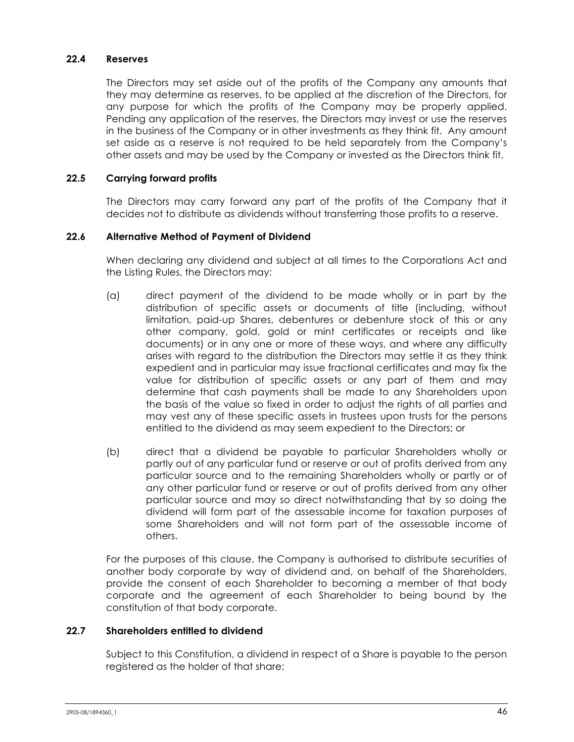### 22.4 Reserves

The Directors may set aside out of the profits of the Company any amounts that they may determine as reserves, to be applied at the discretion of the Directors, for any purpose for which the profits of the Company may be properly applied. Pending any application of the reserves, the Directors may invest or use the reserves in the business of the Company or in other investments as they think fit. Any amount set aside as a reserve is not required to be held separately from the Company's other assets and may be used by the Company or invested as the Directors think fit.

### 22.5 Carrying forward profits

The Directors may carry forward any part of the profits of the Company that it decides not to distribute as dividends without transferring those profits to a reserve.

### 22.6 Alternative Method of Payment of Dividend

When declaring any dividend and subject at all times to the Corporations Act and the Listing Rules, the Directors may:

(a) direct payment of the dividend to be made wholly or in part by the distribution of specific assets or documents of title (including, without limitation, paid-up Shares, debentures or debenture stock of this or any other company, gold, gold or mint certificates or receipts and like documents) or in any one or more of these ways, and where any difficulty arises with regard to the distribution the Directors may settle it as they think expedient and in particular may issue fractional certificates and may fix the value for distribution of specific assets or any part of them and may determine that cash payments shall be made to any Shareholders upon the basis of the value so fixed in order to adjust the rights of all parties and may vest any of these specific assets in trustees upon trusts for the persons entitled to the dividend as may seem expedient to the Directors; or

(b) direct that a dividend be payable to particular Shareholders wholly or partly out of any particular fund or reserve or out of profits derived from any particular source and to the remaining Shareholders wholly or partly or of any other particular fund or reserve or out of profits derived from any other particular source and may so direct notwithstanding that by so doing the dividend will form part of the assessable income for taxation purposes of some Shareholders and will not form part of the assessable income of others.

For the purposes of this clause, the Company is authorised to distribute securities of another body corporate by way of dividend and, on behalf of the Shareholders, provide the consent of each Shareholder to becoming a member of that body corporate and the agreement of each Shareholder to being bound by the constitution of that body corporate.

### 22.7 Shareholders entitled to dividend

Subject to this Constitution, a dividend in respect of a Share is payable to the person registered as the holder of that share: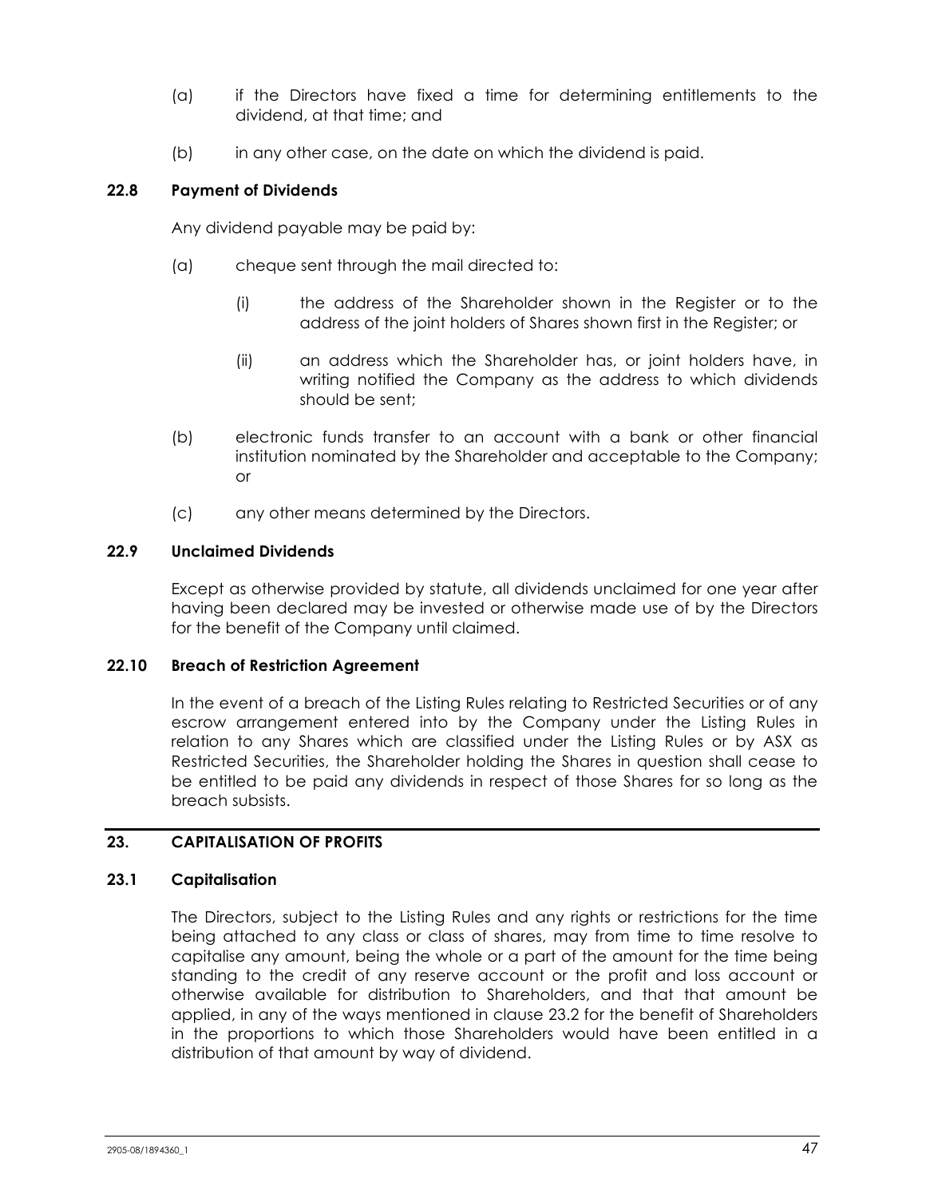(a) if the Directors have fixed a time for determining entitlements to the dividend, at that time; and

(b) in any other case, on the date on which the dividend is paid.

### 22.8 Payment of Dividends

Any dividend payable may be paid by:

(a) cheque sent through the mail directed to:

(i) the address of the Shareholder shown in the Register or to the address of the joint holders of Shares shown first in the Register; or

(ii) an address which the Shareholder has, or joint holders have, in writing notified the Company as the address to which dividends should be sent;

(b) electronic funds transfer to an account with a bank or other financial institution nominated by the Shareholder and acceptable to the Company; or

(c) any other means determined by the Directors.

### 22.9 Unclaimed Dividends

Except as otherwise provided by statute, all dividends unclaimed for one year after having been declared may be invested or otherwise made use of by the Directors for the benefit of the Company until claimed.

### 22.10 Breach of Restriction Agreement

In the event of a breach of the Listing Rules relating to Restricted Securities or of any escrow arrangement entered into by the Company under the Listing Rules in relation to any Shares which are classified under the Listing Rules or by ASX as Restricted Securities, the Shareholder holding the Shares in question shall cease to be entitled to be paid any dividends in respect of those Shares for so long as the breach subsists.

## 23. CAPITALISATION OF PROFITS

### 23.1 Capitalisation

The Directors, subject to the Listing Rules and any rights or restrictions for the time being attached to any class or class of shares, may from time to time resolve to capitalise any amount, being the whole or a part of the amount for the time being standing to the credit of any reserve account or the profit and loss account or otherwise available for distribution to Shareholders, and that that amount be applied, in any of the ways mentioned in clause 23.2 for the benefit of Shareholders in the proportions to which those Shareholders would have been entitled in a distribution of that amount by way of dividend.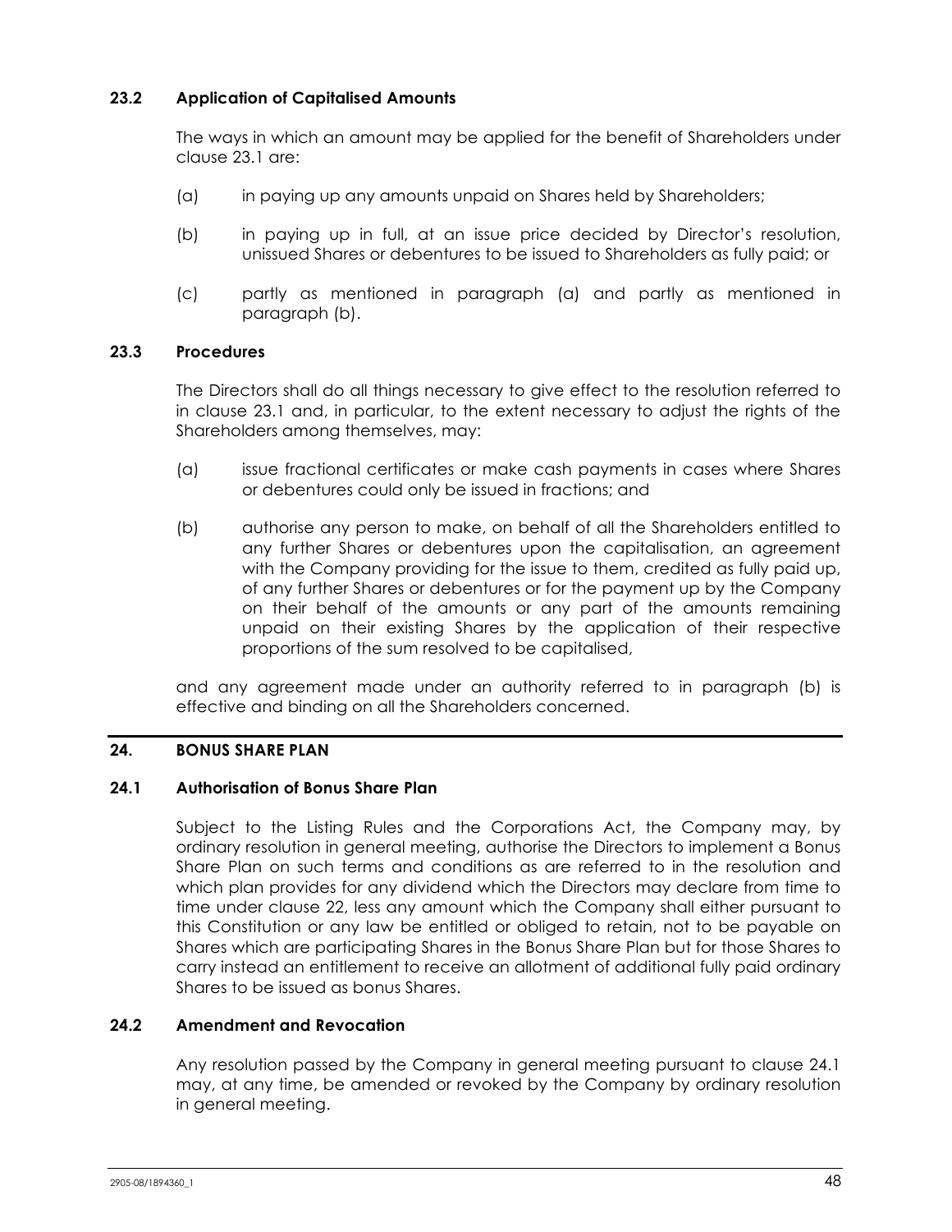### 23.2 Application of Capitalised Amounts

The ways in which an amount may be applied for the benefit of Shareholders under clause 23.1 are:

(a) in paying up any amounts unpaid on Shares held by Shareholders;

(b) in paying up in full, at an issue price decided by Director's resolution, unissued Shares or debentures to be issued to Shareholders as fully paid; or

(c) partly as mentioned in paragraph (a) and partly as mentioned in paragraph (b).

### 23.3 Procedures

The Directors shall do all things necessary to give effect to the resolution referred to in clause 23.1 and, in particular, to the extent necessary to adjust the rights of the Shareholders among themselves, may:

(a) issue fractional certificates or make cash payments in cases where Shares or debentures could only be issued in fractions; and

(b) authorise any person to make, on behalf of all the Shareholders entitled to any further Shares or debentures upon the capitalisation, an agreement with the Company providing for the issue to them, credited as fully paid up, of any further Shares or debentures or for the payment up by the Company on their behalf of the amounts or any part of the amounts remaining unpaid on their existing Shares by the application of their respective proportions of the sum resolved to be capitalised,

and any agreement made under an authority referred to in paragraph (b) is effective and binding on all the Shareholders concerned.

## 24. BONUS SHARE PLAN

### 24.1 Authorisation of Bonus Share Plan

Subject to the Listing Rules and the Corporations Act, the Company may, by ordinary resolution in general meeting, authorise the Directors to implement a Bonus Share Plan on such terms and conditions as are referred to in the resolution and which plan provides for any dividend which the Directors may declare from time to time under clause 22, less any amount which the Company shall either pursuant to this Constitution or any law be entitled or obliged to retain, not to be payable on Shares which are participating Shares in the Bonus Share Plan but for those Shares to carry instead an entitlement to receive an allotment of additional fully paid ordinary Shares to be issued as bonus Shares.

### 24.2 Amendment and Revocation

Any resolution passed by the Company in general meeting pursuant to clause 24.1 may, at any time, be amended or revoked by the Company by ordinary resolution in general meeting.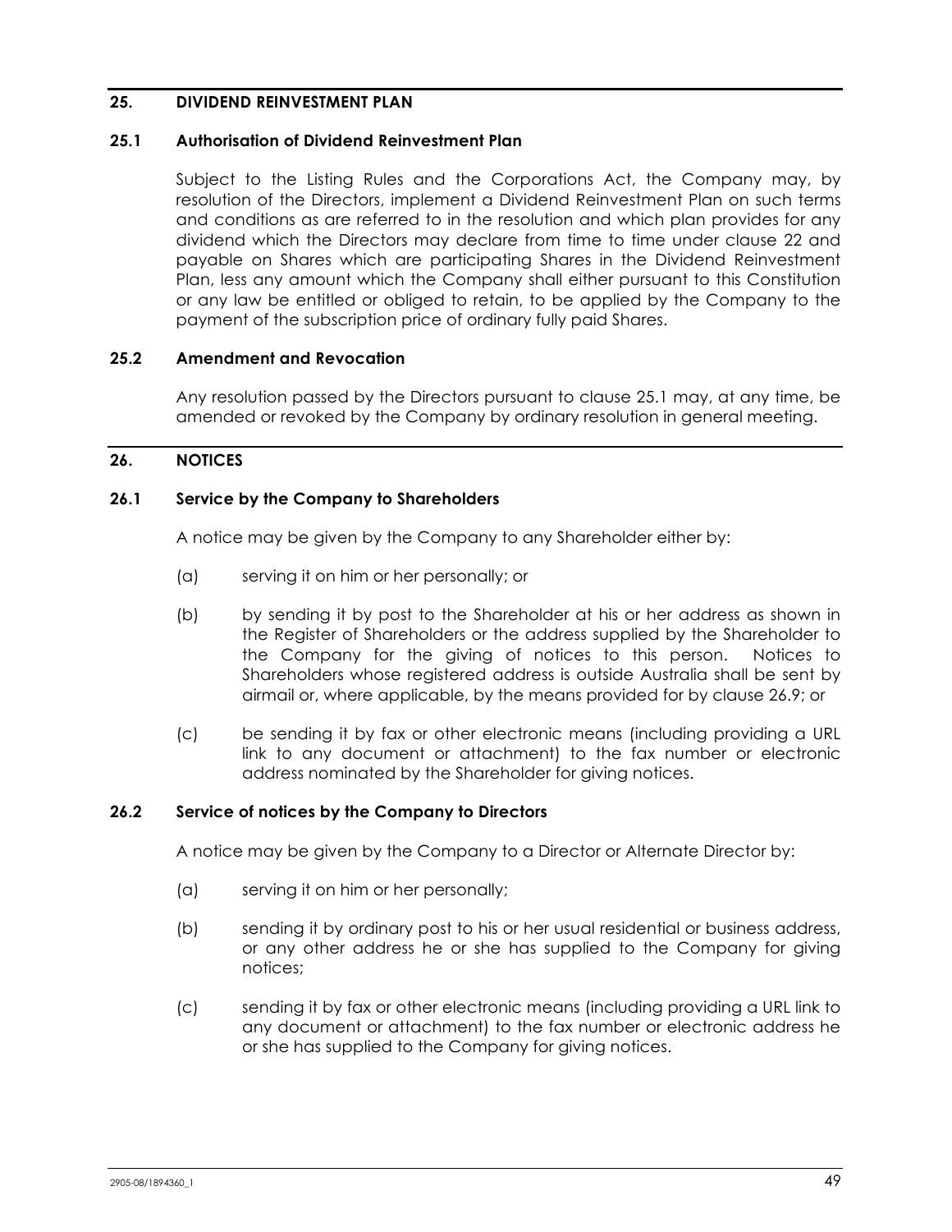## 25. DIVIDEND REINVESTMENT PLAN

### 25.1 Authorisation of Dividend Reinvestment Plan

Subject to the Listing Rules and the Corporations Act, the Company may, by resolution of the Directors, implement a Dividend Reinvestment Plan on such terms and conditions as are referred to in the resolution and which plan provides for any dividend which the Directors may declare from time to time under clause 22 and payable on Shares which are participating Shares in the Dividend Reinvestment Plan, less any amount which the Company shall either pursuant to this Constitution or any law be entitled or obliged to retain, to be applied by the Company to the payment of the subscription price of ordinary fully paid Shares.

### 25.2 Amendment and Revocation

Any resolution passed by the Directors pursuant to clause 25.1 may, at any time, be amended or revoked by the Company by ordinary resolution in general meeting.

## 26. NOTICES

### 26.1 Service by the Company to Shareholders

A notice may be given by the Company to any Shareholder either by:

(a) serving it on him or her personally; or

(b) by sending it by post to the Shareholder at his or her address as shown in the Register of Shareholders or the address supplied by the Shareholder to the Company for the giving of notices to this person. Notices to Shareholders whose registered address is outside Australia shall be sent by airmail or, where applicable, by the means provided for by clause 26.9; or

(c) be sending it by fax or other electronic means (including providing a URL link to any document or attachment) to the fax number or electronic address nominated by the Shareholder for giving notices.

### 26.2 Service of notices by the Company to Directors

A notice may be given by the Company to a Director or Alternate Director by:

(a) serving it on him or her personally;

(b) sending it by ordinary post to his or her usual residential or business address, or any other address he or she has supplied to the Company for giving notices;

(c) sending it by fax or other electronic means (including providing a URL link to any document or attachment) to the fax number or electronic address he or she has supplied to the Company for giving notices.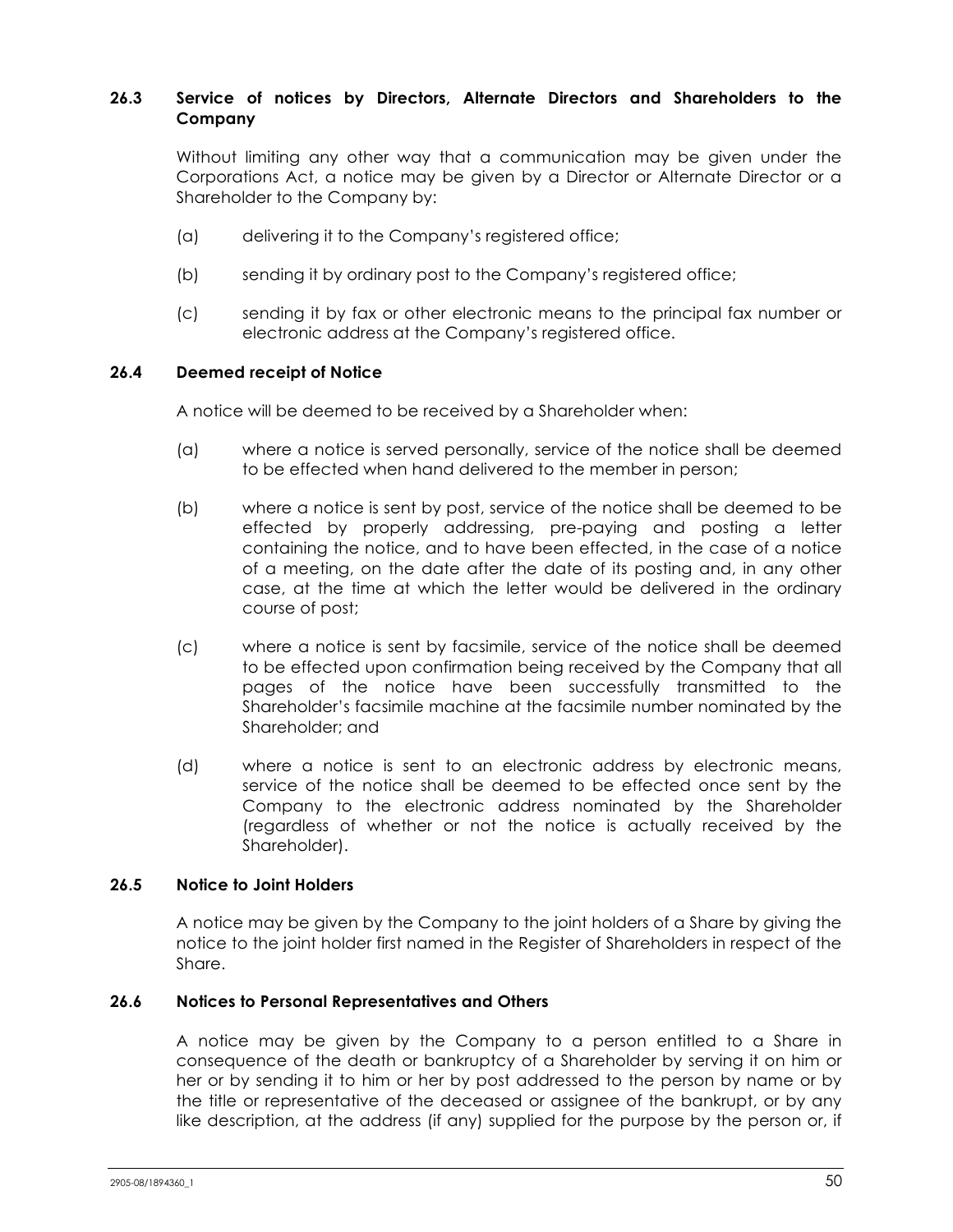### 26.3 Service of notices by Directors, Alternate Directors and Shareholders to the Company

Without limiting any other way that a communication may be given under the Corporations Act, a notice may be given by a Director or Alternate Director or a Shareholder to the Company by:

(a) delivering it to the Company's registered office;

(b) sending it by ordinary post to the Company's registered office;

(c) sending it by fax or other electronic means to the principal fax number or electronic address at the Company's registered office.

### 26.4 Deemed receipt of Notice

A notice will be deemed to be received by a Shareholder when:

(a) where a notice is served personally, service of the notice shall be deemed to be effected when hand delivered to the member in person;

(b) where a notice is sent by post, service of the notice shall be deemed to be effected by properly addressing, pre-paying and posting a letter containing the notice, and to have been effected, in the case of a notice of a meeting, on the date after the date of its posting and, in any other case, at the time at which the letter would be delivered in the ordinary course of post;

(c) where a notice is sent by facsimile, service of the notice shall be deemed to be effected upon confirmation being received by the Company that all pages of the notice have been successfully transmitted to the Shareholder's facsimile machine at the facsimile number nominated by the Shareholder; and

(d) where a notice is sent to an electronic address by electronic means, service of the notice shall be deemed to be effected once sent by the Company to the electronic address nominated by the Shareholder (regardless of whether or not the notice is actually received by the Shareholder).

### 26.5 Notice to Joint Holders

A notice may be given by the Company to the joint holders of a Share by giving the notice to the joint holder first named in the Register of Shareholders in respect of the Share.

### 26.6 Notices to Personal Representatives and Others

A notice may be given by the Company to a person entitled to a Share in consequence of the death or bankruptcy of a Shareholder by serving it on him or her or by sending it to him or her by post addressed to the person by name or by the title or representative of the deceased or assignee of the bankrupt, or by any like description, at the address (if any) supplied for the purpose by the person or, if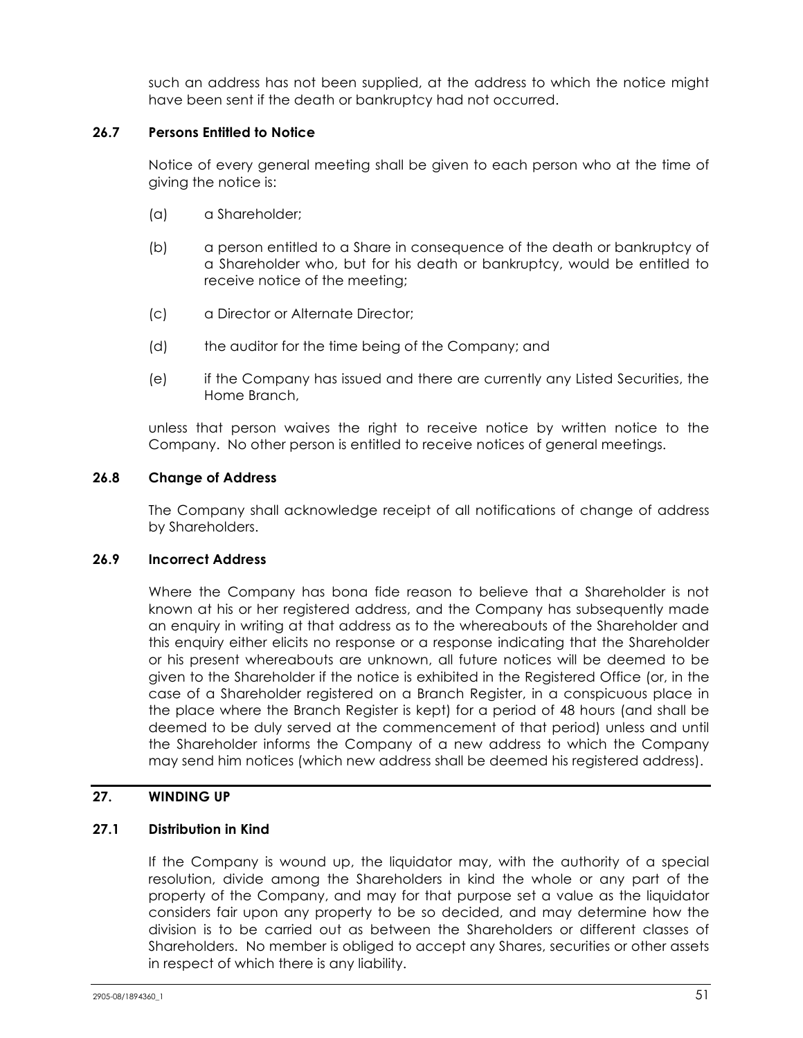such an address has not been supplied, at the address to which the notice might have been sent if the death or bankruptcy had not occurred.

### 26.7 Persons Entitled to Notice

Notice of every general meeting shall be given to each person who at the time of giving the notice is:

(a) a Shareholder;

(b) a person entitled to a Share in consequence of the death or bankruptcy of a Shareholder who, but for his death or bankruptcy, would be entitled to receive notice of the meeting;

(c) a Director or Alternate Director;

(d) the auditor for the time being of the Company; and

(e) if the Company has issued and there are currently any Listed Securities, the Home Branch,

unless that person waives the right to receive notice by written notice to the Company. No other person is entitled to receive notices of general meetings.

### 26.8 Change of Address

The Company shall acknowledge receipt of all notifications of change of address by Shareholders.

### 26.9 Incorrect Address

Where the Company has bona fide reason to believe that a Shareholder is not known at his or her registered address, and the Company has subsequently made an enquiry in writing at that address as to the whereabouts of the Shareholder and this enquiry either elicits no response or a response indicating that the Shareholder or his present whereabouts are unknown, all future notices will be deemed to be given to the Shareholder if the notice is exhibited in the Registered Office (or, in the case of a Shareholder registered on a Branch Register, in a conspicuous place in the place where the Branch Register is kept) for a period of 48 hours (and shall be deemed to be duly served at the commencement of that period) unless and until the Shareholder informs the Company of a new address to which the Company may send him notices (which new address shall be deemed his registered address).

## 27. WINDING UP

### 27.1 Distribution in Kind

If the Company is wound up, the liquidator may, with the authority of a special resolution, divide among the Shareholders in kind the whole or any part of the property of the Company, and may for that purpose set a value as the liquidator considers fair upon any property to be so decided, and may determine how the division is to be carried out as between the Shareholders or different classes of Shareholders. No member is obliged to accept any Shares, securities or other assets in respect of which there is any liability.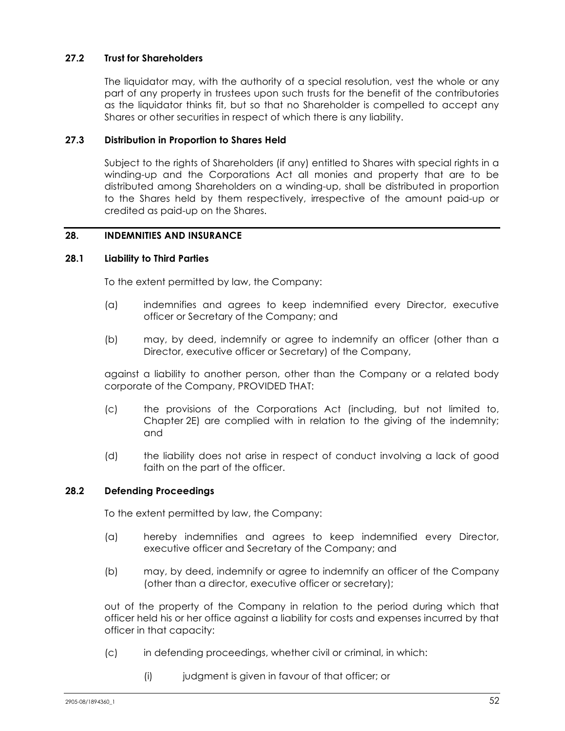### 27.2 Trust for Shareholders

The liquidator may, with the authority of a special resolution, vest the whole or any part of any property in trustees upon such trusts for the benefit of the contributories as the liquidator thinks fit, but so that no Shareholder is compelled to accept any Shares or other securities in respect of which there is any liability.

### 27.3 Distribution in Proportion to Shares Held

Subject to the rights of Shareholders (if any) entitled to Shares with special rights in a winding-up and the Corporations Act all monies and property that are to be distributed among Shareholders on a winding-up, shall be distributed in proportion to the Shares held by them respectively, irrespective of the amount paid-up or credited as paid-up on the Shares.

## 28. INDEMNITIES AND INSURANCE

### 28.1 Liability to Third Parties

To the extent permitted by law, the Company:

(a) indemnifies and agrees to keep indemnified every Director, executive officer or Secretary of the Company; and

(b) may, by deed, indemnify or agree to indemnify an officer (other than a Director, executive officer or Secretary) of the Company,

against a liability to another person, other than the Company or a related body corporate of the Company, PROVIDED THAT:

(c) the provisions of the Corporations Act (including, but not limited to, Chapter 2E) are complied with in relation to the giving of the indemnity; and

(d) the liability does not arise in respect of conduct involving a lack of good faith on the part of the officer.

### 28.2 Defending Proceedings

To the extent permitted by law, the Company:

(a) hereby indemnifies and agrees to keep indemnified every Director, executive officer and Secretary of the Company; and

(b) may, by deed, indemnify or agree to indemnify an officer of the Company (other than a director, executive officer or secretary);

out of the property of the Company in relation to the period during which that officer held his or her office against a liability for costs and expenses incurred by that officer in that capacity:

(c) in defending proceedings, whether civil or criminal, in which:

(i) judgment is given in favour of that officer; or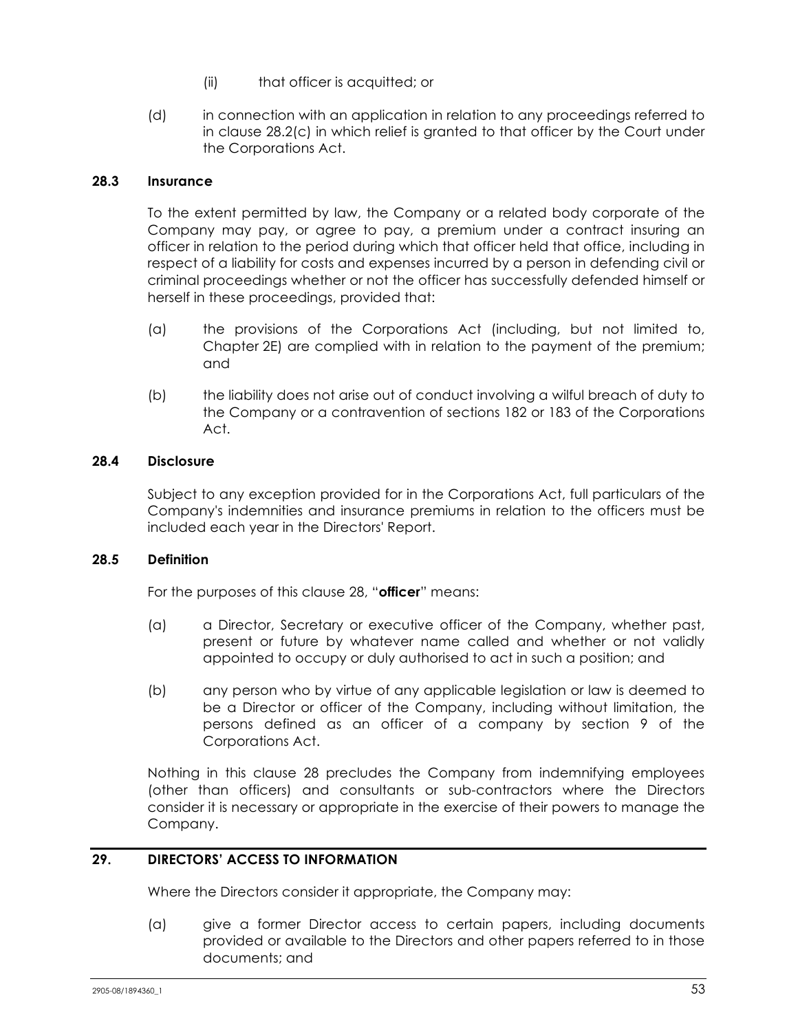(ii) that officer is acquitted; or

(d) in connection with an application in relation to any proceedings referred to in clause 28.2(c) in which relief is granted to that officer by the Court under the Corporations Act.

### 28.3 Insurance

To the extent permitted by law, the Company or a related body corporate of the Company may pay, or agree to pay, a premium under a contract insuring an officer in relation to the period during which that officer held that office, including in respect of a liability for costs and expenses incurred by a person in defending civil or criminal proceedings whether or not the officer has successfully defended himself or herself in these proceedings, provided that:

(a) the provisions of the Corporations Act (including, but not limited to, Chapter 2E) are complied with in relation to the payment of the premium; and

(b) the liability does not arise out of conduct involving a wilful breach of duty to the Company or a contravention of sections 182 or 183 of the Corporations Act.

### 28.4 Disclosure

Subject to any exception provided for in the Corporations Act, full particulars of the Company's indemnities and insurance premiums in relation to the officers must be included each year in the Directors' Report.

### 28.5 Definition

For the purposes of this clause 28, "**officer**" means:

(a) a Director, Secretary or executive officer of the Company, whether past, present or future by whatever name called and whether or not validly appointed to occupy or duly authorised to act in such a position; and

(b) any person who by virtue of any applicable legislation or law is deemed to be a Director or officer of the Company, including without limitation, the persons defined as an officer of a company by section 9 of the Corporations Act.

Nothing in this clause 28 precludes the Company from indemnifying employees (other than officers) and consultants or sub-contractors where the Directors consider it is necessary or appropriate in the exercise of their powers to manage the Company.

## 29. DIRECTORS' ACCESS TO INFORMATION

Where the Directors consider it appropriate, the Company may:

(a) give a former Director access to certain papers, including documents provided or available to the Directors and other papers referred to in those documents; and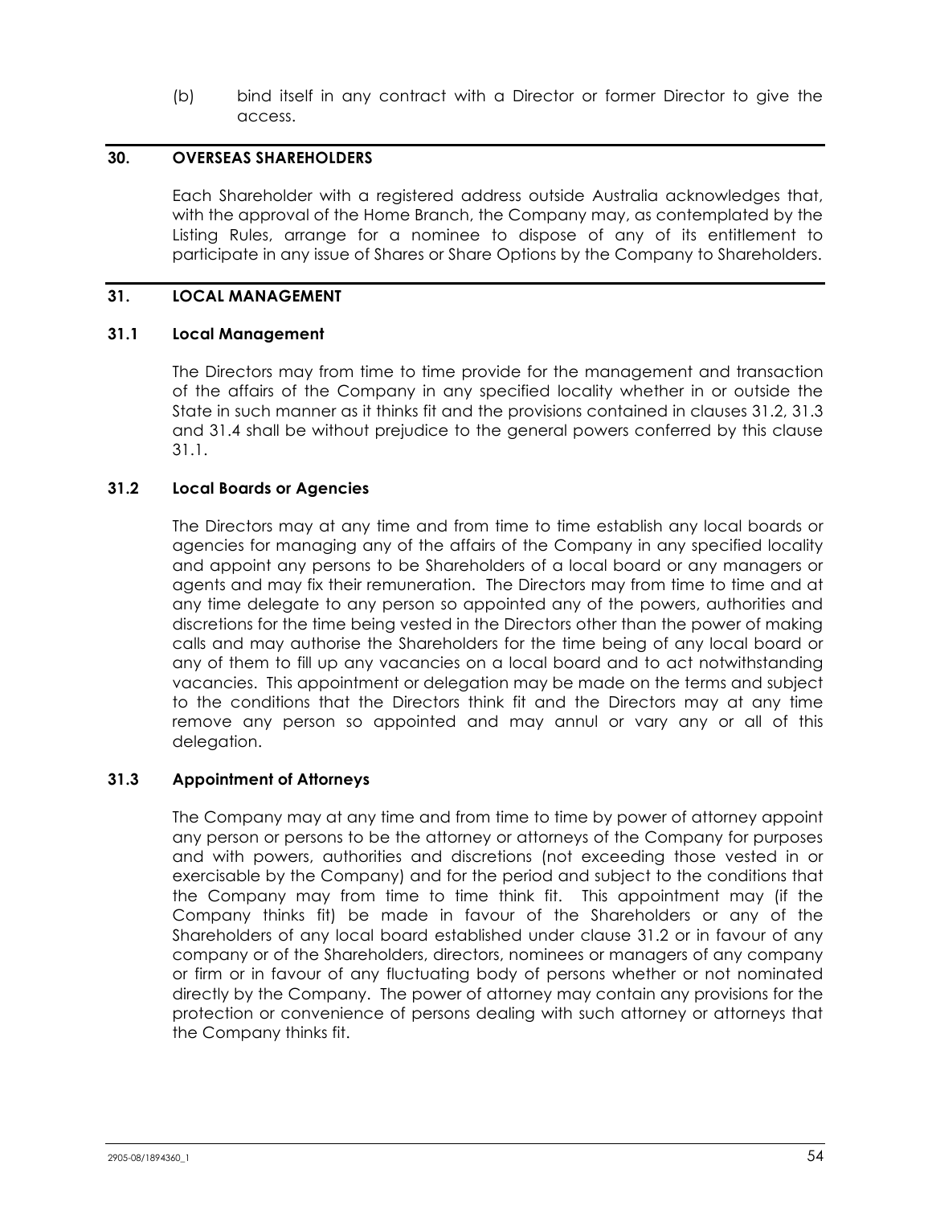(b) bind itself in any contract with a Director or former Director to give the access.

## 30. OVERSEAS SHAREHOLDERS

Each Shareholder with a registered address outside Australia acknowledges that, with the approval of the Home Branch, the Company may, as contemplated by the Listing Rules, arrange for a nominee to dispose of any of its entitlement to participate in any issue of Shares or Share Options by the Company to Shareholders.

## 31. LOCAL MANAGEMENT

### 31.1 Local Management

The Directors may from time to time provide for the management and transaction of the affairs of the Company in any specified locality whether in or outside the State in such manner as it thinks fit and the provisions contained in clauses 31.2, 31.3 and 31.4 shall be without prejudice to the general powers conferred by this clause 31.1.

### 31.2 Local Boards or Agencies

The Directors may at any time and from time to time establish any local boards or agencies for managing any of the affairs of the Company in any specified locality and appoint any persons to be Shareholders of a local board or any managers or agents and may fix their remuneration. The Directors may from time to time and at any time delegate to any person so appointed any of the powers, authorities and discretions for the time being vested in the Directors other than the power of making calls and may authorise the Shareholders for the time being of any local board or any of them to fill up any vacancies on a local board and to act notwithstanding vacancies. This appointment or delegation may be made on the terms and subject to the conditions that the Directors think fit and the Directors may at any time remove any person so appointed and may annul or vary any or all of this delegation.

### 31.3 Appointment of Attorneys

The Company may at any time and from time to time by power of attorney appoint any person or persons to be the attorney or attorneys of the Company for purposes and with powers, authorities and discretions (not exceeding those vested in or exercisable by the Company) and for the period and subject to the conditions that the Company may from time to time think fit. This appointment may (if the Company thinks fit) be made in favour of the Shareholders or any of the Shareholders of any local board established under clause 31.2 or in favour of any company or of the Shareholders, directors, nominees or managers of any company or firm or in favour of any fluctuating body of persons whether or not nominated directly by the Company. The power of attorney may contain any provisions for the protection or convenience of persons dealing with such attorney or attorneys that the Company thinks fit.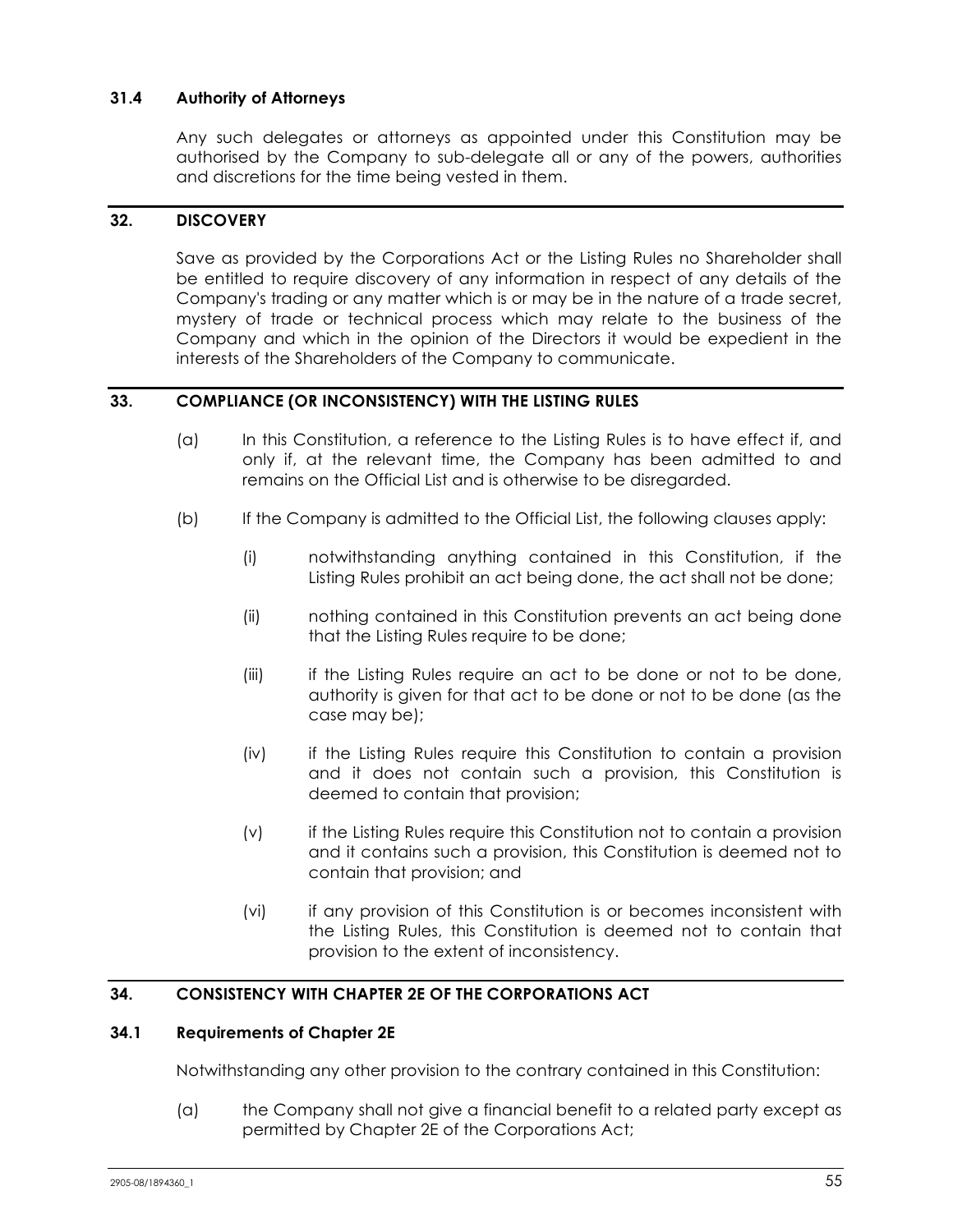### 31.4 Authority of Attorneys

Any such delegates or attorneys as appointed under this Constitution may be authorised by the Company to sub-delegate all or any of the powers, authorities and discretions for the time being vested in them.

## 32. DISCOVERY

Save as provided by the Corporations Act or the Listing Rules no Shareholder shall be entitled to require discovery of any information in respect of any details of the Company's trading or any matter which is or may be in the nature of a trade secret, mystery of trade or technical process which may relate to the business of the Company and which in the opinion of the Directors it would be expedient in the interests of the Shareholders of the Company to communicate.

## 33. COMPLIANCE (OR INCONSISTENCY) WITH THE LISTING RULES

(a) In this Constitution, a reference to the Listing Rules is to have effect if, and only if, at the relevant time, the Company has been admitted to and remains on the Official List and is otherwise to be disregarded.

(b) If the Company is admitted to the Official List, the following clauses apply:

(i) notwithstanding anything contained in this Constitution, if the Listing Rules prohibit an act being done, the act shall not be done;

(ii) nothing contained in this Constitution prevents an act being done that the Listing Rules require to be done;

(iii) if the Listing Rules require an act to be done or not to be done, authority is given for that act to be done or not to be done (as the case may be);

(iv) if the Listing Rules require this Constitution to contain a provision and it does not contain such a provision, this Constitution is deemed to contain that provision;

(v) if the Listing Rules require this Constitution not to contain a provision and it contains such a provision, this Constitution is deemed not to contain that provision; and

(vi) if any provision of this Constitution is or becomes inconsistent with the Listing Rules, this Constitution is deemed not to contain that provision to the extent of inconsistency.

## 34. CONSISTENCY WITH CHAPTER 2E OF THE CORPORATIONS ACT

### 34.1 Requirements of Chapter 2E

Notwithstanding any other provision to the contrary contained in this Constitution:

(a) the Company shall not give a financial benefit to a related party except as permitted by Chapter 2E of the Corporations Act;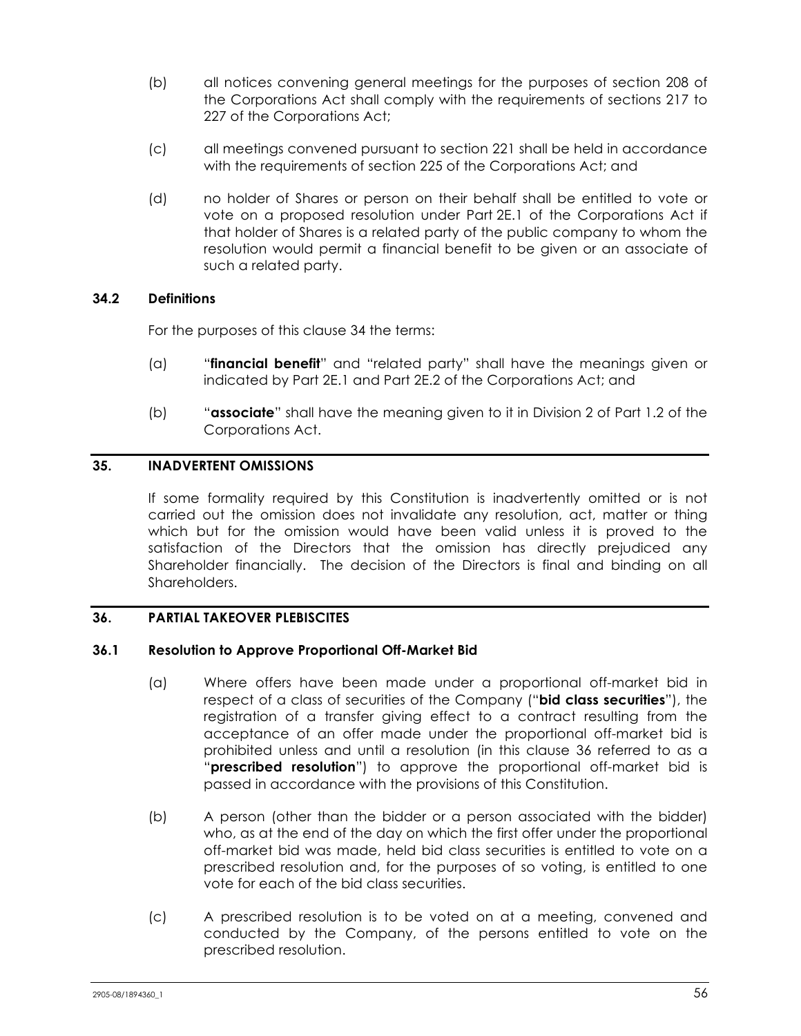(b) all notices convening general meetings for the purposes of section 208 of the Corporations Act shall comply with the requirements of sections 217 to 227 of the Corporations Act;

(c) all meetings convened pursuant to section 221 shall be held in accordance with the requirements of section 225 of the Corporations Act; and

(d) no holder of Shares or person on their behalf shall be entitled to vote or vote on a proposed resolution under Part 2E.1 of the Corporations Act if that holder of Shares is a related party of the public company to whom the resolution would permit a financial benefit to be given or an associate of such a related party.

### 34.2 Definitions

For the purposes of this clause 34 the terms:

(a) "**financial benefit**" and "related party" shall have the meanings given or indicated by Part 2E.1 and Part 2E.2 of the Corporations Act; and

(b) "**associate**" shall have the meaning given to it in Division 2 of Part 1.2 of the Corporations Act.

## 35. INADVERTENT OMISSIONS

If some formality required by this Constitution is inadvertently omitted or is not carried out the omission does not invalidate any resolution, act, matter or thing which but for the omission would have been valid unless it is proved to the satisfaction of the Directors that the omission has directly prejudiced any Shareholder financially. The decision of the Directors is final and binding on all Shareholders.

## 36. PARTIAL TAKEOVER PLEBISCITES

### 36.1 Resolution to Approve Proportional Off-Market Bid

(a) Where offers have been made under a proportional off-market bid in respect of a class of securities of the Company ("**bid class securities**"), the registration of a transfer giving effect to a contract resulting from the acceptance of an offer made under the proportional off-market bid is prohibited unless and until a resolution (in this clause 36 referred to as a "**prescribed resolution**") to approve the proportional off-market bid is passed in accordance with the provisions of this Constitution.

(b) A person (other than the bidder or a person associated with the bidder) who, as at the end of the day on which the first offer under the proportional off-market bid was made, held bid class securities is entitled to vote on a prescribed resolution and, for the purposes of so voting, is entitled to one vote for each of the bid class securities.

(c) A prescribed resolution is to be voted on at a meeting, convened and conducted by the Company, of the persons entitled to vote on the prescribed resolution.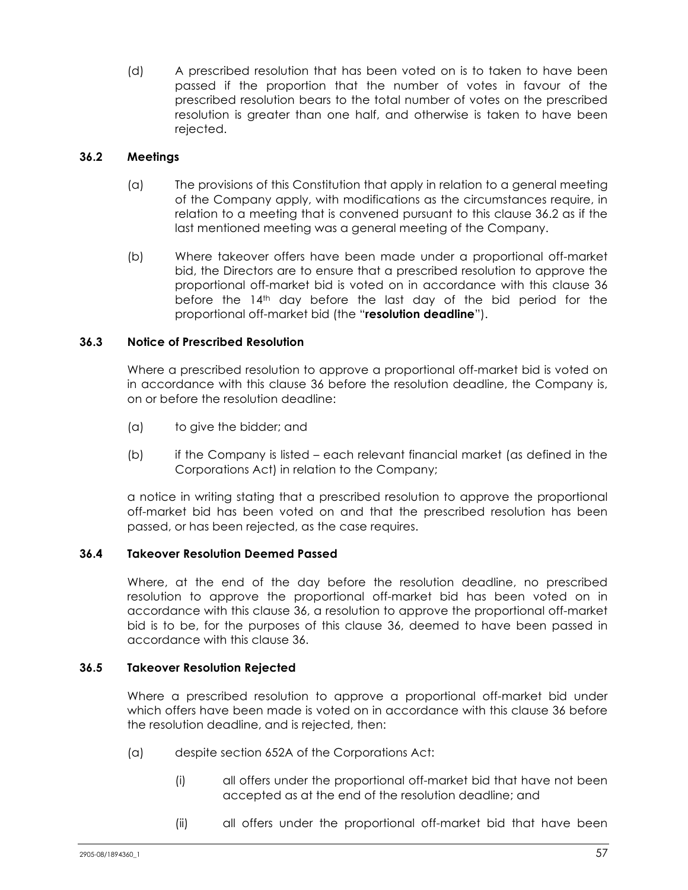(d) A prescribed resolution that has been voted on is to taken to have been passed if the proportion that the number of votes in favour of the prescribed resolution bears to the total number of votes on the prescribed resolution is greater than one half, and otherwise is taken to have been rejected.

### 36.2 Meetings

(a) The provisions of this Constitution that apply in relation to a general meeting of the Company apply, with modifications as the circumstances require, in relation to a meeting that is convened pursuant to this clause 36.2 as if the last mentioned meeting was a general meeting of the Company.

(b) Where takeover offers have been made under a proportional off-market bid, the Directors are to ensure that a prescribed resolution to approve the proportional off-market bid is voted on in accordance with this clause 36 before the 14th day before the last day of the bid period for the proportional off-market bid (the "**resolution deadline**").

### 36.3 Notice of Prescribed Resolution

Where a prescribed resolution to approve a proportional off-market bid is voted on in accordance with this clause 36 before the resolution deadline, the Company is, on or before the resolution deadline:

(a) to give the bidder; and

(b) if the Company is listed – each relevant financial market (as defined in the Corporations Act) in relation to the Company;

a notice in writing stating that a prescribed resolution to approve the proportional off-market bid has been voted on and that the prescribed resolution has been passed, or has been rejected, as the case requires.

### 36.4 Takeover Resolution Deemed Passed

Where, at the end of the day before the resolution deadline, no prescribed resolution to approve the proportional off-market bid has been voted on in accordance with this clause 36, a resolution to approve the proportional off-market bid is to be, for the purposes of this clause 36, deemed to have been passed in accordance with this clause 36.

### 36.5 Takeover Resolution Rejected

Where a prescribed resolution to approve a proportional off-market bid under which offers have been made is voted on in accordance with this clause 36 before the resolution deadline, and is rejected, then:

(a) despite section 652A of the Corporations Act:

(i) all offers under the proportional off-market bid that have not been accepted as at the end of the resolution deadline; and

(ii) all offers under the proportional off-market bid that have been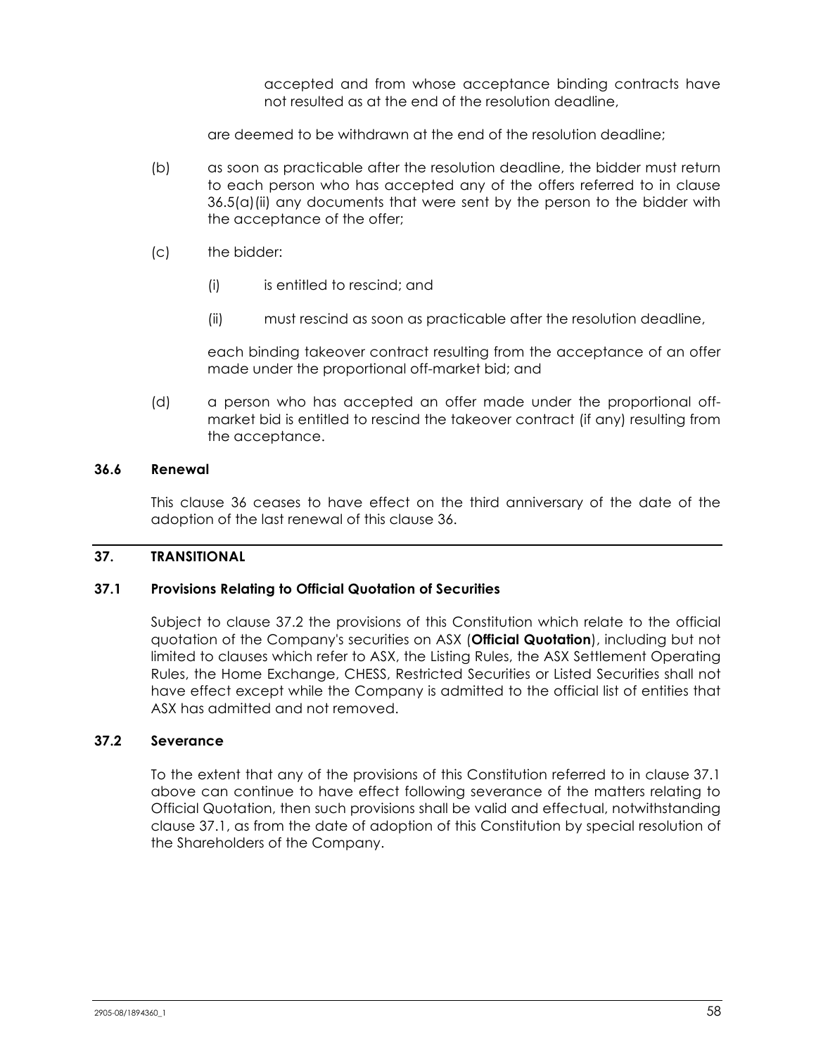accepted and from whose acceptance binding contracts have not resulted as at the end of the resolution deadline,

are deemed to be withdrawn at the end of the resolution deadline;

(b) as soon as practicable after the resolution deadline, the bidder must return to each person who has accepted any of the offers referred to in clause 36.5(a)(ii) any documents that were sent by the person to the bidder with the acceptance of the offer;

(c) the bidder:

(i) is entitled to rescind; and

(ii) must rescind as soon as practicable after the resolution deadline,

each binding takeover contract resulting from the acceptance of an offer made under the proportional off-market bid; and

(d) a person who has accepted an offer made under the proportional off-market bid is entitled to rescind the takeover contract (if any) resulting from the acceptance.

### 36.6 Renewal

This clause 36 ceases to have effect on the third anniversary of the date of the adoption of the last renewal of this clause 36.

## 37. TRANSITIONAL

### 37.1 Provisions Relating to Official Quotation of Securities

Subject to clause 37.2 the provisions of this Constitution which relate to the official quotation of the Company's securities on ASX (**Official Quotation**), including but not limited to clauses which refer to ASX, the Listing Rules, the ASX Settlement Operating Rules, the Home Exchange, CHESS, Restricted Securities or Listed Securities shall not have effect except while the Company is admitted to the official list of entities that ASX has admitted and not removed.

### 37.2 Severance

To the extent that any of the provisions of this Constitution referred to in clause 37.1 above can continue to have effect following severance of the matters relating to Official Quotation, then such provisions shall be valid and effectual, notwithstanding clause 37.1, as from the date of adoption of this Constitution by special resolution of the Shareholders of the Company.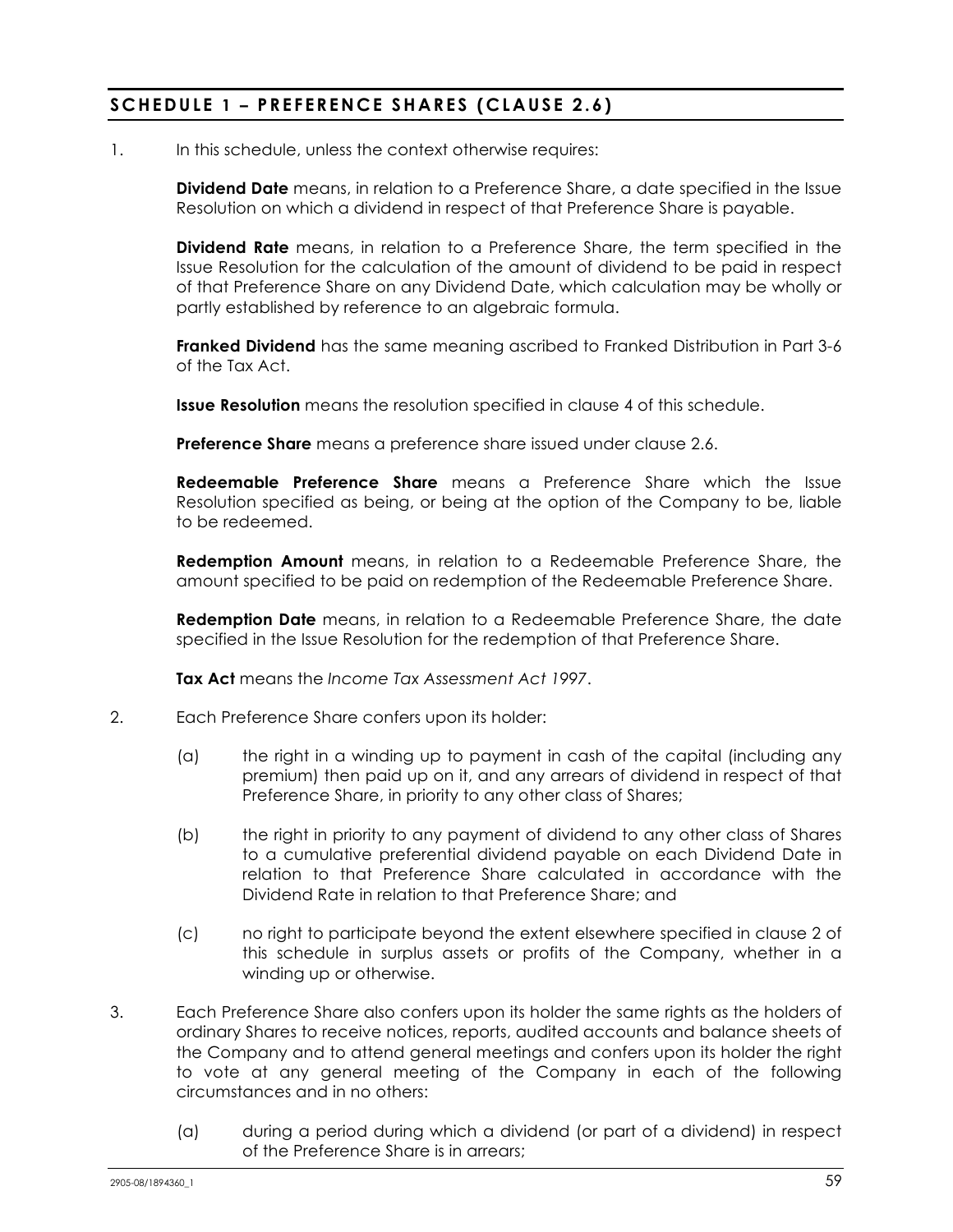## SCHEDULE 1 – PREFERENCE SHARES (CLAUSE 2.6)

1. In this schedule, unless the context otherwise requires:

   **Dividend Date** means, in relation to a Preference Share, a date specified in the Issue Resolution on which a dividend in respect of that Preference Share is payable.

   **Dividend Rate** means, in relation to a Preference Share, the term specified in the Issue Resolution for the calculation of the amount of dividend to be paid in respect of that Preference Share on any Dividend Date, which calculation may be wholly or partly established by reference to an algebraic formula.

   **Franked Dividend** has the same meaning ascribed to Franked Distribution in Part 3-6 of the Tax Act.

   **Issue Resolution** means the resolution specified in clause 4 of this schedule.

   **Preference Share** means a preference share issued under clause 2.6.

   **Redeemable Preference Share** means a Preference Share which the Issue Resolution specified as being, or being at the option of the Company to be, liable to be redeemed.

   **Redemption Amount** means, in relation to a Redeemable Preference Share, the amount specified to be paid on redemption of the Redeemable Preference Share.

   **Redemption Date** means, in relation to a Redeemable Preference Share, the date specified in the Issue Resolution for the redemption of that Preference Share.

   **Tax Act** means the *Income Tax Assessment Act 1997*.

2. Each Preference Share confers upon its holder:

   (a) the right in a winding up to payment in cash of the capital (including any premium) then paid up on it, and any arrears of dividend in respect of that Preference Share, in priority to any other class of Shares;

   (b) the right in priority to any payment of dividend to any other class of Shares to a cumulative preferential dividend payable on each Dividend Date in relation to that Preference Share calculated in accordance with the Dividend Rate in relation to that Preference Share; and

   (c) no right to participate beyond the extent elsewhere specified in clause 2 of this schedule in surplus assets or profits of the Company, whether in a winding up or otherwise.

3. Each Preference Share also confers upon its holder the same rights as the holders of ordinary Shares to receive notices, reports, audited accounts and balance sheets of the Company and to attend general meetings and confers upon its holder the right to vote at any general meeting of the Company in each of the following circumstances and in no others:

   (a) during a period during which a dividend (or part of a dividend) in respect of the Preference Share is in arrears;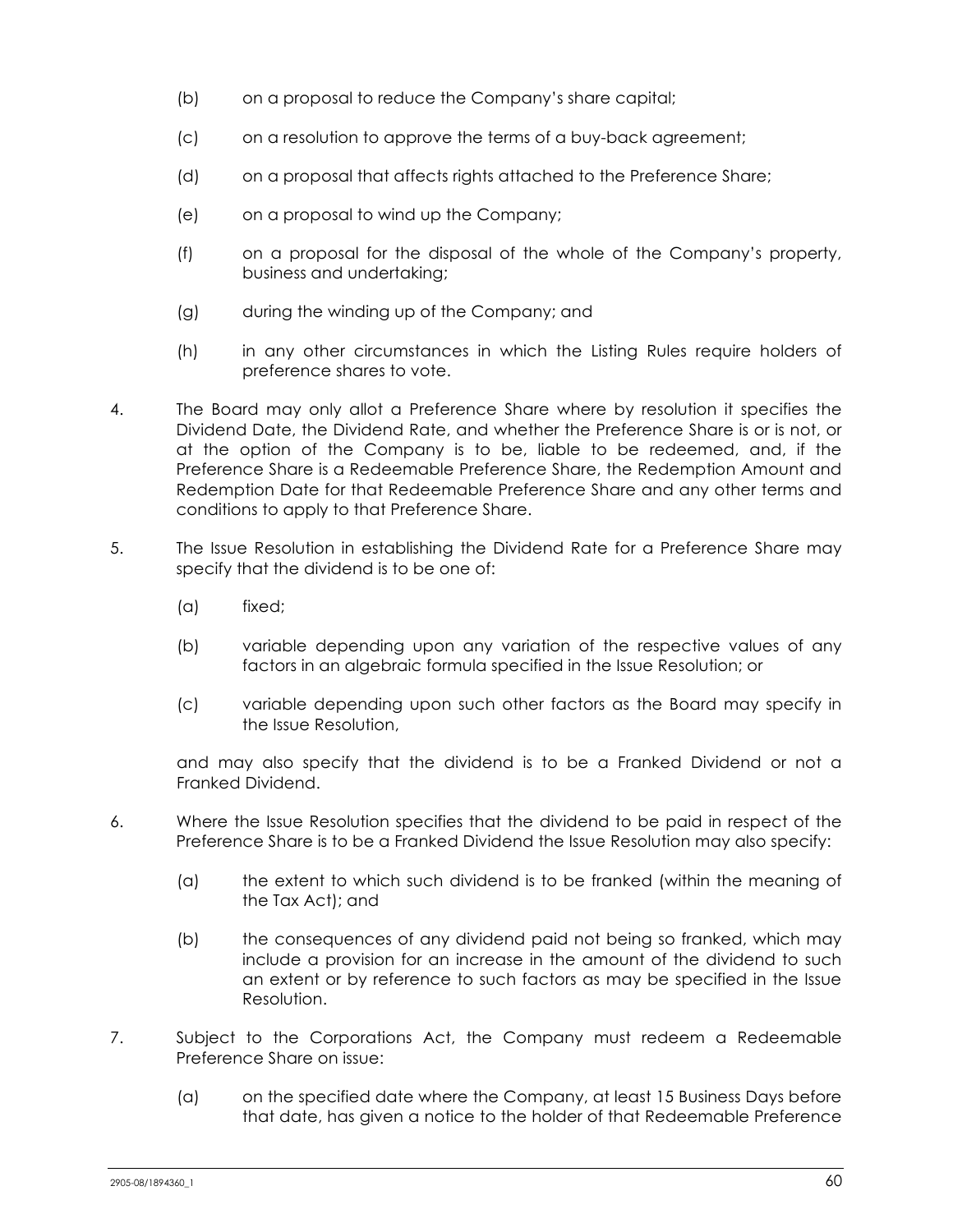(b) on a proposal to reduce the Company's share capital;

(c) on a resolution to approve the terms of a buy-back agreement;

(d) on a proposal that affects rights attached to the Preference Share;

(e) on a proposal to wind up the Company;

(f) on a proposal for the disposal of the whole of the Company's property, business and undertaking;

(g) during the winding up of the Company; and

(h) in any other circumstances in which the Listing Rules require holders of preference shares to vote.

4. The Board may only allot a Preference Share where by resolution it specifies the Dividend Date, the Dividend Rate, and whether the Preference Share is or is not, or at the option of the Company is to be, liable to be redeemed, and, if the Preference Share is a Redeemable Preference Share, the Redemption Amount and Redemption Date for that Redeemable Preference Share and any other terms and conditions to apply to that Preference Share.

5. The Issue Resolution in establishing the Dividend Rate for a Preference Share may specify that the dividend is to be one of:

   (a) fixed;

   (b) variable depending upon any variation of the respective values of any factors in an algebraic formula specified in the Issue Resolution; or

   (c) variable depending upon such other factors as the Board may specify in the Issue Resolution,

   and may also specify that the dividend is to be a Franked Dividend or not a Franked Dividend.

6. Where the Issue Resolution specifies that the dividend to be paid in respect of the Preference Share is to be a Franked Dividend the Issue Resolution may also specify:

   (a) the extent to which such dividend is to be franked (within the meaning of the Tax Act); and

   (b) the consequences of any dividend paid not being so franked, which may include a provision for an increase in the amount of the dividend to such an extent or by reference to such factors as may be specified in the Issue Resolution.

7. Subject to the Corporations Act, the Company must redeem a Redeemable Preference Share on issue:

   (a) on the specified date where the Company, at least 15 Business Days before that date, has given a notice to the holder of that Redeemable Preference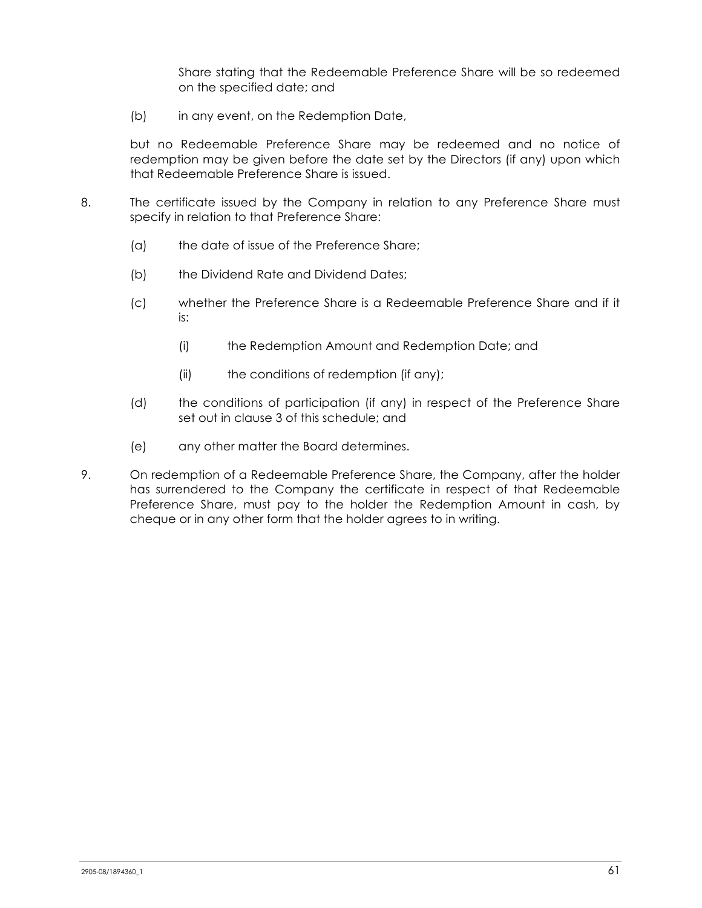Share stating that the Redeemable Preference Share will be so redeemed on the specified date; and

(b) in any event, on the Redemption Date,

but no Redeemable Preference Share may be redeemed and no notice of redemption may be given before the date set by the Directors (if any) upon which that Redeemable Preference Share is issued.

8. The certificate issued by the Company in relation to any Preference Share must specify in relation to that Preference Share:

   (a) the date of issue of the Preference Share;

   (b) the Dividend Rate and Dividend Dates;

   (c) whether the Preference Share is a Redeemable Preference Share and if it is:

      (i) the Redemption Amount and Redemption Date; and

      (ii) the conditions of redemption (if any);

   (d) the conditions of participation (if any) in respect of the Preference Share set out in clause 3 of this schedule; and

   (e) any other matter the Board determines.

9. On redemption of a Redeemable Preference Share, the Company, after the holder has surrendered to the Company the certificate in respect of that Redeemable Preference Share, must pay to the holder the Redemption Amount in cash, by cheque or in any other form that the holder agrees to in writing.